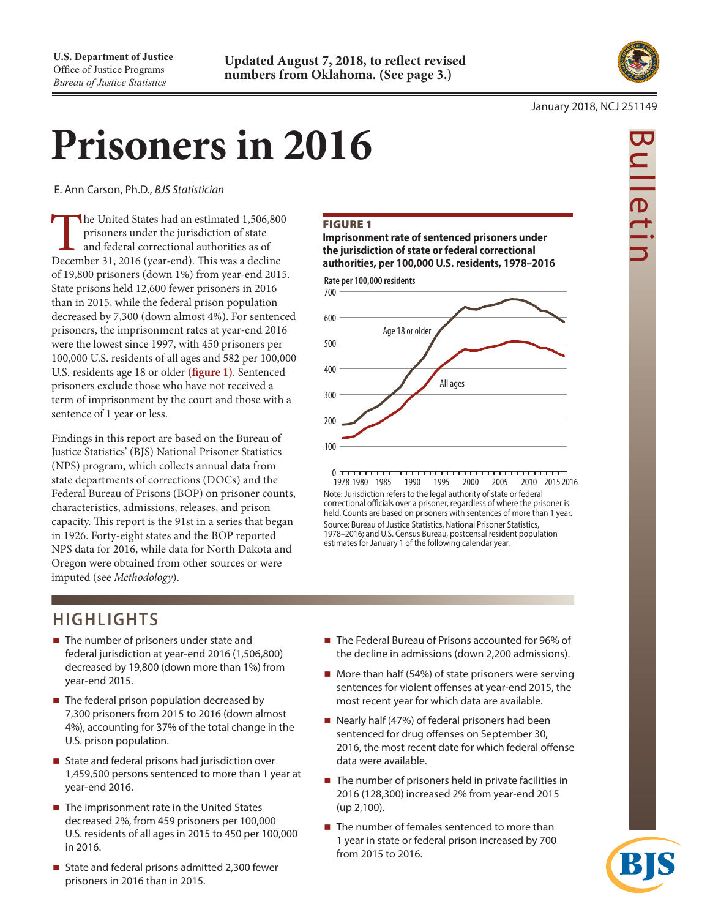U.S. Department of Justice
Office of Justice Programs
*Bureau of Justice Statistics*

**Updated August 7, 2018, to reflect revised numbers from Oklahoma. (See page 3.)**

January 2018, NCJ 251149

Bulletin

# Prisoners in 2016

E. Ann Carson, Ph.D., *BJS Statistician*

The United States had an estimated 1,506,800 prisoners under the jurisdiction of state and federal correctional authorities as of December 31, 2016 (year-end). This was a decline of 19,800 prisoners (down 1%) from year-end 2015. State prisons held 12,600 fewer prisoners in 2016 than in 2015, while the federal prison population decreased by 7,300 (down almost 4%). For sentenced prisoners, the imprisonment rates at year-end 2016 were the lowest since 1997, with 450 prisoners per 100,000 U.S. residents of all ages and 582 per 100,000 U.S. residents age 18 or older (**figure 1**). Sentenced prisoners exclude those who have not received a term of imprisonment by the court and those with a sentence of 1 year or less.

Findings in this report are based on the Bureau of Justice Statistics' (BJS) National Prisoner Statistics (NPS) program, which collects annual data from state departments of corrections (DOCs) and the Federal Bureau of Prisons (BOP) on prisoner counts, characteristics, admissions, releases, and prison capacity. This report is the 91st in a series that began in 1926. Forty-eight states and the BOP reported NPS data for 2016, while data for North Dakota and Oregon were obtained from other sources or were imputed (see *Methodology*).

**FIGURE 1**
**Imprisonment rate of sentenced prisoners under the jurisdiction of state or federal correctional authorities, per 100,000 U.S. residents, 1978–2016**

Note: Jurisdiction refers to the legal authority of state or federal correctional officials over a prisoner, regardless of where the prisoner is held. Counts are based on prisoners with sentences of more than 1 year.
Source: Bureau of Justice Statistics, National Prisoner Statistics, 1978–2016; and U.S. Census Bureau, postcensal resident population estimates for January 1 of the following calendar year.

## HIGHLIGHTS

- The number of prisoners under state and federal jurisdiction at year-end 2016 (1,506,800) decreased by 19,800 (down more than 1%) from year-end 2015.
- The federal prison population decreased by 7,300 prisoners from 2015 to 2016 (down almost 4%), accounting for 37% of the total change in the U.S. prison population.
- State and federal prisons had jurisdiction over 1,459,500 persons sentenced to more than 1 year at year-end 2016.
- The imprisonment rate in the United States decreased 2%, from 459 prisoners per 100,000 U.S. residents of all ages in 2015 to 450 per 100,000 in 2016.
- State and federal prisons admitted 2,300 fewer prisoners in 2016 than in 2015.
- The Federal Bureau of Prisons accounted for 96% of the decline in admissions (down 2,200 admissions).
- More than half (54%) of state prisoners were serving sentences for violent offenses at year-end 2015, the most recent year for which data are available.
- Nearly half (47%) of federal prisoners had been sentenced for drug offenses on September 30, 2016, the most recent date for which federal offense data were available.
- The number of prisoners held in private facilities in 2016 (128,300) increased 2% from year-end 2015 (up 2,100).
- The number of females sentenced to more than 1 year in state or federal prison increased by 700 from 2015 to 2016.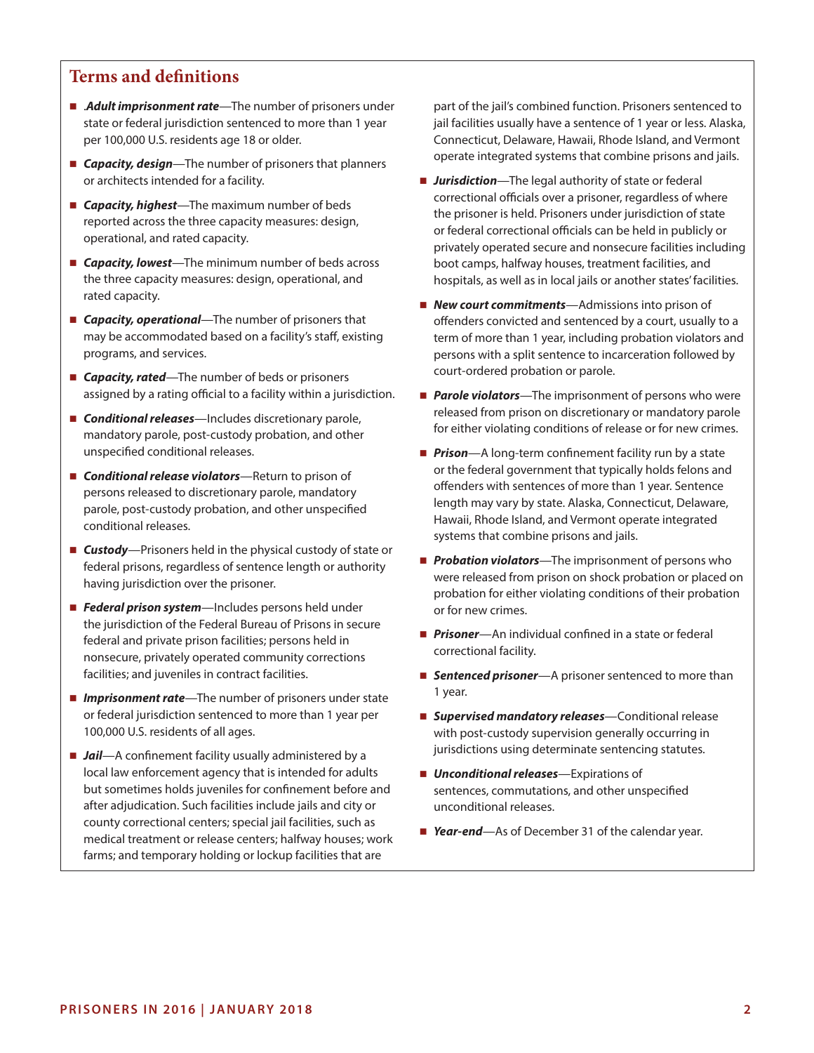## Terms and definitions

- .***Adult imprisonment rate***—The number of prisoners under state or federal jurisdiction sentenced to more than 1 year per 100,000 U.S. residents age 18 or older.
- ***Capacity, design***—The number of prisoners that planners or architects intended for a facility.
- ***Capacity, highest***—The maximum number of beds reported across the three capacity measures: design, operational, and rated capacity.
- ***Capacity, lowest***—The minimum number of beds across the three capacity measures: design, operational, and rated capacity.
- ***Capacity, operational***—The number of prisoners that may be accommodated based on a facility's staff, existing programs, and services.
- ***Capacity, rated***—The number of beds or prisoners assigned by a rating official to a facility within a jurisdiction.
- ***Conditional releases***—Includes discretionary parole, mandatory parole, post-custody probation, and other unspecified conditional releases.
- ***Conditional release violators***—Return to prison of persons released to discretionary parole, mandatory parole, post-custody probation, and other unspecified conditional releases.
- ***Custody***—Prisoners held in the physical custody of state or federal prisons, regardless of sentence length or authority having jurisdiction over the prisoner.
- ***Federal prison system***—Includes persons held under the jurisdiction of the Federal Bureau of Prisons in secure federal and private prison facilities; persons held in nonsecure, privately operated community corrections facilities; and juveniles in contract facilities.
- ***Imprisonment rate***—The number of prisoners under state or federal jurisdiction sentenced to more than 1 year per 100,000 U.S. residents of all ages.
- ***Jail***—A confinement facility usually administered by a local law enforcement agency that is intended for adults but sometimes holds juveniles for confinement before and after adjudication. Such facilities include jails and city or county correctional centers; special jail facilities, such as medical treatment or release centers; halfway houses; work farms; and temporary holding or lockup facilities that are part of the jail's combined function. Prisoners sentenced to jail facilities usually have a sentence of 1 year or less. Alaska, Connecticut, Delaware, Hawaii, Rhode Island, and Vermont operate integrated systems that combine prisons and jails.
- ***Jurisdiction***—The legal authority of state or federal correctional officials over a prisoner, regardless of where the prisoner is held. Prisoners under jurisdiction of state or federal correctional officials can be held in publicly or privately operated secure and nonsecure facilities including boot camps, halfway houses, treatment facilities, and hospitals, as well as in local jails or another states' facilities.
- ***New court commitments***—Admissions into prison of offenders convicted and sentenced by a court, usually to a term of more than 1 year, including probation violators and persons with a split sentence to incarceration followed by court-ordered probation or parole.
- ***Parole violators***—The imprisonment of persons who were released from prison on discretionary or mandatory parole for either violating conditions of release or for new crimes.
- ***Prison***—A long-term confinement facility run by a state or the federal government that typically holds felons and offenders with sentences of more than 1 year. Sentence length may vary by state. Alaska, Connecticut, Delaware, Hawaii, Rhode Island, and Vermont operate integrated systems that combine prisons and jails.
- ***Probation violators***—The imprisonment of persons who were released from prison on shock probation or placed on probation for either violating conditions of their probation or for new crimes.
- ***Prisoner***—An individual confined in a state or federal correctional facility.
- ***Sentenced prisoner***—A prisoner sentenced to more than 1 year.
- ***Supervised mandatory releases***—Conditional release with post-custody supervision generally occurring in jurisdictions using determinate sentencing statutes.
- ***Unconditional releases***—Expirations of sentences, commutations, and other unspecified unconditional releases.
- ***Year-end***—As of December 31 of the calendar year.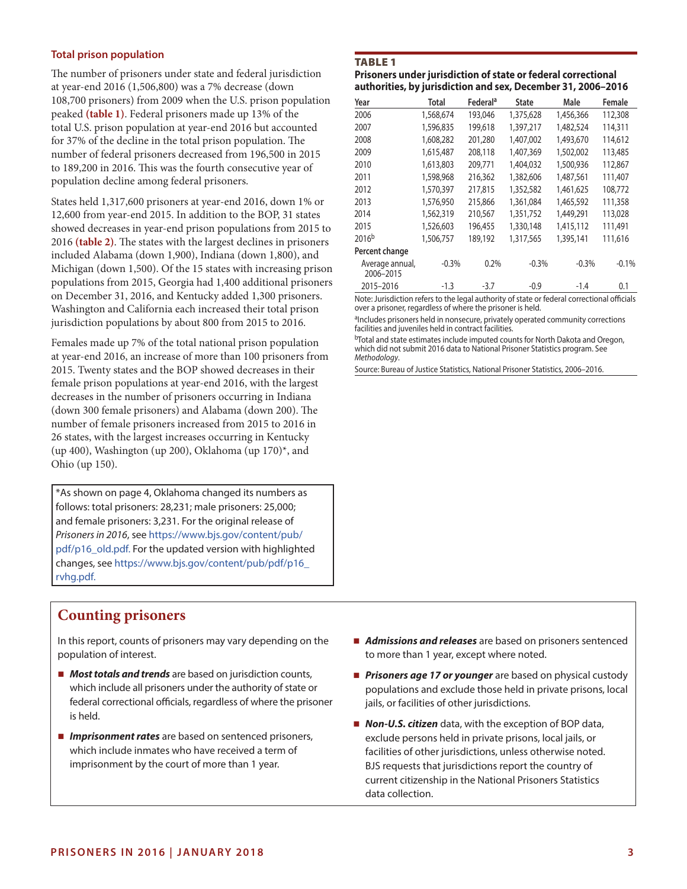### Total prison population

The number of prisoners under state and federal jurisdiction at year-end 2016 (1,506,800) was a 7% decrease (down 108,700 prisoners) from 2009 when the U.S. prison population peaked **(table 1)**. Federal prisoners made up 13% of the total U.S. prison population at year-end 2016 but accounted for 37% of the decline in the total prison population. The number of federal prisoners decreased from 196,500 in 2015 to 189,200 in 2016. This was the fourth consecutive year of population decline among federal prisoners.

States held 1,317,600 prisoners at year-end 2016, down 1% or 12,600 from year-end 2015. In addition to the BOP, 31 states showed decreases in year-end prison populations from 2015 to 2016 **(table 2)**. The states with the largest declines in prisoners included Alabama (down 1,900), Indiana (down 1,800), and Michigan (down 1,500). Of the 15 states with increasing prison populations from 2015, Georgia had 1,400 additional prisoners on December 31, 2016, and Kentucky added 1,300 prisoners. Washington and California each increased their total prison jurisdiction populations by about 800 from 2015 to 2016.

Females made up 7% of the total national prison population at year-end 2016, an increase of more than 100 prisoners from 2015. Twenty states and the BOP showed decreases in their female prison populations at year-end 2016, with the largest decreases in the number of prisoners occurring in Indiana (down 300 female prisoners) and Alabama (down 200). The number of female prisoners increased from 2015 to 2016 in 26 states, with the largest increases occurring in Kentucky (up 400), Washington (up 200), Oklahoma (up 170)*, and Ohio (up 150).

*As shown on page 4, Oklahoma changed its numbers as follows: total prisoners: 28,231; male prisoners: 25,000; and female prisoners: 3,231. For the original release of *Prisoners in 2016*, see https://www.bjs.gov/content/pub/pdf/p16_old.pdf. For the updated version with highlighted changes, see https://www.bjs.gov/content/pub/pdf/p16_rvhg.pdf.

**TABLE 1**

**Prisoners under jurisdiction of state or federal correctional authorities, by jurisdiction and sex, December 31, 2006–2016**

| Year | Total | Federal[a] | State | Male | Female |
|---|---|---|---|---|---|
| 2006 | 1,568,674 | 193,046 | 1,375,628 | 1,456,366 | 112,308 |
| 2007 | 1,596,835 | 199,618 | 1,397,217 | 1,482,524 | 114,311 |
| 2008 | 1,608,282 | 201,280 | 1,407,002 | 1,493,670 | 114,612 |
| 2009 | 1,615,487 | 208,118 | 1,407,369 | 1,502,002 | 113,485 |
| 2010 | 1,613,803 | 209,771 | 1,404,032 | 1,500,936 | 112,867 |
| 2011 | 1,598,968 | 216,362 | 1,382,606 | 1,487,561 | 111,407 |
| 2012 | 1,570,397 | 217,815 | 1,352,582 | 1,461,625 | 108,772 |
| 2013 | 1,576,950 | 215,866 | 1,361,084 | 1,465,592 | 111,358 |
| 2014 | 1,562,319 | 210,567 | 1,351,752 | 1,449,291 | 113,028 |
| 2015 | 1,526,603 | 196,455 | 1,330,148 | 1,415,112 | 111,491 |
| 2016[b] | 1,506,757 | 189,192 | 1,317,565 | 1,395,141 | 111,616 |
| **Percent change** | | | | | |
| Average annual, 2006–2015 | -0.3% | 0.2% | -0.3% | -0.3% | -0.1% |
| 2015–2016 | -1.3 | -3.7 | -0.9 | -1.4 | 0.1 |

Note: Jurisdiction refers to the legal authority of state or federal correctional officials over a prisoner, regardless of where the prisoner is held.

[a]Includes prisoners held in nonsecure, privately operated community corrections facilities and juveniles held in contract facilities.

[b]Total and state estimates include imputed counts for North Dakota and Oregon, which did not submit 2016 data to National Prisoner Statistics program. See *Methodology*.

Source: Bureau of Justice Statistics, National Prisoner Statistics, 2006–2016.

## Counting prisoners

In this report, counts of prisoners may vary depending on the population of interest.

- ***Most totals and trends*** are based on jurisdiction counts, which include all prisoners under the authority of state or federal correctional officials, regardless of where the prisoner is held.
- ***Imprisonment rates*** are based on sentenced prisoners, which include inmates who have received a term of imprisonment by the court of more than 1 year.
- ***Admissions and releases*** are based on prisoners sentenced to more than 1 year, except where noted.
- ***Prisoners age 17 or younger*** are based on physical custody populations and exclude those held in private prisons, local jails, or facilities of other jurisdictions.
- ***Non-U.S. citizen*** data, with the exception of BOP data, exclude persons held in private prisons, local jails, or facilities of other jurisdictions, unless otherwise noted. BJS requests that jurisdictions report the country of current citizenship in the National Prisoners Statistics data collection.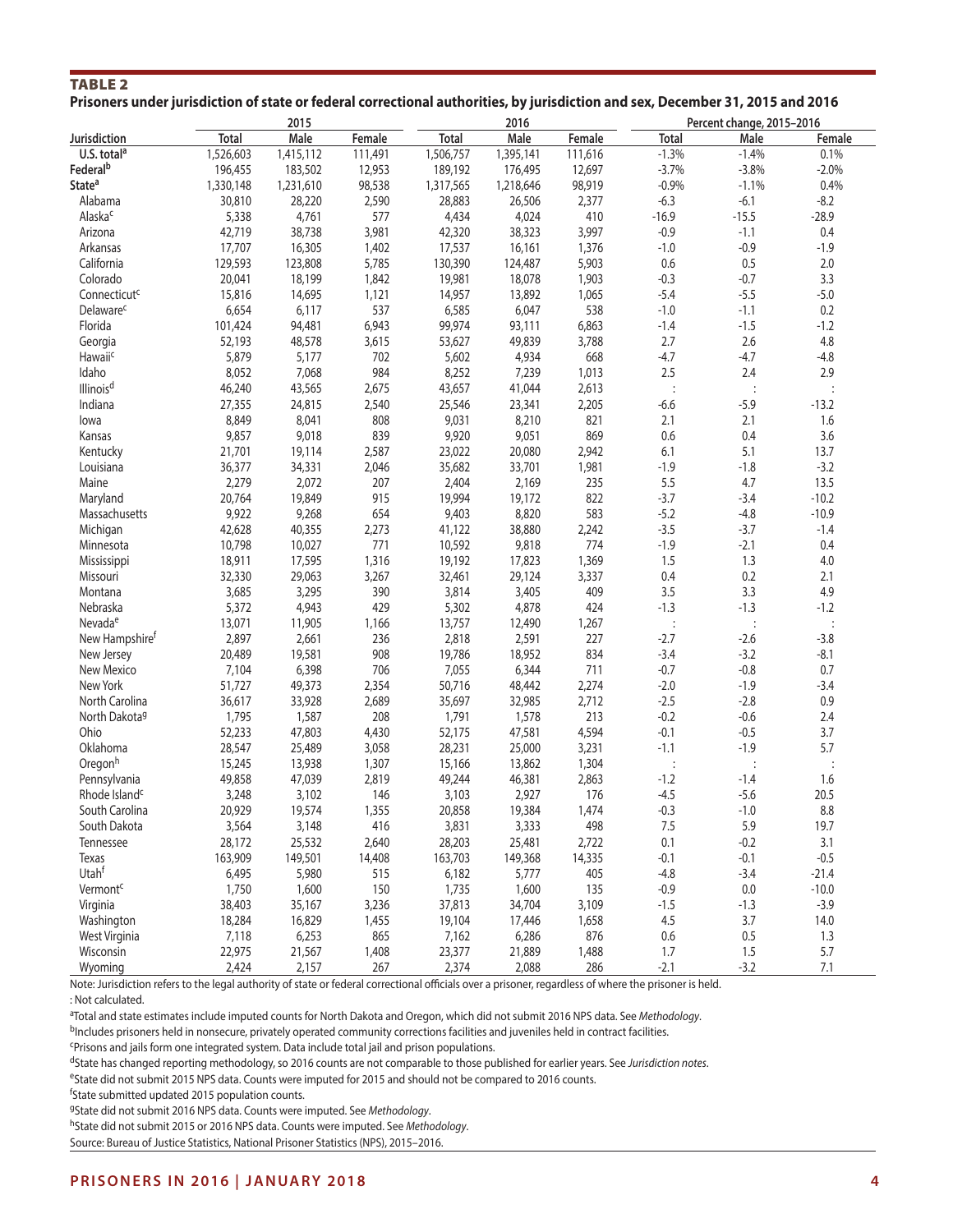## TABLE 2

**Prisoners under jurisdiction of state or federal correctional authorities, by jurisdiction and sex, December 31, 2015 and 2016**

| Jurisdiction | 2015 | | | 2016 | | | Percent change, 2015–2016 | | |
|---|---|---|---|---|---|---|---|---|---|
| | Total | Male | Female | Total | Male | Female | Total | Male | Female |
| **U.S. total[a]** | 1,526,603 | 1,415,112 | 111,491 | 1,506,757 | 1,395,141 | 111,616 | -1.3% | -1.4% | 0.1% |
| **Federal[b]** | 196,455 | 183,502 | 12,953 | 189,192 | 176,495 | 12,697 | -3.7% | -3.8% | -2.0% |
| **State[a]** | 1,330,148 | 1,231,610 | 98,538 | 1,317,565 | 1,218,646 | 98,919 | -0.9% | -1.1% | 0.4% |
| Alabama | 30,810 | 28,220 | 2,590 | 28,883 | 26,506 | 2,377 | -6.3 | -6.1 | -8.2 |
| Alaska[c] | 5,338 | 4,761 | 577 | 4,434 | 4,024 | 410 | -16.9 | -15.5 | -28.9 |
| Arizona | 42,719 | 38,738 | 3,981 | 42,320 | 38,323 | 3,997 | -0.9 | -1.1 | 0.4 |
| Arkansas | 17,707 | 16,305 | 1,402 | 17,537 | 16,161 | 1,376 | -1.0 | -0.9 | -1.9 |
| California | 129,593 | 123,808 | 5,785 | 130,390 | 124,487 | 5,903 | 0.6 | 0.5 | 2.0 |
| Colorado | 20,041 | 18,199 | 1,842 | 19,981 | 18,078 | 1,903 | -0.3 | -0.7 | 3.3 |
| Connecticut[c] | 15,816 | 14,695 | 1,121 | 14,957 | 13,892 | 1,065 | -5.4 | -5.5 | -5.0 |
| Delaware[c] | 6,654 | 6,117 | 537 | 6,585 | 6,047 | 538 | -1.0 | -1.1 | 0.2 |
| Florida | 101,424 | 94,481 | 6,943 | 99,974 | 93,111 | 6,863 | -1.4 | -1.5 | -1.2 |
| Georgia | 52,193 | 48,578 | 3,615 | 53,627 | 49,839 | 3,788 | 2.7 | 2.6 | 4.8 |
| Hawaii[c] | 5,879 | 5,177 | 702 | 5,602 | 4,934 | 668 | -4.7 | -4.7 | -4.8 |
| Idaho | 8,052 | 7,068 | 984 | 8,252 | 7,239 | 1,013 | 2.5 | 2.4 | 2.9 |
| Illinois[d] | 46,240 | 43,565 | 2,675 | 43,657 | 41,044 | 2,613 | : | : | : |
| Indiana | 27,355 | 24,815 | 2,540 | 25,546 | 23,341 | 2,205 | -6.6 | -5.9 | -13.2 |
| Iowa | 8,849 | 8,041 | 808 | 9,031 | 8,210 | 821 | 2.1 | 2.1 | 1.6 |
| Kansas | 9,857 | 9,018 | 839 | 9,920 | 9,051 | 869 | 0.6 | 0.4 | 3.6 |
| Kentucky | 21,701 | 19,114 | 2,587 | 23,022 | 20,080 | 2,942 | 6.1 | 5.1 | 13.7 |
| Louisiana | 36,377 | 34,331 | 2,046 | 35,682 | 33,701 | 1,981 | -1.9 | -1.8 | -3.2 |
| Maine | 2,279 | 2,072 | 207 | 2,404 | 2,169 | 235 | 5.5 | 4.7 | 13.5 |
| Maryland | 20,764 | 19,849 | 915 | 19,994 | 19,172 | 822 | -3.7 | -3.4 | -10.2 |
| Massachusetts | 9,922 | 9,268 | 654 | 9,403 | 8,820 | 583 | -5.2 | -4.8 | -10.9 |
| Michigan | 42,628 | 40,355 | 2,273 | 41,122 | 38,880 | 2,242 | -3.5 | -3.7 | -1.4 |
| Minnesota | 10,798 | 10,027 | 771 | 10,592 | 9,818 | 774 | -1.9 | -2.1 | 0.4 |
| Mississippi | 18,911 | 17,595 | 1,316 | 19,192 | 17,823 | 1,369 | 1.5 | 1.3 | 4.0 |
| Missouri | 32,330 | 29,063 | 3,267 | 32,461 | 29,124 | 3,337 | 0.4 | 0.2 | 2.1 |
| Montana | 3,685 | 3,295 | 390 | 3,814 | 3,405 | 409 | 3.5 | 3.3 | 4.9 |
| Nebraska | 5,372 | 4,943 | 429 | 5,302 | 4,878 | 424 | -1.3 | -1.3 | -1.2 |
| Nevada[e] | 13,071 | 11,905 | 1,166 | 13,757 | 12,490 | 1,267 | : | : | : |
| New Hampshire[f] | 2,897 | 2,661 | 236 | 2,818 | 2,591 | 227 | -2.7 | -2.6 | -3.8 |
| New Jersey | 20,489 | 19,581 | 908 | 19,786 | 18,952 | 834 | -3.4 | -3.2 | -8.1 |
| New Mexico | 7,104 | 6,398 | 706 | 7,055 | 6,344 | 711 | -0.7 | -0.8 | 0.7 |
| New York | 51,727 | 49,373 | 2,354 | 50,716 | 48,442 | 2,274 | -2.0 | -1.9 | -3.4 |
| North Carolina | 36,617 | 33,928 | 2,689 | 35,697 | 32,985 | 2,712 | -2.5 | -2.8 | 0.9 |
| North Dakota[g] | 1,795 | 1,587 | 208 | 1,791 | 1,578 | 213 | -0.2 | -0.6 | 2.4 |
| Ohio | 52,233 | 47,803 | 4,430 | 52,175 | 47,581 | 4,594 | -0.1 | -0.5 | 3.7 |
| Oklahoma | 28,547 | 25,489 | 3,058 | 28,231 | 25,000 | 3,231 | -1.1 | -1.9 | 5.7 |
| Oregon[h] | 15,245 | 13,938 | 1,307 | 15,166 | 13,862 | 1,304 | : | : | : |
| Pennsylvania | 49,858 | 47,039 | 2,819 | 49,244 | 46,381 | 2,863 | -1.2 | -1.4 | 1.6 |
| Rhode Island[c] | 3,248 | 3,102 | 146 | 3,103 | 2,927 | 176 | -4.5 | -5.6 | 20.5 |
| South Carolina | 20,929 | 19,574 | 1,355 | 20,858 | 19,384 | 1,474 | -0.3 | -1.0 | 8.8 |
| South Dakota | 3,564 | 3,148 | 416 | 3,831 | 3,333 | 498 | 7.5 | 5.9 | 19.7 |
| Tennessee | 28,172 | 25,532 | 2,640 | 28,203 | 25,481 | 2,722 | 0.1 | -0.2 | 3.1 |
| Texas | 163,909 | 149,501 | 14,408 | 163,703 | 149,368 | 14,335 | -0.1 | -0.1 | -0.5 |
| Utah[f] | 6,495 | 5,980 | 515 | 6,182 | 5,777 | 405 | -4.8 | -3.4 | -21.4 |
| Vermont[c] | 1,750 | 1,600 | 150 | 1,735 | 1,600 | 135 | -0.9 | 0.0 | -10.0 |
| Virginia | 38,403 | 35,167 | 3,236 | 37,813 | 34,704 | 3,109 | -1.5 | -1.3 | -3.9 |
| Washington | 18,284 | 16,829 | 1,455 | 19,104 | 17,446 | 1,658 | 4.5 | 3.7 | 14.0 |
| West Virginia | 7,118 | 6,253 | 865 | 7,162 | 6,286 | 876 | 0.6 | 0.5 | 1.3 |
| Wisconsin | 22,975 | 21,567 | 1,408 | 23,377 | 21,889 | 1,488 | 1.7 | 1.5 | 5.7 |
| Wyoming | 2,424 | 2,157 | 267 | 2,374 | 2,088 | 286 | -2.1 | -3.2 | 7.1 |

Note: Jurisdiction refers to the legal authority of state or federal correctional officials over a prisoner, regardless of where the prisoner is held.

: Not calculated.

[a]Total and state estimates include imputed counts for North Dakota and Oregon, which did not submit 2016 NPS data. See *Methodology*.

[b]Includes prisoners held in nonsecure, privately operated community corrections facilities and juveniles held in contract facilities.

[c]Prisons and jails form one integrated system. Data include total jail and prison populations.

[d]State has changed reporting methodology, so 2016 counts are not comparable to those published for earlier years. See *Jurisdiction notes*.

[e]State did not submit 2015 NPS data. Counts were imputed for 2015 and should not be compared to 2016 counts.

[f]State submitted updated 2015 population counts.

[g]State did not submit 2016 NPS data. Counts were imputed. See *Methodology*.

[h]State did not submit 2015 or 2016 NPS data. Counts were imputed. See *Methodology*.

Source: Bureau of Justice Statistics, National Prisoner Statistics (NPS), 2015–2016.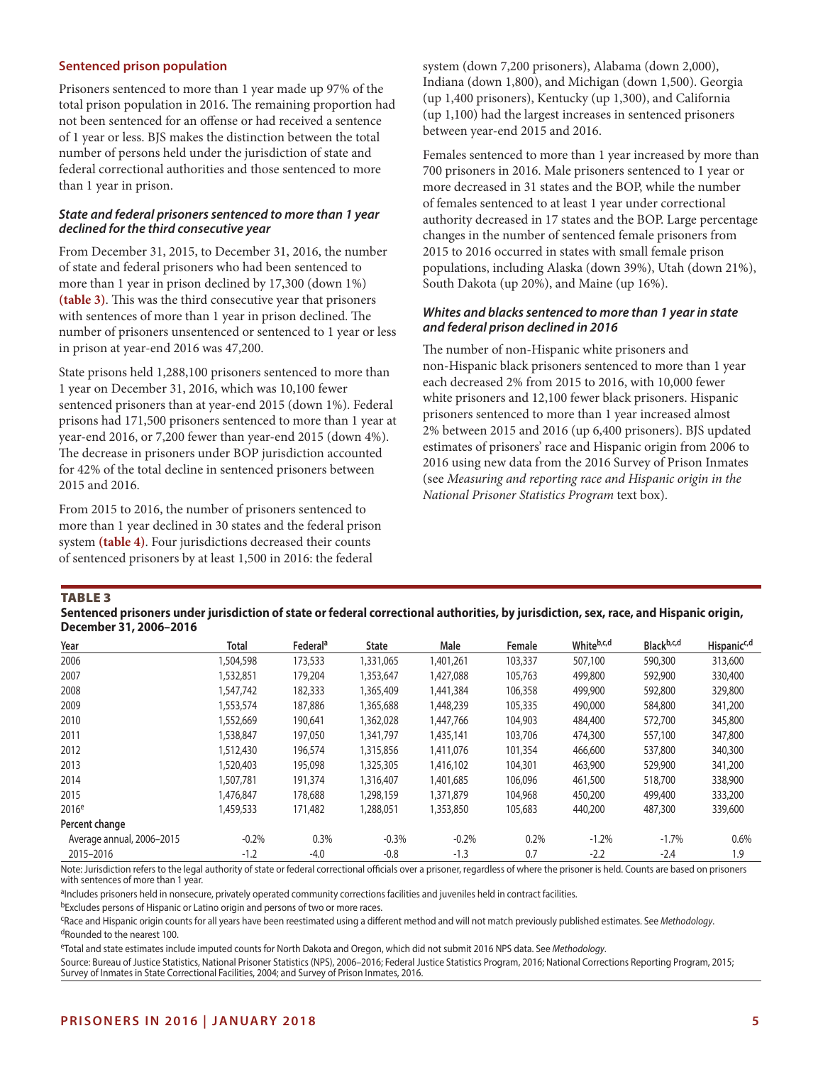### Sentenced prison population

Prisoners sentenced to more than 1 year made up 97% of the total prison population in 2016. The remaining proportion had not been sentenced for an offense or had received a sentence of 1 year or less. BJS makes the distinction between the total number of persons held under the jurisdiction of state and federal correctional authorities and those sentenced to more than 1 year in prison.

#### *State and federal prisoners sentenced to more than 1 year declined for the third consecutive year*

From December 31, 2015, to December 31, 2016, the number of state and federal prisoners who had been sentenced to more than 1 year in prison declined by 17,300 (down 1%) **(table 3)**. This was the third consecutive year that prisoners with sentences of more than 1 year in prison declined. The number of prisoners unsentenced or sentenced to 1 year or less in prison at year-end 2016 was 47,200.

State prisons held 1,288,100 prisoners sentenced to more than 1 year on December 31, 2016, which was 10,100 fewer sentenced prisoners than at year-end 2015 (down 1%). Federal prisons had 171,500 prisoners sentenced to more than 1 year at year-end 2016, or 7,200 fewer than year-end 2015 (down 4%). The decrease in prisoners under BOP jurisdiction accounted for 42% of the total decline in sentenced prisoners between 2015 and 2016.

From 2015 to 2016, the number of prisoners sentenced to more than 1 year declined in 30 states and the federal prison system **(table 4)**. Four jurisdictions decreased their counts of sentenced prisoners by at least 1,500 in 2016: the federal system (down 7,200 prisoners), Alabama (down 2,000), Indiana (down 1,800), and Michigan (down 1,500). Georgia (up 1,400 prisoners), Kentucky (up 1,300), and California (up 1,100) had the largest increases in sentenced prisoners between year-end 2015 and 2016.

Females sentenced to more than 1 year increased by more than 700 prisoners in 2016. Male prisoners sentenced to 1 year or more decreased in 31 states and the BOP, while the number of females sentenced to at least 1 year under correctional authority decreased in 17 states and the BOP. Large percentage changes in the number of sentenced female prisoners from 2015 to 2016 occurred in states with small female prison populations, including Alaska (down 39%), Utah (down 21%), South Dakota (up 20%), and Maine (up 16%).

#### *Whites and blacks sentenced to more than 1 year in state and federal prison declined in 2016*

The number of non-Hispanic white prisoners and non-Hispanic black prisoners sentenced to more than 1 year each decreased 2% from 2015 to 2016, with 10,000 fewer white prisoners and 12,100 fewer black prisoners. Hispanic prisoners sentenced to more than 1 year increased almost 2% between 2015 and 2016 (up 6,400 prisoners). BJS updated estimates of prisoners' race and Hispanic origin from 2006 to 2016 using new data from the 2016 Survey of Prison Inmates (see *Measuring and reporting race and Hispanic origin in the National Prisoner Statistics Program* text box).

**TABLE 3**

**Sentenced prisoners under jurisdiction of state or federal correctional authorities, by jurisdiction, sex, race, and Hispanic origin, December 31, 2006–2016**

| Year | Total | Federal[a] | State | Male | Female | White[b,c,d] | Black[b,c,d] | Hispanic[c,d] |
|---|---|---|---|---|---|---|---|---|
| 2006 | 1,504,598 | 173,533 | 1,331,065 | 1,401,261 | 103,337 | 507,100 | 590,300 | 313,600 |
| 2007 | 1,532,851 | 179,204 | 1,353,647 | 1,427,088 | 105,763 | 499,800 | 592,900 | 330,400 |
| 2008 | 1,547,742 | 182,333 | 1,365,409 | 1,441,384 | 106,358 | 499,900 | 592,800 | 329,800 |
| 2009 | 1,553,574 | 187,886 | 1,365,688 | 1,448,239 | 105,335 | 490,000 | 584,800 | 341,200 |
| 2010 | 1,552,669 | 190,641 | 1,362,028 | 1,447,766 | 104,903 | 484,400 | 572,700 | 345,800 |
| 2011 | 1,538,847 | 197,050 | 1,341,797 | 1,435,141 | 103,706 | 474,300 | 557,100 | 347,800 |
| 2012 | 1,512,430 | 196,574 | 1,315,856 | 1,411,076 | 101,354 | 466,600 | 537,800 | 340,300 |
| 2013 | 1,520,403 | 195,098 | 1,325,305 | 1,416,102 | 104,301 | 463,900 | 529,900 | 341,200 |
| 2014 | 1,507,781 | 191,374 | 1,316,407 | 1,401,685 | 106,096 | 461,500 | 518,700 | 338,900 |
| 2015 | 1,476,847 | 178,688 | 1,298,159 | 1,371,879 | 104,968 | 450,200 | 499,400 | 333,200 |
| 2016[e] | 1,459,533 | 171,482 | 1,288,051 | 1,353,850 | 105,683 | 440,200 | 487,300 | 339,600 |
| **Percent change** | | | | | | | | |
| Average annual, 2006–2015 | -0.2% | 0.3% | -0.3% | -0.2% | 0.2% | -1.2% | -1.7% | 0.6% |
| 2015–2016 | -1.2 | -4.0 | -0.8 | -1.3 | 0.7 | -2.2 | -2.4 | 1.9 |

Note: Jurisdiction refers to the legal authority of state or federal correctional officials over a prisoner, regardless of where the prisoner is held. Counts are based on prisoners with sentences of more than 1 year.

[a]Includes prisoners held in nonsecure, privately operated community corrections facilities and juveniles held in contract facilities.

[b]Excludes persons of Hispanic or Latino origin and persons of two or more races.

[c]Race and Hispanic origin counts for all years have been reestimated using a different method and will not match previously published estimates. See *Methodology*.

[d]Rounded to the nearest 100.

[e]Total and state estimates include imputed counts for North Dakota and Oregon, which did not submit 2016 NPS data. See *Methodology*.

Source: Bureau of Justice Statistics, National Prisoner Statistics (NPS), 2006–2016; Federal Justice Statistics Program, 2016; National Corrections Reporting Program, 2015; Survey of Inmates in State Correctional Facilities, 2004; and Survey of Prison Inmates, 2016.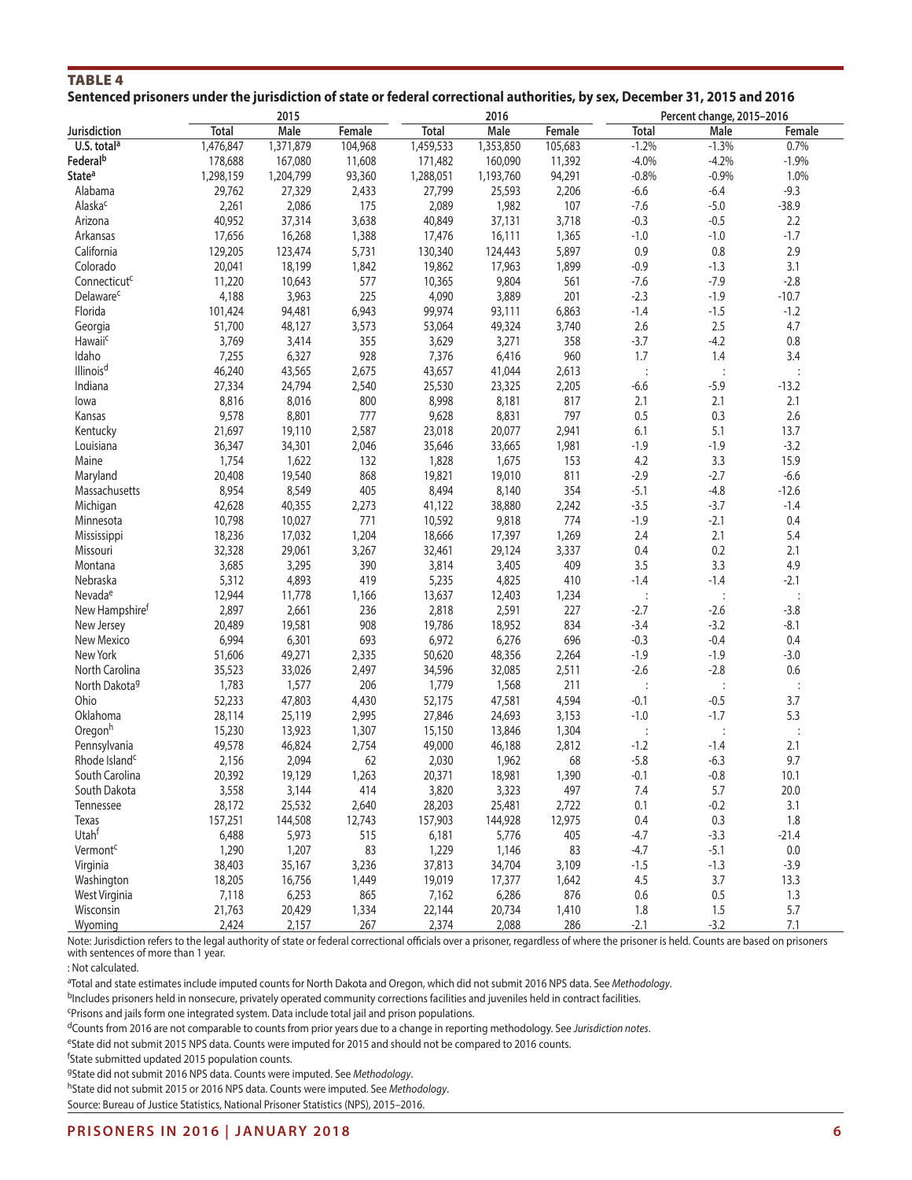## TABLE 4

**Sentenced prisoners under the jurisdiction of state or federal correctional authorities, by sex, December 31, 2015 and 2016**

| Jurisdiction | 2015 | | | 2016 | | | Percent change, 2015–2016 | | |
|---|---|---|---|---|---|---|---|---|---|
| | Total | Male | Female | Total | Male | Female | Total | Male | Female |
| **U.S. total**[a] | 1,476,847 | 1,371,879 | 104,968 | 1,459,533 | 1,353,850 | 105,683 | -1.2% | -1.3% | 0.7% |
| **Federal**[b] | 178,688 | 167,080 | 11,608 | 171,482 | 160,090 | 11,392 | -4.0% | -4.2% | -1.9% |
| **State**[a] | 1,298,159 | 1,204,799 | 93,360 | 1,288,051 | 1,193,760 | 94,291 | -0.8% | -0.9% | 1.0% |
| Alabama | 29,762 | 27,329 | 2,433 | 27,799 | 25,593 | 2,206 | -6.6 | -6.4 | -9.3 |
| Alaska[c] | 2,261 | 2,086 | 175 | 2,089 | 1,982 | 107 | -7.6 | -5.0 | -38.9 |
| Arizona | 40,952 | 37,314 | 3,638 | 40,849 | 37,131 | 3,718 | -0.3 | -0.5 | 2.2 |
| Arkansas | 17,656 | 16,268 | 1,388 | 17,476 | 16,111 | 1,365 | -1.0 | -1.0 | -1.7 |
| California | 129,205 | 123,474 | 5,731 | 130,340 | 124,443 | 5,897 | 0.9 | 0.8 | 2.9 |
| Colorado | 20,041 | 18,199 | 1,842 | 19,862 | 17,963 | 1,899 | -0.9 | -1.3 | 3.1 |
| Connecticut[c] | 11,220 | 10,643 | 577 | 10,365 | 9,804 | 561 | -7.6 | -7.9 | -2.8 |
| Delaware[c] | 4,188 | 3,963 | 225 | 4,090 | 3,889 | 201 | -2.3 | -1.9 | -10.7 |
| Florida | 101,424 | 94,481 | 6,943 | 99,974 | 93,111 | 6,863 | -1.4 | -1.5 | -1.2 |
| Georgia | 51,700 | 48,127 | 3,573 | 53,064 | 49,324 | 3,740 | 2.6 | 2.5 | 4.7 |
| Hawaii[c] | 3,769 | 3,414 | 355 | 3,629 | 3,271 | 358 | -3.7 | -4.2 | 0.8 |
| Idaho | 7,255 | 6,327 | 928 | 7,376 | 6,416 | 960 | 1.7 | 1.4 | 3.4 |
| Illinois[d] | 46,240 | 43,565 | 2,675 | 43,657 | 41,044 | 2,613 | : | : | : |
| Indiana | 27,334 | 24,794 | 2,540 | 25,530 | 23,325 | 2,205 | -6.6 | -5.9 | -13.2 |
| Iowa | 8,816 | 8,016 | 800 | 8,998 | 8,181 | 817 | 2.1 | 2.1 | 2.1 |
| Kansas | 9,578 | 8,801 | 777 | 9,628 | 8,831 | 797 | 0.5 | 0.3 | 2.6 |
| Kentucky | 21,697 | 19,110 | 2,587 | 23,018 | 20,077 | 2,941 | 6.1 | 5.1 | 13.7 |
| Louisiana | 36,347 | 34,301 | 2,046 | 35,646 | 33,665 | 1,981 | -1.9 | -1.9 | -3.2 |
| Maine | 1,754 | 1,622 | 132 | 1,828 | 1,675 | 153 | 4.2 | 3.3 | 15.9 |
| Maryland | 20,408 | 19,540 | 868 | 19,821 | 19,010 | 811 | -2.9 | -2.7 | -6.6 |
| Massachusetts | 8,954 | 8,549 | 405 | 8,494 | 8,140 | 354 | -5.1 | -4.8 | -12.6 |
| Michigan | 42,628 | 40,355 | 2,273 | 41,122 | 38,880 | 2,242 | -3.5 | -3.7 | -1.4 |
| Minnesota | 10,798 | 10,027 | 771 | 10,592 | 9,818 | 774 | -1.9 | -2.1 | 0.4 |
| Mississippi | 18,236 | 17,032 | 1,204 | 18,666 | 17,397 | 1,269 | 2.4 | 2.1 | 5.4 |
| Missouri | 32,328 | 29,061 | 3,267 | 32,461 | 29,124 | 3,337 | 0.4 | 0.2 | 2.1 |
| Montana | 3,685 | 3,295 | 390 | 3,814 | 3,405 | 409 | 3.5 | 3.3 | 4.9 |
| Nebraska | 5,312 | 4,893 | 419 | 5,235 | 4,825 | 410 | -1.4 | -1.4 | -2.1 |
| Nevada[e] | 12,944 | 11,778 | 1,166 | 13,637 | 12,403 | 1,234 | : | : | : |
| New Hampshire[f] | 2,897 | 2,661 | 236 | 2,818 | 2,591 | 227 | -2.7 | -2.6 | -3.8 |
| New Jersey | 20,489 | 19,581 | 908 | 19,786 | 18,952 | 834 | -3.4 | -3.2 | -8.1 |
| New Mexico | 6,994 | 6,301 | 693 | 6,972 | 6,276 | 696 | -0.3 | -0.4 | 0.4 |
| New York | 51,606 | 49,271 | 2,335 | 50,620 | 48,356 | 2,264 | -1.9 | -1.9 | -3.0 |
| North Carolina | 35,523 | 33,026 | 2,497 | 34,596 | 32,085 | 2,511 | -2.6 | -2.8 | 0.6 |
| North Dakota[g] | 1,783 | 1,577 | 206 | 1,779 | 1,568 | 211 | : | : | : |
| Ohio | 52,233 | 47,803 | 4,430 | 52,175 | 47,581 | 4,594 | -0.1 | -0.5 | 3.7 |
| Oklahoma | 28,114 | 25,119 | 2,995 | 27,846 | 24,693 | 3,153 | -1.0 | -1.7 | 5.3 |
| Oregon[h] | 15,230 | 13,923 | 1,307 | 15,150 | 13,846 | 1,304 | : | : | : |
| Pennsylvania | 49,578 | 46,824 | 2,754 | 49,000 | 46,188 | 2,812 | -1.2 | -1.4 | 2.1 |
| Rhode Island[c] | 2,156 | 2,094 | 62 | 2,030 | 1,962 | 68 | -5.8 | -6.3 | 9.7 |
| South Carolina | 20,392 | 19,129 | 1,263 | 20,371 | 18,981 | 1,390 | -0.1 | -0.8 | 10.1 |
| South Dakota | 3,558 | 3,144 | 414 | 3,820 | 3,323 | 497 | 7.4 | 5.7 | 20.0 |
| Tennessee | 28,172 | 25,532 | 2,640 | 28,203 | 25,481 | 2,722 | 0.1 | -0.2 | 3.1 |
| Texas | 157,251 | 144,508 | 12,743 | 157,903 | 144,928 | 12,975 | 0.4 | 0.3 | 1.8 |
| Utah[f] | 6,488 | 5,973 | 515 | 6,181 | 5,776 | 405 | -4.7 | -3.3 | -21.4 |
| Vermont[c] | 1,290 | 1,207 | 83 | 1,229 | 1,146 | 83 | -4.7 | -5.1 | 0.0 |
| Virginia | 38,403 | 35,167 | 3,236 | 37,813 | 34,704 | 3,109 | -1.5 | -1.3 | -3.9 |
| Washington | 18,205 | 16,756 | 1,449 | 19,019 | 17,377 | 1,642 | 4.5 | 3.7 | 13.3 |
| West Virginia | 7,118 | 6,253 | 865 | 7,162 | 6,286 | 876 | 0.6 | 0.5 | 1.3 |
| Wisconsin | 21,763 | 20,429 | 1,334 | 22,144 | 20,734 | 1,410 | 1.8 | 1.5 | 5.7 |
| Wyoming | 2,424 | 2,157 | 267 | 2,374 | 2,088 | 286 | -2.1 | -3.2 | 7.1 |

Note: Jurisdiction refers to the legal authority of state or federal correctional officials over a prisoner, regardless of where the prisoner is held. Counts are based on prisoners with sentences of more than 1 year.

: Not calculated.

[a]Total and state estimates include imputed counts for North Dakota and Oregon, which did not submit 2016 NPS data. See *Methodology*.

[b]Includes prisoners held in nonsecure, privately operated community corrections facilities and juveniles held in contract facilities.

[c]Prisons and jails form one integrated system. Data include total jail and prison populations.

[d]Counts from 2016 are not comparable to counts from prior years due to a change in reporting methodology. See *Jurisdiction notes*.

[e]State did not submit 2015 NPS data. Counts were imputed for 2015 and should not be compared to 2016 counts.

[f]State submitted updated 2015 population counts.

[g]State did not submit 2016 NPS data. Counts were imputed. See *Methodology*.

[h]State did not submit 2015 or 2016 NPS data. Counts were imputed. See *Methodology*.

Source: Bureau of Justice Statistics, National Prisoner Statistics (NPS), 2015–2016.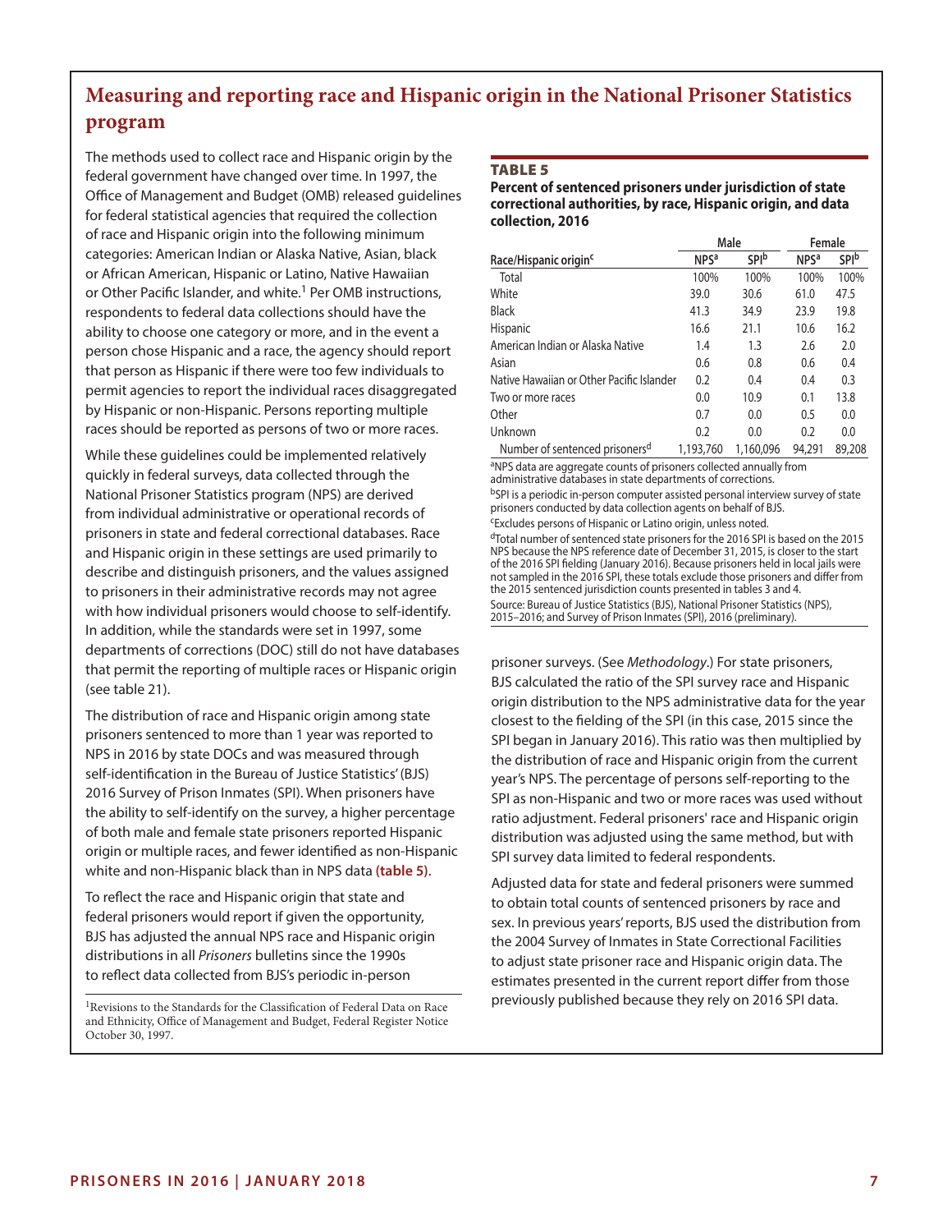## Measuring and reporting race and Hispanic origin in the National Prisoner Statistics program

The methods used to collect race and Hispanic origin by the federal government have changed over time. In 1997, the Office of Management and Budget (OMB) released guidelines for federal statistical agencies that required the collection of race and Hispanic origin into the following minimum categories: American Indian or Alaska Native, Asian, black or African American, Hispanic or Latino, Native Hawaiian or Other Pacific Islander, and white.[1] Per OMB instructions, respondents to federal data collections should have the ability to choose one category or more, and in the event a person chose Hispanic and a race, the agency should report that person as Hispanic if there were too few individuals to permit agencies to report the individual races disaggregated by Hispanic or non-Hispanic. Persons reporting multiple races should be reported as persons of two or more races.

While these guidelines could be implemented relatively quickly in federal surveys, data collected through the National Prisoner Statistics program (NPS) are derived from individual administrative or operational records of prisoners in state and federal correctional databases. Race and Hispanic origin in these settings are used primarily to describe and distinguish prisoners, and the values assigned to prisoners in their administrative records may not agree with how individual prisoners would choose to self-identify. In addition, while the standards were set in 1997, some departments of corrections (DOC) still do not have databases that permit the reporting of multiple races or Hispanic origin (see table 21).

The distribution of race and Hispanic origin among state prisoners sentenced to more than 1 year was reported to NPS in 2016 by state DOCs and was measured through self-identification in the Bureau of Justice Statistics' (BJS) 2016 Survey of Prison Inmates (SPI). When prisoners have the ability to self-identify on the survey, a higher percentage of both male and female state prisoners reported Hispanic origin or multiple races, and fewer identified as non-Hispanic white and non-Hispanic black than in NPS data **(table 5)**.

To reflect the race and Hispanic origin that state and federal prisoners would report if given the opportunity, BJS has adjusted the annual NPS race and Hispanic origin distributions in all *Prisoners* bulletins since the 1990s to reflect data collected from BJS's periodic in-person prisoner surveys. (See *Methodology*.) For state prisoners, BJS calculated the ratio of the SPI survey race and Hispanic origin distribution to the NPS administrative data for the year closest to the fielding of the SPI (in this case, 2015 since the SPI began in January 2016). This ratio was then multiplied by the distribution of race and Hispanic origin from the current year's NPS. The percentage of persons self-reporting to the SPI as non-Hispanic and two or more races was used without ratio adjustment. Federal prisoners' race and Hispanic origin distribution was adjusted using the same method, but with SPI survey data limited to federal respondents.

Adjusted data for state and federal prisoners were summed to obtain total counts of sentenced prisoners by race and sex. In previous years' reports, BJS used the distribution from the 2004 Survey of Inmates in State Correctional Facilities to adjust state prisoner race and Hispanic origin data. The estimates presented in the current report differ from those previously published because they rely on 2016 SPI data.

[1] Revisions to the Standards for the Classification of Federal Data on Race and Ethnicity, Office of Management and Budget, Federal Register Notice October 30, 1997.

**TABLE 5**

**Percent of sentenced prisoners under jurisdiction of state correctional authorities, by race, Hispanic origin, and data collection, 2016**

| | Male | | Female | |
|---|---|---|---|---|
| Race/Hispanic origin[c] | NPS[a] | SPI[b] | NPS[a] | SPI[b] |
| Total | 100% | 100% | 100% | 100% |
| White | 39.0 | 30.6 | 61.0 | 47.5 |
| Black | 41.3 | 34.9 | 23.9 | 19.8 |
| Hispanic | 16.6 | 21.1 | 10.6 | 16.2 |
| American Indian or Alaska Native | 1.4 | 1.3 | 2.6 | 2.0 |
| Asian | 0.6 | 0.8 | 0.6 | 0.4 |
| Native Hawaiian or Other Pacific Islander | 0.2 | 0.4 | 0.4 | 0.3 |
| Two or more races | 0.0 | 10.9 | 0.1 | 13.8 |
| Other | 0.7 | 0.0 | 0.5 | 0.0 |
| Unknown | 0.2 | 0.0 | 0.2 | 0.0 |
| Number of sentenced prisoners[d] | 1,193,760 | 1,160,096 | 94,291 | 89,208 |

[a] NPS data are aggregate counts of prisoners collected annually from administrative databases in state departments of corrections.

[b] SPI is a periodic in-person computer assisted personal interview survey of state prisoners conducted by data collection agents on behalf of BJS.

[c] Excludes persons of Hispanic or Latino origin, unless noted.

[d] Total number of sentenced state prisoners for the 2016 SPI is based on the 2015 NPS because the NPS reference date of December 31, 2015, is closer to the start of the 2016 SPI fielding (January 2016). Because prisoners held in local jails were not sampled in the 2016 SPI, these totals exclude those prisoners and differ from the 2015 sentenced jurisdiction counts presented in tables 3 and 4.

Source: Bureau of Justice Statistics (BJS), National Prisoner Statistics (NPS), 2015–2016; and Survey of Prison Inmates (SPI), 2016 (preliminary).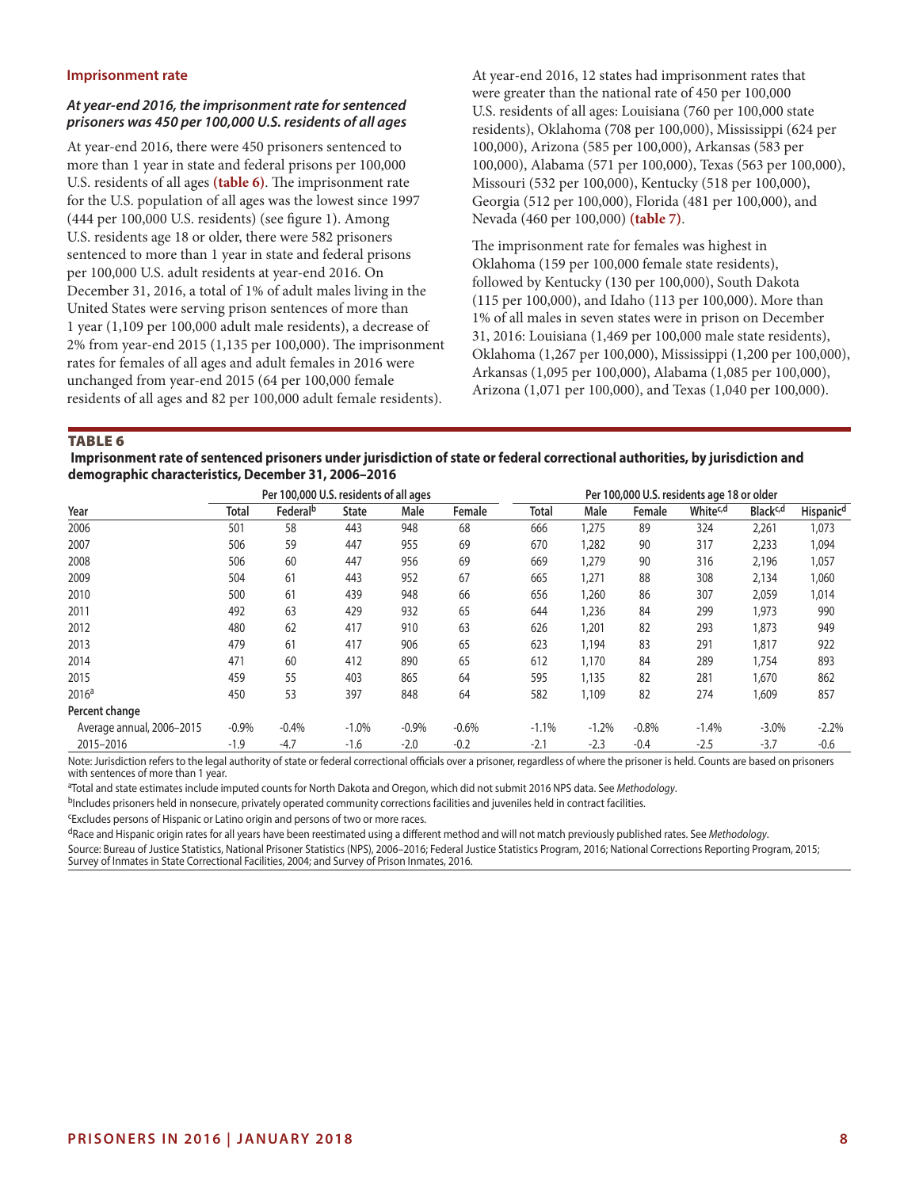## Imprisonment rate

### *At year-end 2016, the imprisonment rate for sentenced prisoners was 450 per 100,000 U.S. residents of all ages*

At year-end 2016, there were 450 prisoners sentenced to more than 1 year in state and federal prisons per 100,000 U.S. residents of all ages **(table 6)**. The imprisonment rate for the U.S. population of all ages was the lowest since 1997 (444 per 100,000 U.S. residents) (see figure 1). Among U.S. residents age 18 or older, there were 582 prisoners sentenced to more than 1 year in state and federal prisons per 100,000 U.S. adult residents at year-end 2016. On December 31, 2016, a total of 1% of adult males living in the United States were serving prison sentences of more than 1 year (1,109 per 100,000 adult male residents), a decrease of 2% from year-end 2015 (1,135 per 100,000). The imprisonment rates for females of all ages and adult females in 2016 were unchanged from year-end 2015 (64 per 100,000 female residents of all ages and 82 per 100,000 adult female residents).

At year-end 2016, 12 states had imprisonment rates that were greater than the national rate of 450 per 100,000 U.S. residents of all ages: Louisiana (760 per 100,000 state residents), Oklahoma (708 per 100,000), Mississippi (624 per 100,000), Arizona (585 per 100,000), Arkansas (583 per 100,000), Alabama (571 per 100,000), Texas (563 per 100,000), Missouri (532 per 100,000), Kentucky (518 per 100,000), Georgia (512 per 100,000), Florida (481 per 100,000), and Nevada (460 per 100,000) **(table 7)**.

The imprisonment rate for females was highest in Oklahoma (159 per 100,000 female state residents), followed by Kentucky (130 per 100,000), South Dakota (115 per 100,000), and Idaho (113 per 100,000). More than 1% of all males in seven states were in prison on December 31, 2016: Louisiana (1,469 per 100,000 male state residents), Oklahoma (1,267 per 100,000), Mississippi (1,200 per 100,000), Arkansas (1,095 per 100,000), Alabama (1,085 per 100,000), Arizona (1,071 per 100,000), and Texas (1,040 per 100,000).

**TABLE 6**
**Imprisonment rate of sentenced prisoners under jurisdiction of state or federal correctional authorities, by jurisdiction and demographic characteristics, December 31, 2006–2016**

| | Per 100,000 U.S. residents of all ages | | | | | Per 100,000 U.S. residents age 18 or older | | | | | |
|---|---|---|---|---|---|---|---|---|---|---|---|
| Year | Total | Federal[b] | State | Male | Female | Total | Male | Female | White[c,d] | Black[c,d] | Hispanic[d] |
| 2006 | 501 | 58 | 443 | 948 | 68 | 666 | 1,275 | 89 | 324 | 2,261 | 1,073 |
| 2007 | 506 | 59 | 447 | 955 | 69 | 670 | 1,282 | 90 | 317 | 2,233 | 1,094 |
| 2008 | 506 | 60 | 447 | 956 | 69 | 669 | 1,279 | 90 | 316 | 2,196 | 1,057 |
| 2009 | 504 | 61 | 443 | 952 | 67 | 665 | 1,271 | 88 | 308 | 2,134 | 1,060 |
| 2010 | 500 | 61 | 439 | 948 | 66 | 656 | 1,260 | 86 | 307 | 2,059 | 1,014 |
| 2011 | 492 | 63 | 429 | 932 | 65 | 644 | 1,236 | 84 | 299 | 1,973 | 990 |
| 2012 | 480 | 62 | 417 | 910 | 63 | 626 | 1,201 | 82 | 293 | 1,873 | 949 |
| 2013 | 479 | 61 | 417 | 906 | 65 | 623 | 1,194 | 83 | 291 | 1,817 | 922 |
| 2014 | 471 | 60 | 412 | 890 | 65 | 612 | 1,170 | 84 | 289 | 1,754 | 893 |
| 2015 | 459 | 55 | 403 | 865 | 64 | 595 | 1,135 | 82 | 281 | 1,670 | 862 |
| 2016[a] | 450 | 53 | 397 | 848 | 64 | 582 | 1,109 | 82 | 274 | 1,609 | 857 |
| Percent change | | | | | | | | | | | |
| Average annual, 2006–2015 | -0.9% | -0.4% | -1.0% | -0.9% | -0.6% | -1.1% | -1.2% | -0.8% | -1.4% | -3.0% | -2.2% |
| 2015–2016 | -1.9 | -4.7 | -1.6 | -2.0 | -0.2 | -2.1 | -2.3 | -0.4 | -2.5 | -3.7 | -0.6 |

Note: Jurisdiction refers to the legal authority of state or federal correctional officials over a prisoner, regardless of where the prisoner is held. Counts are based on prisoners with sentences of more than 1 year.

[a]Total and state estimates include imputed counts for North Dakota and Oregon, which did not submit 2016 NPS data. See *Methodology*.

[b]Includes prisoners held in nonsecure, privately operated community corrections facilities and juveniles held in contract facilities.

[c]Excludes persons of Hispanic or Latino origin and persons of two or more races.

[d]Race and Hispanic origin rates for all years have been reestimated using a different method and will not match previously published rates. See *Methodology*.

Source: Bureau of Justice Statistics, National Prisoner Statistics (NPS), 2006–2016; Federal Justice Statistics Program, 2016; National Corrections Reporting Program, 2015; Survey of Inmates in State Correctional Facilities, 2004; and Survey of Prison Inmates, 2016.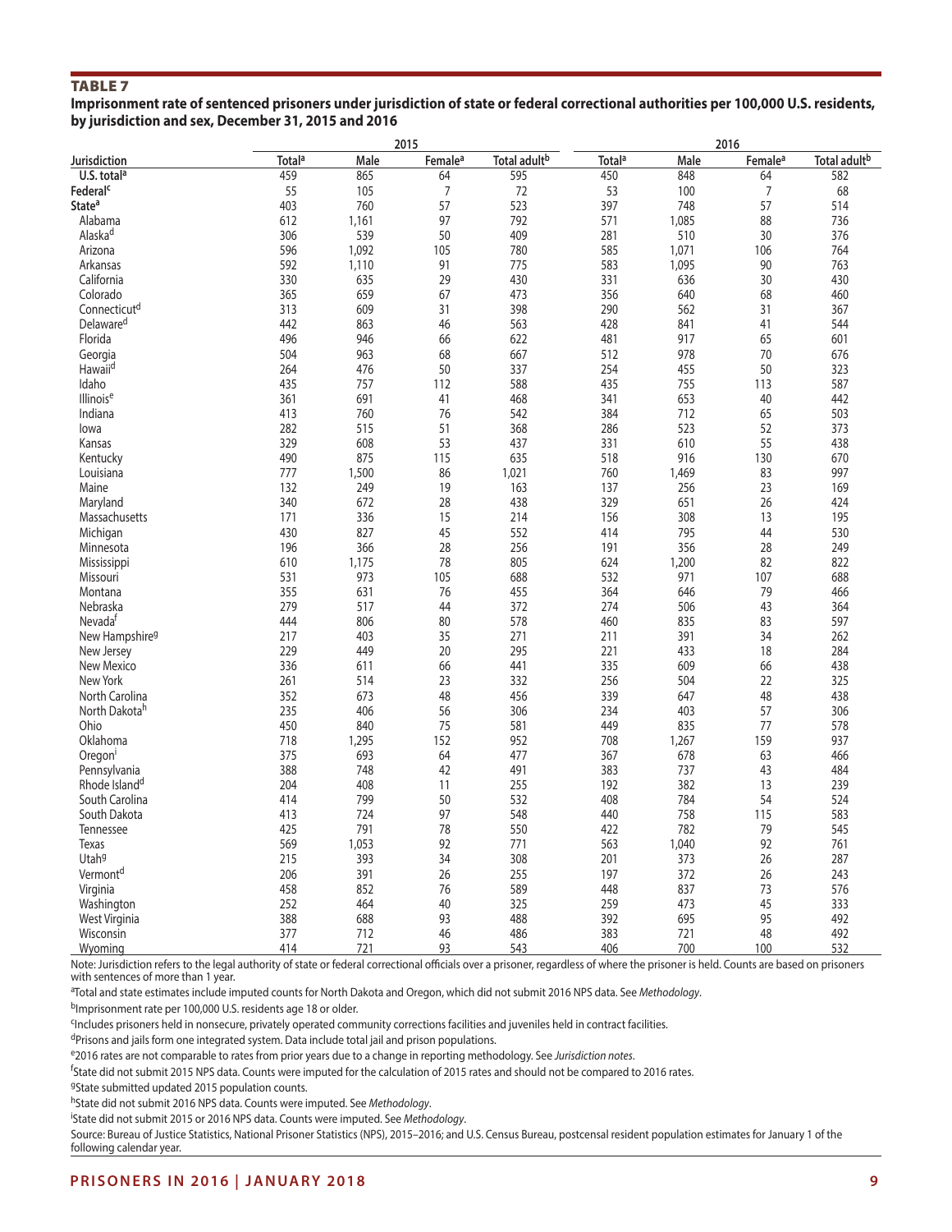**TABLE 7**

**Imprisonment rate of sentenced prisoners under jurisdiction of state or federal correctional authorities per 100,000 U.S. residents, by jurisdiction and sex, December 31, 2015 and 2016**

| | 2015 | | | | 2016 | | | |
|---|---|---|---|---|---|---|---|---|
| Jurisdiction | Total[a] | Male | Female[a] | Total adult[b] | Total[a] | Male | Female[a] | Total adult[b] |
| **U.S. total[a]** | 459 | 865 | 64 | 595 | 450 | 848 | 64 | 582 |
| **Federal[c]** | 55 | 105 | 7 | 72 | 53 | 100 | 7 | 68 |
| **State[a]** | 403 | 760 | 57 | 523 | 397 | 748 | 57 | 514 |
| Alabama | 612 | 1,161 | 97 | 792 | 571 | 1,085 | 88 | 736 |
| Alaska[d] | 306 | 539 | 50 | 409 | 281 | 510 | 30 | 376 |
| Arizona | 596 | 1,092 | 105 | 780 | 585 | 1,071 | 106 | 764 |
| Arkansas | 592 | 1,110 | 91 | 775 | 583 | 1,095 | 90 | 763 |
| California | 330 | 635 | 29 | 430 | 331 | 636 | 30 | 430 |
| Colorado | 365 | 659 | 67 | 473 | 356 | 640 | 68 | 460 |
| Connecticut[d] | 313 | 609 | 31 | 398 | 290 | 562 | 31 | 367 |
| Delaware[d] | 442 | 863 | 46 | 563 | 428 | 841 | 41 | 544 |
| Florida | 496 | 946 | 66 | 622 | 481 | 917 | 65 | 601 |
| Georgia | 504 | 963 | 68 | 667 | 512 | 978 | 70 | 676 |
| Hawaii[d] | 264 | 476 | 50 | 337 | 254 | 455 | 50 | 323 |
| Idaho | 435 | 757 | 112 | 588 | 435 | 755 | 113 | 587 |
| Illinois[e] | 361 | 691 | 41 | 468 | 341 | 653 | 40 | 442 |
| Indiana | 413 | 760 | 76 | 542 | 384 | 712 | 65 | 503 |
| Iowa | 282 | 515 | 51 | 368 | 286 | 523 | 52 | 373 |
| Kansas | 329 | 608 | 53 | 437 | 331 | 610 | 55 | 438 |
| Kentucky | 490 | 875 | 115 | 635 | 518 | 916 | 130 | 670 |
| Louisiana | 777 | 1,500 | 86 | 1,021 | 760 | 1,469 | 83 | 997 |
| Maine | 132 | 249 | 19 | 163 | 137 | 256 | 23 | 169 |
| Maryland | 340 | 672 | 28 | 438 | 329 | 651 | 26 | 424 |
| Massachusetts | 171 | 336 | 15 | 214 | 156 | 308 | 13 | 195 |
| Michigan | 430 | 827 | 45 | 552 | 414 | 795 | 44 | 530 |
| Minnesota | 196 | 366 | 28 | 256 | 191 | 356 | 28 | 249 |
| Mississippi | 610 | 1,175 | 78 | 805 | 624 | 1,200 | 82 | 822 |
| Missouri | 531 | 973 | 105 | 688 | 532 | 971 | 107 | 688 |
| Montana | 355 | 631 | 76 | 455 | 364 | 646 | 79 | 466 |
| Nebraska | 279 | 517 | 44 | 372 | 274 | 506 | 43 | 364 |
| Nevada[f] | 444 | 806 | 80 | 578 | 460 | 835 | 83 | 597 |
| New Hampshire[g] | 217 | 403 | 35 | 271 | 211 | 391 | 34 | 262 |
| New Jersey | 229 | 449 | 20 | 295 | 221 | 433 | 18 | 284 |
| New Mexico | 336 | 611 | 66 | 441 | 335 | 609 | 66 | 438 |
| New York | 261 | 514 | 23 | 332 | 256 | 504 | 22 | 325 |
| North Carolina | 352 | 673 | 48 | 456 | 339 | 647 | 48 | 438 |
| North Dakota[h] | 235 | 406 | 56 | 306 | 234 | 403 | 57 | 306 |
| Ohio | 450 | 840 | 75 | 581 | 449 | 835 | 77 | 578 |
| Oklahoma | 718 | 1,295 | 152 | 952 | 708 | 1,267 | 159 | 937 |
| Oregon[i] | 375 | 693 | 64 | 477 | 367 | 678 | 63 | 466 |
| Pennsylvania | 388 | 748 | 42 | 491 | 383 | 737 | 43 | 484 |
| Rhode Island[d] | 204 | 408 | 11 | 255 | 192 | 382 | 13 | 239 |
| South Carolina | 414 | 799 | 50 | 532 | 408 | 784 | 54 | 524 |
| South Dakota | 413 | 724 | 97 | 548 | 440 | 758 | 115 | 583 |
| Tennessee | 425 | 791 | 78 | 550 | 422 | 782 | 79 | 545 |
| Texas | 569 | 1,053 | 92 | 771 | 563 | 1,040 | 92 | 761 |
| Utah[g] | 215 | 393 | 34 | 308 | 201 | 373 | 26 | 287 |
| Vermont[d] | 206 | 391 | 26 | 255 | 197 | 372 | 26 | 243 |
| Virginia | 458 | 852 | 76 | 589 | 448 | 837 | 73 | 576 |
| Washington | 252 | 464 | 40 | 325 | 259 | 473 | 45 | 333 |
| West Virginia | 388 | 688 | 93 | 488 | 392 | 695 | 95 | 492 |
| Wisconsin | 377 | 712 | 46 | 486 | 383 | 721 | 48 | 492 |
| Wyoming | 414 | 721 | 93 | 543 | 406 | 700 | 100 | 532 |

Note: Jurisdiction refers to the legal authority of state or federal correctional officials over a prisoner, regardless of where the prisoner is held. Counts are based on prisoners with sentences of more than 1 year.

[a]Total and state estimates include imputed counts for North Dakota and Oregon, which did not submit 2016 NPS data. See *Methodology*.

[b]Imprisonment rate per 100,000 U.S. residents age 18 or older.

[c]Includes prisoners held in nonsecure, privately operated community corrections facilities and juveniles held in contract facilities.

[d]Prisons and jails form one integrated system. Data include total jail and prison populations.

[e]2016 rates are not comparable to rates from prior years due to a change in reporting methodology. See *Jurisdiction notes*.

[f]State did not submit 2015 NPS data. Counts were imputed for the calculation of 2015 rates and should not be compared to 2016 rates.

[g]State submitted updated 2015 population counts.

[h]State did not submit 2016 NPS data. Counts were imputed. See *Methodology*.

[i]State did not submit 2015 or 2016 NPS data. Counts were imputed. See *Methodology*.

Source: Bureau of Justice Statistics, National Prisoner Statistics (NPS), 2015–2016; and U.S. Census Bureau, postcensal resident population estimates for January 1 of the following calendar year.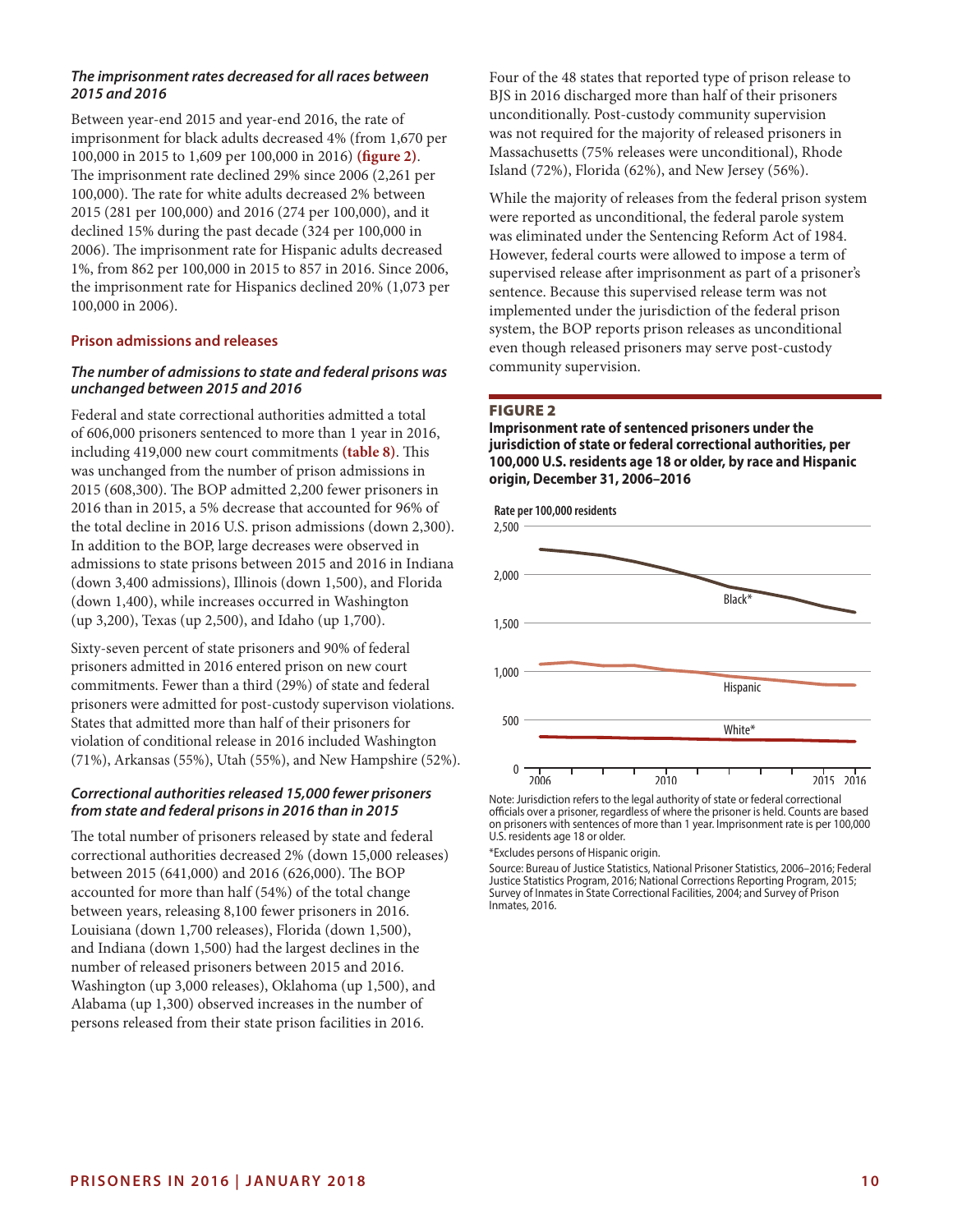***The imprisonment rates decreased for all races between 2015 and 2016***

Between year-end 2015 and year-end 2016, the rate of imprisonment for black adults decreased 4% (from 1,670 per 100,000 in 2015 to 1,609 per 100,000 in 2016) **(figure 2)**. The imprisonment rate declined 29% since 2006 (2,261 per 100,000). The rate for white adults decreased 2% between 2015 (281 per 100,000) and 2016 (274 per 100,000), and it declined 15% during the past decade (324 per 100,000 in 2006). The imprisonment rate for Hispanic adults decreased 1%, from 862 per 100,000 in 2015 to 857 in 2016. Since 2006, the imprisonment rate for Hispanics declined 20% (1,073 per 100,000 in 2006).

## Prison admissions and releases

***The number of admissions to state and federal prisons was unchanged between 2015 and 2016***

Federal and state correctional authorities admitted a total of 606,000 prisoners sentenced to more than 1 year in 2016, including 419,000 new court commitments **(table 8)**. This was unchanged from the number of prison admissions in 2015 (608,300). The BOP admitted 2,200 fewer prisoners in 2016 than in 2015, a 5% decrease that accounted for 96% of the total decline in 2016 U.S. prison admissions (down 2,300). In addition to the BOP, large decreases were observed in admissions to state prisons between 2015 and 2016 in Indiana (down 3,400 admissions), Illinois (down 1,500), and Florida (down 1,400), while increases occurred in Washington (up 3,200), Texas (up 2,500), and Idaho (up 1,700).

Sixty-seven percent of state prisoners and 90% of federal prisoners admitted in 2016 entered prison on new court commitments. Fewer than a third (29%) of state and federal prisoners were admitted for post-custody supervison violations. States that admitted more than half of their prisoners for violation of conditional release in 2016 included Washington (71%), Arkansas (55%), Utah (55%), and New Hampshire (52%).

***Correctional authorities released 15,000 fewer prisoners from state and federal prisons in 2016 than in 2015***

The total number of prisoners released by state and federal correctional authorities decreased 2% (down 15,000 releases) between 2015 (641,000) and 2016 (626,000). The BOP accounted for more than half (54%) of the total change between years, releasing 8,100 fewer prisoners in 2016. Louisiana (down 1,700 releases), Florida (down 1,500), and Indiana (down 1,500) had the largest declines in the number of released prisoners between 2015 and 2016. Washington (up 3,000 releases), Oklahoma (up 1,500), and Alabama (up 1,300) observed increases in the number of persons released from their state prison facilities in 2016.

Four of the 48 states that reported type of prison release to BJS in 2016 discharged more than half of their prisoners unconditionally. Post-custody community supervision was not required for the majority of released prisoners in Massachusetts (75% releases were unconditional), Rhode Island (72%), Florida (62%), and New Jersey (56%).

While the majority of releases from the federal prison system were reported as unconditional, the federal parole system was eliminated under the Sentencing Reform Act of 1984. However, federal courts were allowed to impose a term of supervised release after imprisonment as part of a prisoner's sentence. Because this supervised release term was not implemented under the jurisdiction of the federal prison system, the BOP reports prison releases as unconditional even though released prisoners may serve post-custody community supervision.

**FIGURE 2**

**Imprisonment rate of sentenced prisoners under the jurisdiction of state or federal correctional authorities, per 100,000 U.S. residents age 18 or older, by race and Hispanic origin, December 31, 2006–2016**

Note: Jurisdiction refers to the legal authority of state or federal correctional officials over a prisoner, regardless of where the prisoner is held. Counts are based on prisoners with sentences of more than 1 year. Imprisonment rate is per 100,000 U.S. residents age 18 or older.

*Excludes persons of Hispanic origin.

Source: Bureau of Justice Statistics, National Prisoner Statistics, 2006–2016; Federal Justice Statistics Program, 2016; National Corrections Reporting Program, 2015; Survey of Inmates in State Correctional Facilities, 2004; and Survey of Prison Inmates, 2016.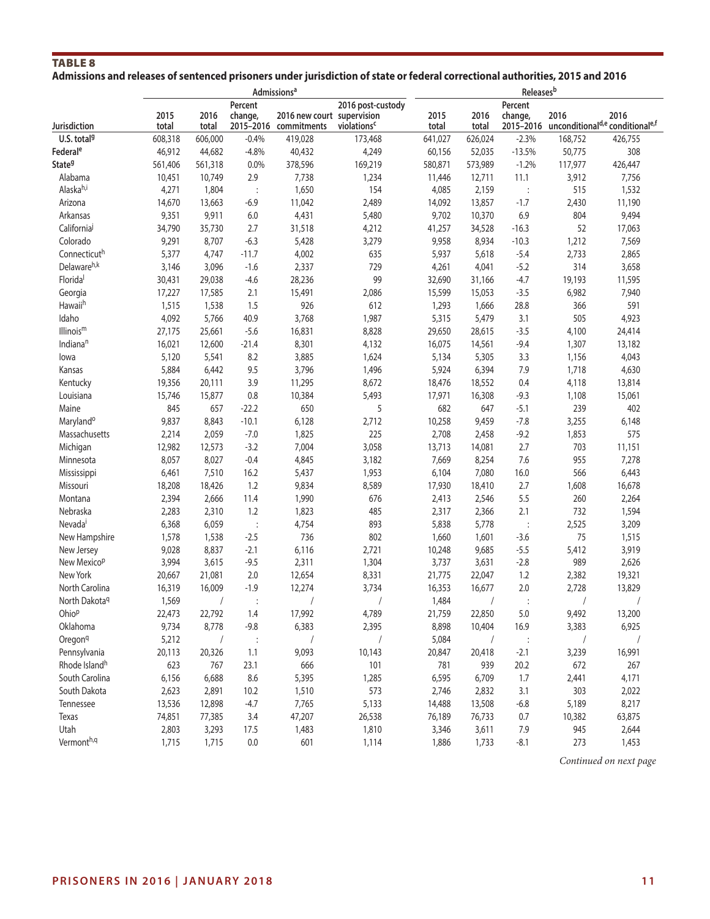**TABLE 8**

**Admissions and releases of sentenced prisoners under jurisdiction of state or federal correctional authorities, 2015 and 2016**

| Jurisdiction | Admissions[a] | | | | | Releases[b] | | | | |
|---|---|---|---|---|---|---|---|---|---|---|
| | 2015 total | 2016 total | Percent change, 2015–2016 | 2016 new court commitments | 2016 post-custody supervision violations[c] | 2015 total | 2016 total | Percent change, 2015–2016 | 2016 unconditional[d,e] | 2016 conditional[e,f] |
| **U.S. total[g]** | 608,318 | 606,000 | -0.4% | 419,028 | 173,468 | 641,027 | 626,024 | -2.3% | 168,752 | 426,755 |
| **Federal[e]** | 46,912 | 44,682 | -4.8% | 40,432 | 4,249 | 60,156 | 52,035 | -13.5% | 50,775 | 308 |
| **State[g]** | 561,406 | 561,318 | 0.0% | 378,596 | 169,219 | 580,871 | 573,989 | -1.2% | 117,977 | 426,447 |
| Alabama | 10,451 | 10,749 | 2.9 | 7,738 | 1,234 | 11,446 | 12,711 | 11.1 | 3,912 | 7,756 |
| Alaska[h,i] | 4,271 | 1,804 | : | 1,650 | 154 | 4,085 | 2,159 | : | 515 | 1,532 |
| Arizona | 14,670 | 13,663 | -6.9 | 11,042 | 2,489 | 14,092 | 13,857 | -1.7 | 2,430 | 11,190 |
| Arkansas | 9,351 | 9,911 | 6.0 | 4,431 | 5,480 | 9,702 | 10,370 | 6.9 | 804 | 9,494 |
| California[j] | 34,790 | 35,730 | 2.7 | 31,518 | 4,212 | 41,257 | 34,528 | -16.3 | 52 | 17,063 |
| Colorado | 9,291 | 8,707 | -6.3 | 5,428 | 3,279 | 9,958 | 8,934 | -10.3 | 1,212 | 7,569 |
| Connecticut[h] | 5,377 | 4,747 | -11.7 | 4,002 | 635 | 5,937 | 5,618 | -5.4 | 2,733 | 2,865 |
| Delaware[h,k] | 3,146 | 3,096 | -1.6 | 2,337 | 729 | 4,261 | 4,041 | -5.2 | 314 | 3,658 |
| Florida[l] | 30,431 | 29,038 | -4.6 | 28,236 | 99 | 32,690 | 31,166 | -4.7 | 19,193 | 11,595 |
| Georgia | 17,227 | 17,585 | 2.1 | 15,491 | 2,086 | 15,599 | 15,053 | -3.5 | 6,982 | 7,940 |
| Hawaii[h] | 1,515 | 1,538 | 1.5 | 926 | 612 | 1,293 | 1,666 | 28.8 | 366 | 591 |
| Idaho | 4,092 | 5,766 | 40.9 | 3,768 | 1,987 | 5,315 | 5,479 | 3.1 | 505 | 4,923 |
| Illinois[m] | 27,175 | 25,661 | -5.6 | 16,831 | 8,828 | 29,650 | 28,615 | -3.5 | 4,100 | 24,414 |
| Indiana[n] | 16,021 | 12,600 | -21.4 | 8,301 | 4,132 | 16,075 | 14,561 | -9.4 | 1,307 | 13,182 |
| Iowa | 5,120 | 5,541 | 8.2 | 3,885 | 1,624 | 5,134 | 5,305 | 3.3 | 1,156 | 4,043 |
| Kansas | 5,884 | 6,442 | 9.5 | 3,796 | 1,496 | 5,924 | 6,394 | 7.9 | 1,718 | 4,630 |
| Kentucky | 19,356 | 20,111 | 3.9 | 11,295 | 8,672 | 18,476 | 18,552 | 0.4 | 4,118 | 13,814 |
| Louisiana | 15,746 | 15,877 | 0.8 | 10,384 | 5,493 | 17,971 | 16,308 | -9.3 | 1,108 | 15,061 |
| Maine | 845 | 657 | -22.2 | 650 | 5 | 682 | 647 | -5.1 | 239 | 402 |
| Maryland[o] | 9,837 | 8,843 | -10.1 | 6,128 | 2,712 | 10,258 | 9,459 | -7.8 | 3,255 | 6,148 |
| Massachusetts | 2,214 | 2,059 | -7.0 | 1,825 | 225 | 2,708 | 2,458 | -9.2 | 1,853 | 575 |
| Michigan | 12,982 | 12,573 | -3.2 | 7,004 | 3,058 | 13,713 | 14,081 | 2.7 | 703 | 11,151 |
| Minnesota | 8,057 | 8,027 | -0.4 | 4,845 | 3,182 | 7,669 | 8,254 | 7.6 | 955 | 7,278 |
| Mississippi | 6,461 | 7,510 | 16.2 | 5,437 | 1,953 | 6,104 | 7,080 | 16.0 | 566 | 6,443 |
| Missouri | 18,208 | 18,426 | 1.2 | 9,834 | 8,589 | 17,930 | 18,410 | 2.7 | 1,608 | 16,678 |
| Montana | 2,394 | 2,666 | 11.4 | 1,990 | 676 | 2,413 | 2,546 | 5.5 | 260 | 2,264 |
| Nebraska | 2,283 | 2,310 | 1.2 | 1,823 | 485 | 2,317 | 2,366 | 2.1 | 732 | 1,594 |
| Nevada[i] | 6,368 | 6,059 | : | 4,754 | 893 | 5,838 | 5,778 | : | 2,525 | 3,209 |
| New Hampshire | 1,578 | 1,538 | -2.5 | 736 | 802 | 1,660 | 1,601 | -3.6 | 75 | 1,515 |
| New Jersey | 9,028 | 8,837 | -2.1 | 6,116 | 2,721 | 10,248 | 9,685 | -5.5 | 5,412 | 3,919 |
| New Mexico[p] | 3,994 | 3,615 | -9.5 | 2,311 | 1,304 | 3,737 | 3,631 | -2.8 | 989 | 2,626 |
| New York | 20,667 | 21,081 | 2.0 | 12,654 | 8,331 | 21,775 | 22,047 | 1.2 | 2,382 | 19,321 |
| North Carolina | 16,319 | 16,009 | -1.9 | 12,274 | 3,734 | 16,353 | 16,677 | 2.0 | 2,728 | 13,829 |
| North Dakota[q] | 1,569 | / | : | / | / | 1,484 | / | : | / | / |
| Ohio[p] | 22,473 | 22,792 | 1.4 | 17,992 | 4,789 | 21,759 | 22,850 | 5.0 | 9,492 | 13,200 |
| Oklahoma | 9,734 | 8,778 | -9.8 | 6,383 | 2,395 | 8,898 | 10,404 | 16.9 | 3,383 | 6,925 |
| Oregon[q] | 5,212 | / | : | / | / | 5,084 | / | : | / | / |
| Pennsylvania | 20,113 | 20,326 | 1.1 | 9,093 | 10,143 | 20,847 | 20,418 | -2.1 | 3,239 | 16,991 |
| Rhode Island[h] | 623 | 767 | 23.1 | 666 | 101 | 781 | 939 | 20.2 | 672 | 267 |
| South Carolina | 6,156 | 6,688 | 8.6 | 5,395 | 1,285 | 6,595 | 6,709 | 1.7 | 2,441 | 4,171 |
| South Dakota | 2,623 | 2,891 | 10.2 | 1,510 | 573 | 2,746 | 2,832 | 3.1 | 303 | 2,022 |
| Tennessee | 13,536 | 12,898 | -4.7 | 7,765 | 5,133 | 14,488 | 13,508 | -6.8 | 5,189 | 8,217 |
| Texas | 74,851 | 77,385 | 3.4 | 47,207 | 26,538 | 76,189 | 76,733 | 0.7 | 10,382 | 63,875 |
| Utah | 2,803 | 3,293 | 17.5 | 1,483 | 1,810 | 3,346 | 3,611 | 7.9 | 945 | 2,644 |
| Vermont[h,q] | 1,715 | 1,715 | 0.0 | 601 | 1,114 | 1,886 | 1,733 | -8.1 | 273 | 1,453 |

*Continued on next page*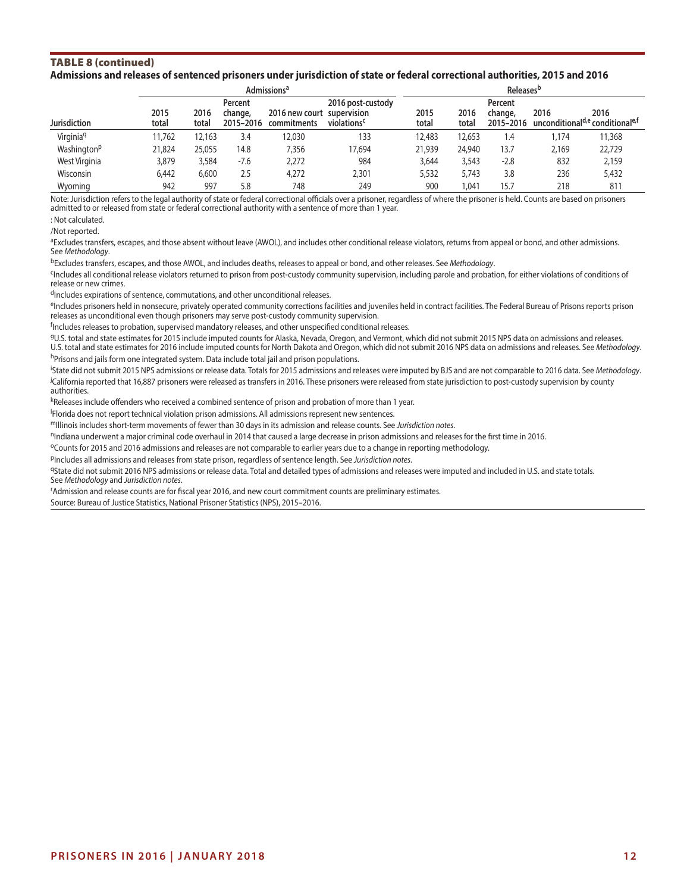**TABLE 8 (continued)**

**Admissions and releases of sentenced prisoners under jurisdiction of state or federal correctional authorities, 2015 and 2016**

| | Admissions[a] | | | | | Releases[b] | | | | |
|---|---|---|---|---|---|---|---|---|---|---|
| Jurisdiction | 2015 total | 2016 total | Percent change, 2015–2016 | 2016 new court commitments | 2016 post-custody supervision violations[c] | 2015 total | 2016 total | Percent change, 2015–2016 | 2016 unconditional[d,e] | 2016 conditional[e,f] |
| Virginia[q] | 11,762 | 12,163 | 3.4 | 12,030 | 133 | 12,483 | 12,653 | 1.4 | 1,174 | 11,368 |
| Washington[p] | 21,824 | 25,055 | 14.8 | 7,356 | 17,694 | 21,939 | 24,940 | 13.7 | 2,169 | 22,729 |
| West Virginia | 3,879 | 3,584 | -7.6 | 2,272 | 984 | 3,644 | 3,543 | -2.8 | 832 | 2,159 |
| Wisconsin | 6,442 | 6,600 | 2.5 | 4,272 | 2,301 | 5,532 | 5,743 | 3.8 | 236 | 5,432 |
| Wyoming | 942 | 997 | 5.8 | 748 | 249 | 900 | 1,041 | 15.7 | 218 | 811 |

Note: Jurisdiction refers to the legal authority of state or federal correctional officials over a prisoner, regardless of where the prisoner is held. Counts are based on prisoners admitted to or released from state or federal correctional authority with a sentence of more than 1 year.

: Not calculated.

/Not reported.

[a]Excludes transfers, escapes, and those absent without leave (AWOL), and includes other conditional release violators, returns from appeal or bond, and other admissions. See *Methodology*.

[b]Excludes transfers, escapes, and those AWOL, and includes deaths, releases to appeal or bond, and other releases. See *Methodology*.

[c]Includes all conditional release violators returned to prison from post-custody community supervision, including parole and probation, for either violations of conditions of release or new crimes.

[d]Includes expirations of sentence, commutations, and other unconditional releases.

[e]Includes prisoners held in nonsecure, privately operated community corrections facilities and juveniles held in contract facilities. The Federal Bureau of Prisons reports prison releases as unconditional even though prisoners may serve post-custody community supervision.

[f]Includes releases to probation, supervised mandatory releases, and other unspecified conditional releases.

[g]U.S. total and state estimates for 2015 include imputed counts for Alaska, Nevada, Oregon, and Vermont, which did not submit 2015 NPS data on admissions and releases. U.S. total and state estimates for 2016 include imputed counts for North Dakota and Oregon, which did not submit 2016 NPS data on admissions and releases. See *Methodology*.

[h]Prisons and jails form one integrated system. Data include total jail and prison populations.

[i]State did not submit 2015 NPS admissions or release data. Totals for 2015 admissions and releases were imputed by BJS and are not comparable to 2016 data. See *Methodology*.

[j]California reported that 16,887 prisoners were released as transfers in 2016. These prisoners were released from state jurisdiction to post-custody supervision by county authorities.

[k]Releases include offenders who received a combined sentence of prison and probation of more than 1 year.

[l]Florida does not report technical violation prison admissions. All admissions represent new sentences.

[m]Illinois includes short-term movements of fewer than 30 days in its admission and release counts. See *Jurisdiction notes*.

[n]Indiana underwent a major criminal code overhaul in 2014 that caused a large decrease in prison admissions and releases for the first time in 2016.

[o]Counts for 2015 and 2016 admissions and releases are not comparable to earlier years due to a change in reporting methodology.

[p]Includes all admissions and releases from state prison, regardless of sentence length. See *Jurisdiction notes*.

[q]State did not submit 2016 NPS admissions or release data. Total and detailed types of admissions and releases were imputed and included in U.S. and state totals. See *Methodology* and *Jurisdiction notes*.

[r]Admission and release counts are for fiscal year 2016, and new court commitment counts are preliminary estimates.

Source: Bureau of Justice Statistics, National Prisoner Statistics (NPS), 2015–2016.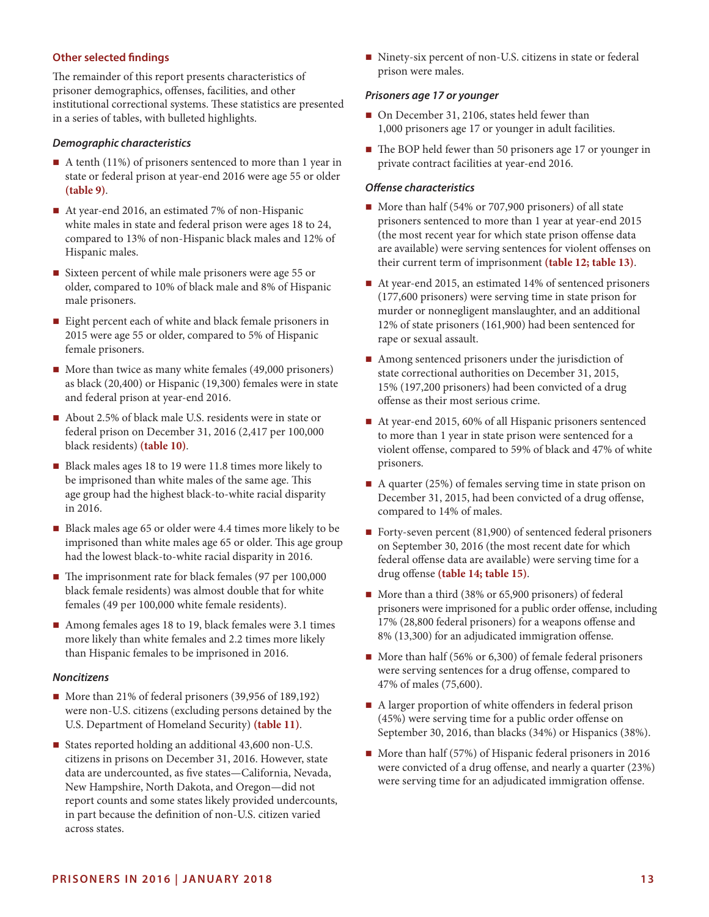### Other selected findings

The remainder of this report presents characteristics of prisoner demographics, offenses, facilities, and other institutional correctional systems. These statistics are presented in a series of tables, with bulleted highlights.

#### *Demographic characteristics*

- A tenth (11%) of prisoners sentenced to more than 1 year in state or federal prison at year-end 2016 were age 55 or older **(table 9)**.
- At year-end 2016, an estimated 7% of non-Hispanic white males in state and federal prison were ages 18 to 24, compared to 13% of non-Hispanic black males and 12% of Hispanic males.
- Sixteen percent of while male prisoners were age 55 or older, compared to 10% of black male and 8% of Hispanic male prisoners.
- Eight percent each of white and black female prisoners in 2015 were age 55 or older, compared to 5% of Hispanic female prisoners.
- More than twice as many white females (49,000 prisoners) as black (20,400) or Hispanic (19,300) females were in state and federal prison at year-end 2016.
- About 2.5% of black male U.S. residents were in state or federal prison on December 31, 2016 (2,417 per 100,000 black residents) **(table 10)**.
- Black males ages 18 to 19 were 11.8 times more likely to be imprisoned than white males of the same age. This age group had the highest black-to-white racial disparity in 2016.
- Black males age 65 or older were 4.4 times more likely to be imprisoned than white males age 65 or older. This age group had the lowest black-to-white racial disparity in 2016.
- The imprisonment rate for black females (97 per 100,000 black female residents) was almost double that for white females (49 per 100,000 white female residents).
- Among females ages 18 to 19, black females were 3.1 times more likely than white females and 2.2 times more likely than Hispanic females to be imprisoned in 2016.

#### *Noncitizens*

- More than 21% of federal prisoners (39,956 of 189,192) were non-U.S. citizens (excluding persons detained by the U.S. Department of Homeland Security) **(table 11)**.
- States reported holding an additional 43,600 non-U.S. citizens in prisons on December 31, 2016. However, state data are undercounted, as five states—California, Nevada, New Hampshire, North Dakota, and Oregon—did not report counts and some states likely provided undercounts, in part because the definition of non-U.S. citizen varied across states.
- Ninety-six percent of non-U.S. citizens in state or federal prison were males.

#### *Prisoners age 17 or younger*

- On December 31, 2106, states held fewer than 1,000 prisoners age 17 or younger in adult facilities.
- The BOP held fewer than 50 prisoners age 17 or younger in private contract facilities at year-end 2016.

#### *Offense characteristics*

- More than half (54% or 707,900 prisoners) of all state prisoners sentenced to more than 1 year at year-end 2015 (the most recent year for which state prison offense data are available) were serving sentences for violent offenses on their current term of imprisonment **(table 12; table 13)**.
- At year-end 2015, an estimated 14% of sentenced prisoners (177,600 prisoners) were serving time in state prison for murder or nonnegligent manslaughter, and an additional 12% of state prisoners (161,900) had been sentenced for rape or sexual assault.
- Among sentenced prisoners under the jurisdiction of state correctional authorities on December 31, 2015, 15% (197,200 prisoners) had been convicted of a drug offense as their most serious crime.
- At year-end 2015, 60% of all Hispanic prisoners sentenced to more than 1 year in state prison were sentenced for a violent offense, compared to 59% of black and 47% of white prisoners.
- A quarter (25%) of females serving time in state prison on December 31, 2015, had been convicted of a drug offense, compared to 14% of males.
- Forty-seven percent (81,900) of sentenced federal prisoners on September 30, 2016 (the most recent date for which federal offense data are available) were serving time for a drug offense **(table 14; table 15)**.
- More than a third (38% or 65,900 prisoners) of federal prisoners were imprisoned for a public order offense, including 17% (28,800 federal prisoners) for a weapons offense and 8% (13,300) for an adjudicated immigration offense.
- More than half (56% or 6,300) of female federal prisoners were serving sentences for a drug offense, compared to 47% of males (75,600).
- A larger proportion of white offenders in federal prison (45%) were serving time for a public order offense on September 30, 2016, than blacks (34%) or Hispanics (38%).
- More than half (57%) of Hispanic federal prisoners in 2016 were convicted of a drug offense, and nearly a quarter (23%) were serving time for an adjudicated immigration offense.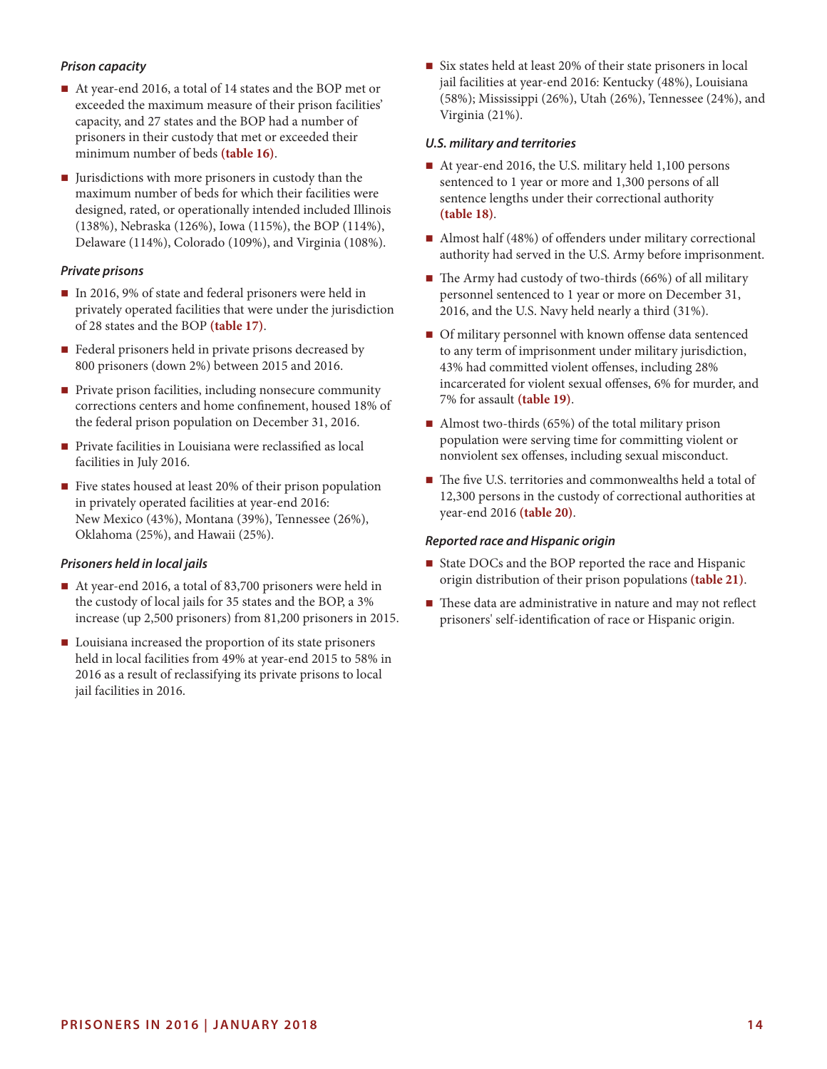### *Prison capacity*

- At year-end 2016, a total of 14 states and the BOP met or exceeded the maximum measure of their prison facilities' capacity, and 27 states and the BOP had a number of prisoners in their custody that met or exceeded their minimum number of beds **(table 16)**.
- Jurisdictions with more prisoners in custody than the maximum number of beds for which their facilities were designed, rated, or operationally intended included Illinois (138%), Nebraska (126%), Iowa (115%), the BOP (114%), Delaware (114%), Colorado (109%), and Virginia (108%).

### *Private prisons*

- In 2016, 9% of state and federal prisoners were held in privately operated facilities that were under the jurisdiction of 28 states and the BOP **(table 17)**.
- Federal prisoners held in private prisons decreased by 800 prisoners (down 2%) between 2015 and 2016.
- Private prison facilities, including nonsecure community corrections centers and home confinement, housed 18% of the federal prison population on December 31, 2016.
- Private facilities in Louisiana were reclassified as local facilities in July 2016.
- Five states housed at least 20% of their prison population in privately operated facilities at year-end 2016: New Mexico (43%), Montana (39%), Tennessee (26%), Oklahoma (25%), and Hawaii (25%).

### *Prisoners held in local jails*

- At year-end 2016, a total of 83,700 prisoners were held in the custody of local jails for 35 states and the BOP, a 3% increase (up 2,500 prisoners) from 81,200 prisoners in 2015.
- Louisiana increased the proportion of its state prisoners held in local facilities from 49% at year-end 2015 to 58% in 2016 as a result of reclassifying its private prisons to local jail facilities in 2016.
- Six states held at least 20% of their state prisoners in local jail facilities at year-end 2016: Kentucky (48%), Louisiana (58%); Mississippi (26%), Utah (26%), Tennessee (24%), and Virginia (21%).

### *U.S. military and territories*

- At year-end 2016, the U.S. military held 1,100 persons sentenced to 1 year or more and 1,300 persons of all sentence lengths under their correctional authority **(table 18)**.
- Almost half (48%) of offenders under military correctional authority had served in the U.S. Army before imprisonment.
- The Army had custody of two-thirds (66%) of all military personnel sentenced to 1 year or more on December 31, 2016, and the U.S. Navy held nearly a third (31%).
- Of military personnel with known offense data sentenced to any term of imprisonment under military jurisdiction, 43% had committed violent offenses, including 28% incarcerated for violent sexual offenses, 6% for murder, and 7% for assault **(table 19)**.
- Almost two-thirds (65%) of the total military prison population were serving time for committing violent or nonviolent sex offenses, including sexual misconduct.
- The five U.S. territories and commonwealths held a total of 12,300 persons in the custody of correctional authorities at year-end 2016 **(table 20)**.

### *Reported race and Hispanic origin*

- State DOCs and the BOP reported the race and Hispanic origin distribution of their prison populations **(table 21)**.
- These data are administrative in nature and may not reflect prisoners' self-identification of race or Hispanic origin.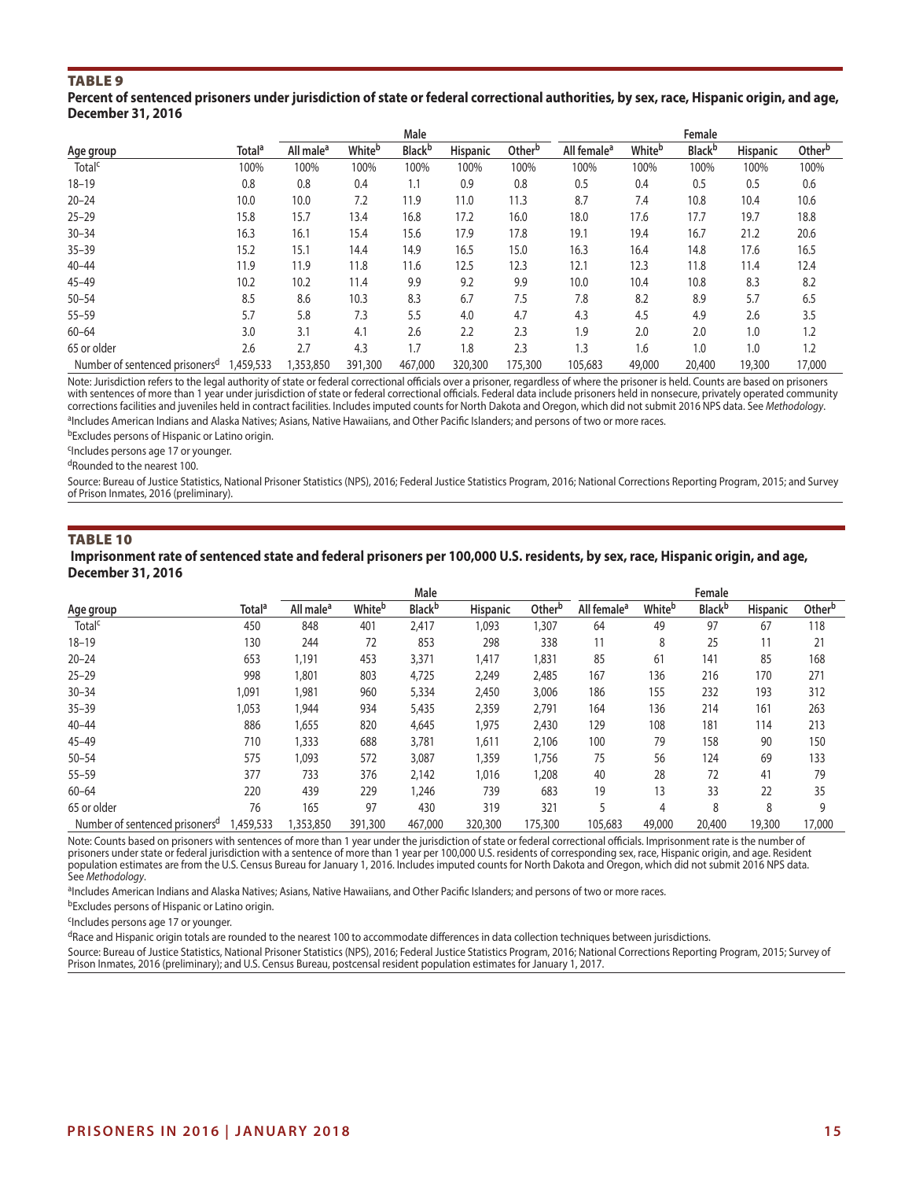## TABLE 9

**Percent of sentenced prisoners under jurisdiction of state or federal correctional authorities, by sex, race, Hispanic origin, and age, December 31, 2016**

| | | Male | | | | | Female | | | | |
|---|---|---|---|---|---|---|---|---|---|---|---|
| Age group | Total[a] | All male[a] | White[b] | Black[b] | Hispanic | Other[b] | All female[a] | White[b] | Black[b] | Hispanic | Other[b] |
| Total[c] | 100% | 100% | 100% | 100% | 100% | 100% | 100% | 100% | 100% | 100% | 100% |
| 18–19 | 0.8 | 0.8 | 0.4 | 1.1 | 0.9 | 0.8 | 0.5 | 0.4 | 0.5 | 0.5 | 0.6 |
| 20–24 | 10.0 | 10.0 | 7.2 | 11.9 | 11.0 | 11.3 | 8.7 | 7.4 | 10.8 | 10.4 | 10.6 |
| 25–29 | 15.8 | 15.7 | 13.4 | 16.8 | 17.2 | 16.0 | 18.0 | 17.6 | 17.7 | 19.7 | 18.8 |
| 30–34 | 16.3 | 16.1 | 15.4 | 15.6 | 17.9 | 17.8 | 19.1 | 19.4 | 16.7 | 21.2 | 20.6 |
| 35–39 | 15.2 | 15.1 | 14.4 | 14.9 | 16.5 | 15.0 | 16.3 | 16.4 | 14.8 | 17.6 | 16.5 |
| 40–44 | 11.9 | 11.9 | 11.8 | 11.6 | 12.5 | 12.3 | 12.1 | 12.3 | 11.8 | 11.4 | 12.4 |
| 45–49 | 10.2 | 10.2 | 11.4 | 9.9 | 9.2 | 9.9 | 10.0 | 10.4 | 10.8 | 8.3 | 8.2 |
| 50–54 | 8.5 | 8.6 | 10.3 | 8.3 | 6.7 | 7.5 | 7.8 | 8.2 | 8.9 | 5.7 | 6.5 |
| 55–59 | 5.7 | 5.8 | 7.3 | 5.5 | 4.0 | 4.7 | 4.3 | 4.5 | 4.9 | 2.6 | 3.5 |
| 60–64 | 3.0 | 3.1 | 4.1 | 2.6 | 2.2 | 2.3 | 1.9 | 2.0 | 2.0 | 1.0 | 1.2 |
| 65 or older | 2.6 | 2.7 | 4.3 | 1.7 | 1.8 | 2.3 | 1.3 | 1.6 | 1.0 | 1.0 | 1.2 |
| Number of sentenced prisoners[d] | 1,459,533 | 1,353,850 | 391,300 | 467,000 | 320,300 | 175,300 | 105,683 | 49,000 | 20,400 | 19,300 | 17,000 |

Note: Jurisdiction refers to the legal authority of state or federal correctional officials over a prisoner, regardless of where the prisoner is held. Counts are based on prisoners with sentences of more than 1 year under jurisdiction of state or federal correctional officials. Federal data include prisoners held in nonsecure, privately operated community corrections facilities and juveniles held in contract facilities. Includes imputed counts for North Dakota and Oregon, which did not submit 2016 NPS data. See *Methodology*.

[a]Includes American Indians and Alaska Natives; Asians, Native Hawaiians, and Other Pacific Islanders; and persons of two or more races.

[b]Excludes persons of Hispanic or Latino origin.

[c]Includes persons age 17 or younger.

[d]Rounded to the nearest 100.

Source: Bureau of Justice Statistics, National Prisoner Statistics (NPS), 2016; Federal Justice Statistics Program, 2016; National Corrections Reporting Program, 2015; and Survey of Prison Inmates, 2016 (preliminary).

## TABLE 10

**Imprisonment rate of sentenced state and federal prisoners per 100,000 U.S. residents, by sex, race, Hispanic origin, and age, December 31, 2016**

| | | Male | | | | | Female | | | | |
|---|---|---|---|---|---|---|---|---|---|---|---|
| Age group | Total[a] | All male[a] | White[b] | Black[b] | Hispanic | Other[b] | All female[a] | White[b] | Black[b] | Hispanic | Other[b] |
| Total[c] | 450 | 848 | 401 | 2,417 | 1,093 | 1,307 | 64 | 49 | 97 | 67 | 118 |
| 18–19 | 130 | 244 | 72 | 853 | 298 | 338 | 11 | 8 | 25 | 11 | 21 |
| 20–24 | 653 | 1,191 | 453 | 3,371 | 1,417 | 1,831 | 85 | 61 | 141 | 85 | 168 |
| 25–29 | 998 | 1,801 | 803 | 4,725 | 2,249 | 2,485 | 167 | 136 | 216 | 170 | 271 |
| 30–34 | 1,091 | 1,981 | 960 | 5,334 | 2,450 | 3,006 | 186 | 155 | 232 | 193 | 312 |
| 35–39 | 1,053 | 1,944 | 934 | 5,435 | 2,359 | 2,791 | 164 | 136 | 214 | 161 | 263 |
| 40–44 | 886 | 1,655 | 820 | 4,645 | 1,975 | 2,430 | 129 | 108 | 181 | 114 | 213 |
| 45–49 | 710 | 1,333 | 688 | 3,781 | 1,611 | 2,106 | 100 | 79 | 158 | 90 | 150 |
| 50–54 | 575 | 1,093 | 572 | 3,087 | 1,359 | 1,756 | 75 | 56 | 124 | 69 | 133 |
| 55–59 | 377 | 733 | 376 | 2,142 | 1,016 | 1,208 | 40 | 28 | 72 | 41 | 79 |
| 60–64 | 220 | 439 | 229 | 1,246 | 739 | 683 | 19 | 13 | 33 | 22 | 35 |
| 65 or older | 76 | 165 | 97 | 430 | 319 | 321 | 5 | 4 | 8 | 8 | 9 |
| Number of sentenced prisoners[d] | 1,459,533 | 1,353,850 | 391,300 | 467,000 | 320,300 | 175,300 | 105,683 | 49,000 | 20,400 | 19,300 | 17,000 |

Note: Counts based on prisoners with sentences of more than 1 year under the jurisdiction of state or federal correctional officials. Imprisonment rate is the number of prisoners under state or federal jurisdiction with a sentence of more than 1 year per 100,000 U.S. residents of corresponding sex, race, Hispanic origin, and age. Resident population estimates are from the U.S. Census Bureau for January 1, 2016. Includes imputed counts for North Dakota and Oregon, which did not submit 2016 NPS data. See *Methodology*.

[a]Includes American Indians and Alaska Natives; Asians, Native Hawaiians, and Other Pacific Islanders; and persons of two or more races.

[b]Excludes persons of Hispanic or Latino origin.

[c]Includes persons age 17 or younger.

[d]Race and Hispanic origin totals are rounded to the nearest 100 to accommodate differences in data collection techniques between jurisdictions.

Source: Bureau of Justice Statistics, National Prisoner Statistics (NPS), 2016; Federal Justice Statistics Program, 2016; National Corrections Reporting Program, 2015; Survey of Prison Inmates, 2016 (preliminary); and U.S. Census Bureau, postcensal resident population estimates for January 1, 2017.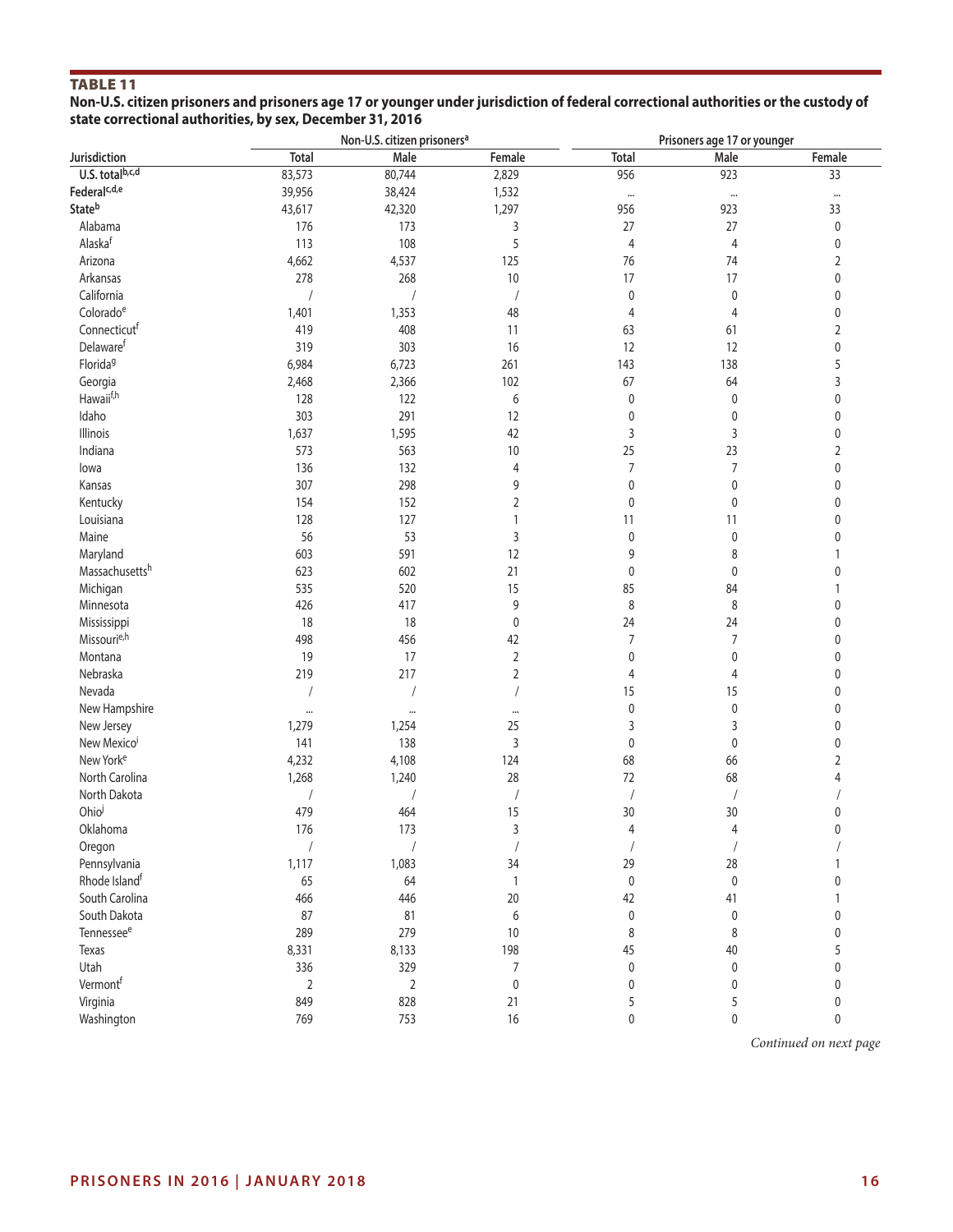**TABLE 11**

**Non-U.S. citizen prisoners and prisoners age 17 or younger under jurisdiction of federal correctional authorities or the custody of state correctional authorities, by sex, December 31, 2016**

| | Non-U.S. citizen prisoners[a] | | | Prisoners age 17 or younger | | |
|---|---|---|---|---|---|---|
| Jurisdiction | Total | Male | Female | Total | Male | Female |
| **U.S. total[b,c,d]** | 83,573 | 80,744 | 2,829 | 956 | 923 | 33 |
| **Federal[c,d,e]** | 39,956 | 38,424 | 1,532 | ... | ... | ... |
| **State[b]** | 43,617 | 42,320 | 1,297 | 956 | 923 | 33 |
| Alabama | 176 | 173 | 3 | 27 | 27 | 0 |
| Alaska[f] | 113 | 108 | 5 | 4 | 4 | 0 |
| Arizona | 4,662 | 4,537 | 125 | 76 | 74 | 2 |
| Arkansas | 278 | 268 | 10 | 17 | 17 | 0 |
| California | / | / | / | 0 | 0 | 0 |
| Colorado[e] | 1,401 | 1,353 | 48 | 4 | 4 | 0 |
| Connecticut[f] | 419 | 408 | 11 | 63 | 61 | 2 |
| Delaware[f] | 319 | 303 | 16 | 12 | 12 | 0 |
| Florida[g] | 6,984 | 6,723 | 261 | 143 | 138 | 5 |
| Georgia | 2,468 | 2,366 | 102 | 67 | 64 | 3 |
| Hawaii[f,h] | 128 | 122 | 6 | 0 | 0 | 0 |
| Idaho | 303 | 291 | 12 | 0 | 0 | 0 |
| Illinois | 1,637 | 1,595 | 42 | 3 | 3 | 0 |
| Indiana | 573 | 563 | 10 | 25 | 23 | 2 |
| Iowa | 136 | 132 | 4 | 7 | 7 | 0 |
| Kansas | 307 | 298 | 9 | 0 | 0 | 0 |
| Kentucky | 154 | 152 | 2 | 0 | 0 | 0 |
| Louisiana | 128 | 127 | 1 | 11 | 11 | 0 |
| Maine | 56 | 53 | 3 | 0 | 0 | 0 |
| Maryland | 603 | 591 | 12 | 9 | 8 | 1 |
| Massachusetts[h] | 623 | 602 | 21 | 0 | 0 | 0 |
| Michigan | 535 | 520 | 15 | 85 | 84 | 1 |
| Minnesota | 426 | 417 | 9 | 8 | 8 | 0 |
| Mississippi | 18 | 18 | 0 | 24 | 24 | 0 |
| Missouri[e,h] | 498 | 456 | 42 | 7 | 7 | 0 |
| Montana | 19 | 17 | 2 | 0 | 0 | 0 |
| Nebraska | 219 | 217 | 2 | 4 | 4 | 0 |
| Nevada | / | / | / | 15 | 15 | 0 |
| New Hampshire | ... | ... | ... | 0 | 0 | 0 |
| New Jersey | 1,279 | 1,254 | 25 | 3 | 3 | 0 |
| New Mexico[i] | 141 | 138 | 3 | 0 | 0 | 0 |
| New York[e] | 4,232 | 4,108 | 124 | 68 | 66 | 2 |
| North Carolina | 1,268 | 1,240 | 28 | 72 | 68 | 4 |
| North Dakota | / | / | / | / | / | / |
| Ohio[j] | 479 | 464 | 15 | 30 | 30 | 0 |
| Oklahoma | 176 | 173 | 3 | 4 | 4 | 0 |
| Oregon | / | / | / | / | / | / |
| Pennsylvania | 1,117 | 1,083 | 34 | 29 | 28 | 1 |
| Rhode Island[f] | 65 | 64 | 1 | 0 | 0 | 0 |
| South Carolina | 466 | 446 | 20 | 42 | 41 | 1 |
| South Dakota | 87 | 81 | 6 | 0 | 0 | 0 |
| Tennessee[e] | 289 | 279 | 10 | 8 | 8 | 0 |
| Texas | 8,331 | 8,133 | 198 | 45 | 40 | 5 |
| Utah | 336 | 329 | 7 | 0 | 0 | 0 |
| Vermont[f] | 2 | 2 | 0 | 0 | 0 | 0 |
| Virginia | 849 | 828 | 21 | 5 | 5 | 0 |
| Washington | 769 | 753 | 16 | 0 | 0 | 0 |

*Continued on next page*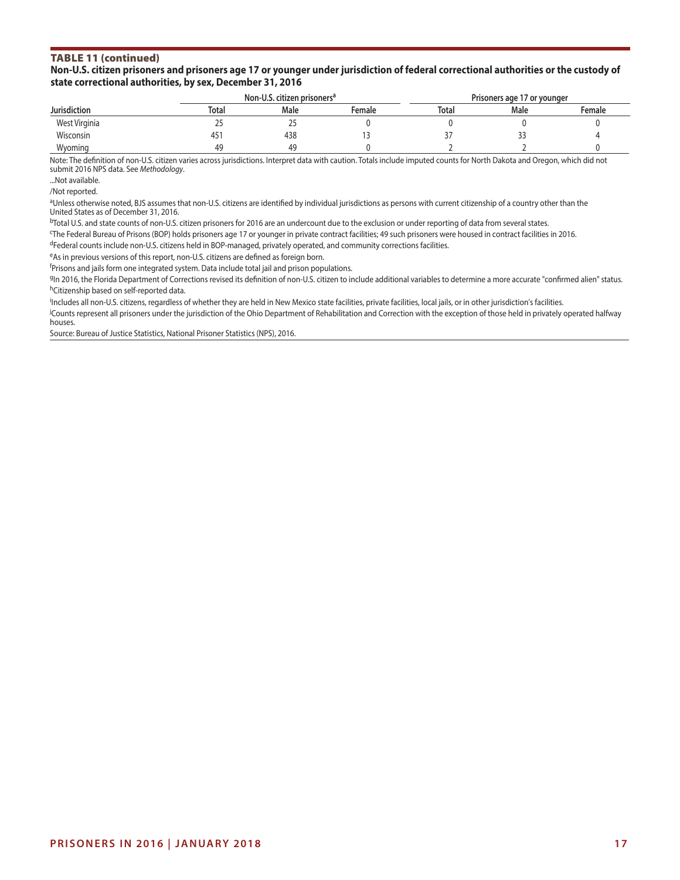**TABLE 11 (continued)**

**Non-U.S. citizen prisoners and prisoners age 17 or younger under jurisdiction of federal correctional authorities or the custody of state correctional authorities, by sex, December 31, 2016**

| | Non-U.S. citizen prisoners[a] | | | Prisoners age 17 or younger | | |
|---|---|---|---|---|---|---|
| Jurisdiction | Total | Male | Female | Total | Male | Female |
| West Virginia | 25 | 25 | 0 | 0 | 0 | 0 |
| Wisconsin | 451 | 438 | 13 | 37 | 33 | 4 |
| Wyoming | 49 | 49 | 0 | 2 | 2 | 0 |

Note: The definition of non-U.S. citizen varies across jurisdictions. Interpret data with caution. Totals include imputed counts for North Dakota and Oregon, which did not submit 2016 NPS data. See *Methodology*.

...Not available.

/Not reported.

[a]Unless otherwise noted, BJS assumes that non-U.S. citizens are identified by individual jurisdictions as persons with current citizenship of a country other than the United States as of December 31, 2016.

[b]Total U.S. and state counts of non-U.S. citizen prisoners for 2016 are an undercount due to the exclusion or under reporting of data from several states.

[c]The Federal Bureau of Prisons (BOP) holds prisoners age 17 or younger in private contract facilities; 49 such prisoners were housed in contract facilities in 2016.

[d]Federal counts include non-U.S. citizens held in BOP-managed, privately operated, and community corrections facilities.

[e]As in previous versions of this report, non-U.S. citizens are defined as foreign born.

[f]Prisons and jails form one integrated system. Data include total jail and prison populations.

[g]In 2016, the Florida Department of Corrections revised its definition of non-U.S. citizen to include additional variables to determine a more accurate "confirmed alien" status.

[h]Citizenship based on self-reported data.

[i]Includes all non-U.S. citizens, regardless of whether they are held in New Mexico state facilities, private facilities, local jails, or in other jurisdiction's facilities.

[j]Counts represent all prisoners under the jurisdiction of the Ohio Department of Rehabilitation and Correction with the exception of those held in privately operated halfway houses.

Source: Bureau of Justice Statistics, National Prisoner Statistics (NPS), 2016.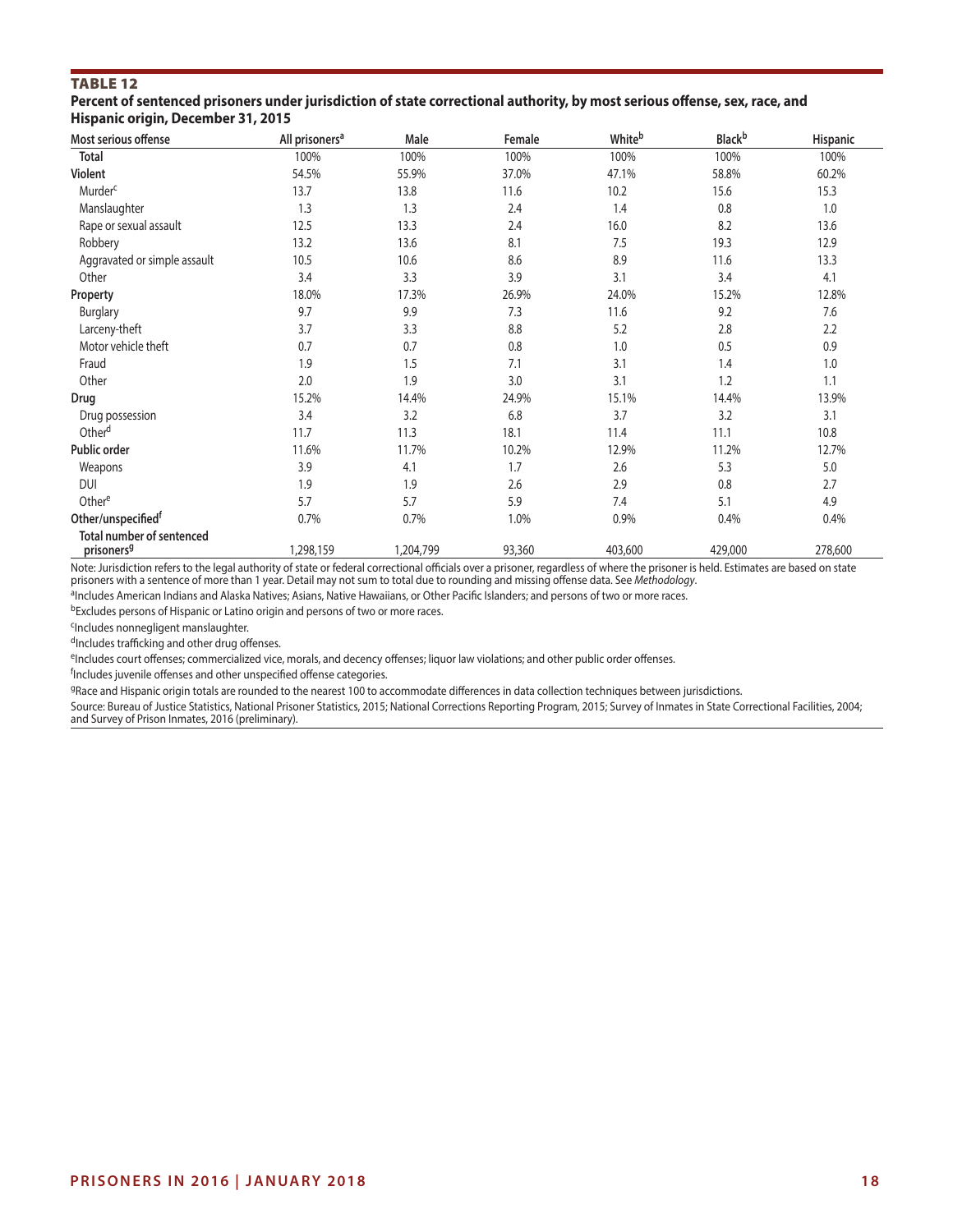## TABLE 12

**Percent of sentenced prisoners under jurisdiction of state correctional authority, by most serious offense, sex, race, and Hispanic origin, December 31, 2015**

| Most serious offense | All prisoners[a] | Male | Female | White[b] | Black[b] | Hispanic |
|---|---|---|---|---|---|---|
| **Total** | 100% | 100% | 100% | 100% | 100% | 100% |
| **Violent** | 54.5% | 55.9% | 37.0% | 47.1% | 58.8% | 60.2% |
| Murder[c] | 13.7 | 13.8 | 11.6 | 10.2 | 15.6 | 15.3 |
| Manslaughter | 1.3 | 1.3 | 2.4 | 1.4 | 0.8 | 1.0 |
| Rape or sexual assault | 12.5 | 13.3 | 2.4 | 16.0 | 8.2 | 13.6 |
| Robbery | 13.2 | 13.6 | 8.1 | 7.5 | 19.3 | 12.9 |
| Aggravated or simple assault | 10.5 | 10.6 | 8.6 | 8.9 | 11.6 | 13.3 |
| Other | 3.4 | 3.3 | 3.9 | 3.1 | 3.4 | 4.1 |
| **Property** | 18.0% | 17.3% | 26.9% | 24.0% | 15.2% | 12.8% |
| Burglary | 9.7 | 9.9 | 7.3 | 11.6 | 9.2 | 7.6 |
| Larceny-theft | 3.7 | 3.3 | 8.8 | 5.2 | 2.8 | 2.2 |
| Motor vehicle theft | 0.7 | 0.7 | 0.8 | 1.0 | 0.5 | 0.9 |
| Fraud | 1.9 | 1.5 | 7.1 | 3.1 | 1.4 | 1.0 |
| Other | 2.0 | 1.9 | 3.0 | 3.1 | 1.2 | 1.1 |
| **Drug** | 15.2% | 14.4% | 24.9% | 15.1% | 14.4% | 13.9% |
| Drug possession | 3.4 | 3.2 | 6.8 | 3.7 | 3.2 | 3.1 |
| Other[d] | 11.7 | 11.3 | 18.1 | 11.4 | 11.1 | 10.8 |
| **Public order** | 11.6% | 11.7% | 10.2% | 12.9% | 11.2% | 12.7% |
| Weapons | 3.9 | 4.1 | 1.7 | 2.6 | 5.3 | 5.0 |
| DUI | 1.9 | 1.9 | 2.6 | 2.9 | 0.8 | 2.7 |
| Other[e] | 5.7 | 5.7 | 5.9 | 7.4 | 5.1 | 4.9 |
| **Other/unspecified[f]** | 0.7% | 0.7% | 1.0% | 0.9% | 0.4% | 0.4% |
| **Total number of sentenced prisoners[g]** | 1,298,159 | 1,204,799 | 93,360 | 403,600 | 429,000 | 278,600 |

Note: Jurisdiction refers to the legal authority of state or federal correctional officials over a prisoner, regardless of where the prisoner is held. Estimates are based on state prisoners with a sentence of more than 1 year. Detail may not sum to total due to rounding and missing offense data. See *Methodology*.

[a]Includes American Indians and Alaska Natives; Asians, Native Hawaiians, or Other Pacific Islanders; and persons of two or more races.

[b]Excludes persons of Hispanic or Latino origin and persons of two or more races.

[c]Includes nonnegligent manslaughter.

[d]Includes trafficking and other drug offenses.

[e]Includes court offenses; commercialized vice, morals, and decency offenses; liquor law violations; and other public order offenses.

[f]Includes juvenile offenses and other unspecified offense categories.

[g]Race and Hispanic origin totals are rounded to the nearest 100 to accommodate differences in data collection techniques between jurisdictions.

Source: Bureau of Justice Statistics, National Prisoner Statistics, 2015; National Corrections Reporting Program, 2015; Survey of Inmates in State Correctional Facilities, 2004; and Survey of Prison Inmates, 2016 (preliminary).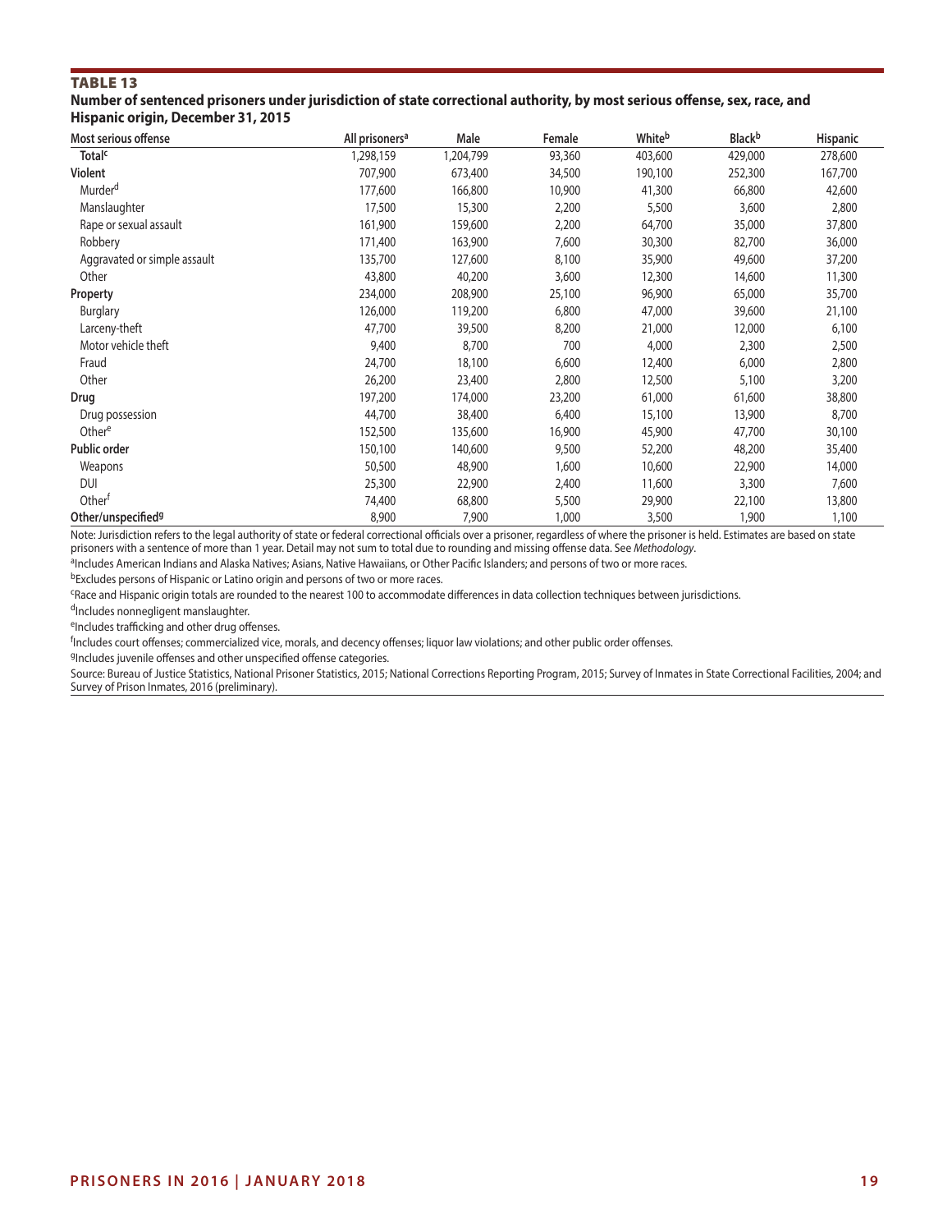**TABLE 13**

**Number of sentenced prisoners under jurisdiction of state correctional authority, by most serious offense, sex, race, and Hispanic origin, December 31, 2015**

| Most serious offense | All prisoners[a] | Male | Female | White[b] | Black[b] | Hispanic |
|---|---|---|---|---|---|---|
| **Total[c]** | 1,298,159 | 1,204,799 | 93,360 | 403,600 | 429,000 | 278,600 |
| **Violent** | 707,900 | 673,400 | 34,500 | 190,100 | 252,300 | 167,700 |
| Murder[d] | 177,600 | 166,800 | 10,900 | 41,300 | 66,800 | 42,600 |
| Manslaughter | 17,500 | 15,300 | 2,200 | 5,500 | 3,600 | 2,800 |
| Rape or sexual assault | 161,900 | 159,600 | 2,200 | 64,700 | 35,000 | 37,800 |
| Robbery | 171,400 | 163,900 | 7,600 | 30,300 | 82,700 | 36,000 |
| Aggravated or simple assault | 135,700 | 127,600 | 8,100 | 35,900 | 49,600 | 37,200 |
| Other | 43,800 | 40,200 | 3,600 | 12,300 | 14,600 | 11,300 |
| **Property** | 234,000 | 208,900 | 25,100 | 96,900 | 65,000 | 35,700 |
| Burglary | 126,000 | 119,200 | 6,800 | 47,000 | 39,600 | 21,100 |
| Larceny-theft | 47,700 | 39,500 | 8,200 | 21,000 | 12,000 | 6,100 |
| Motor vehicle theft | 9,400 | 8,700 | 700 | 4,000 | 2,300 | 2,500 |
| Fraud | 24,700 | 18,100 | 6,600 | 12,400 | 6,000 | 2,800 |
| Other | 26,200 | 23,400 | 2,800 | 12,500 | 5,100 | 3,200 |
| **Drug** | 197,200 | 174,000 | 23,200 | 61,000 | 61,600 | 38,800 |
| Drug possession | 44,700 | 38,400 | 6,400 | 15,100 | 13,900 | 8,700 |
| Other[e] | 152,500 | 135,600 | 16,900 | 45,900 | 47,700 | 30,100 |
| **Public order** | 150,100 | 140,600 | 9,500 | 52,200 | 48,200 | 35,400 |
| Weapons | 50,500 | 48,900 | 1,600 | 10,600 | 22,900 | 14,000 |
| DUI | 25,300 | 22,900 | 2,400 | 11,600 | 3,300 | 7,600 |
| Other[f] | 74,400 | 68,800 | 5,500 | 29,900 | 22,100 | 13,800 |
| **Other/unspecified[g]** | 8,900 | 7,900 | 1,000 | 3,500 | 1,900 | 1,100 |

Note: Jurisdiction refers to the legal authority of state or federal correctional officials over a prisoner, regardless of where the prisoner is held. Estimates are based on state prisoners with a sentence of more than 1 year. Detail may not sum to total due to rounding and missing offense data. See *Methodology*.

[a]Includes American Indians and Alaska Natives; Asians, Native Hawaiians, or Other Pacific Islanders; and persons of two or more races.

[b]Excludes persons of Hispanic or Latino origin and persons of two or more races.

[c]Race and Hispanic origin totals are rounded to the nearest 100 to accommodate differences in data collection techniques between jurisdictions.

[d]Includes nonnegligent manslaughter.

[e]Includes trafficking and other drug offenses.

[f]Includes court offenses; commercialized vice, morals, and decency offenses; liquor law violations; and other public order offenses.

[g]Includes juvenile offenses and other unspecified offense categories.

Source: Bureau of Justice Statistics, National Prisoner Statistics, 2015; National Corrections Reporting Program, 2015; Survey of Inmates in State Correctional Facilities, 2004; and Survey of Prison Inmates, 2016 (preliminary).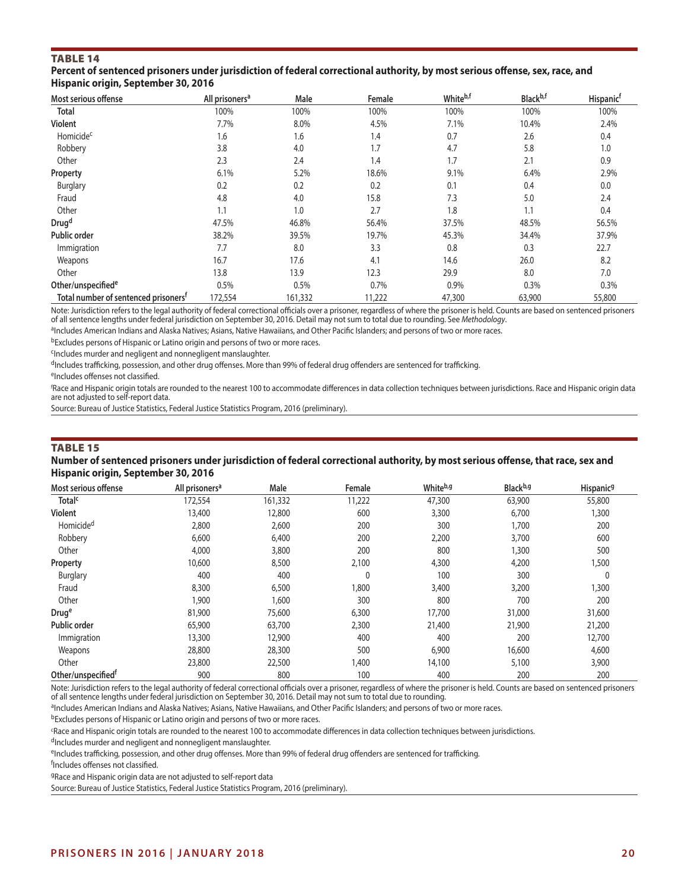### TABLE 14

**Percent of sentenced prisoners under jurisdiction of federal correctional authority, by most serious offense, sex, race, and Hispanic origin, September 30, 2016**

| Most serious offense | All prisoners[a] | Male | Female | White[b,f] | Black[b,f] | Hispanic[f] |
|---|---|---|---|---|---|---|
| Total | 100% | 100% | 100% | 100% | 100% | 100% |
| **Violent** | 7.7% | 8.0% | 4.5% | 7.1% | 10.4% | 2.4% |
| Homicide[c] | 1.6 | 1.6 | 1.4 | 0.7 | 2.6 | 0.4 |
| Robbery | 3.8 | 4.0 | 1.7 | 4.7 | 5.8 | 1.0 |
| Other | 2.3 | 2.4 | 1.4 | 1.7 | 2.1 | 0.9 |
| **Property** | 6.1% | 5.2% | 18.6% | 9.1% | 6.4% | 2.9% |
| Burglary | 0.2 | 0.2 | 0.2 | 0.1 | 0.4 | 0.0 |
| Fraud | 4.8 | 4.0 | 15.8 | 7.3 | 5.0 | 2.4 |
| Other | 1.1 | 1.0 | 2.7 | 1.8 | 1.1 | 0.4 |
| **Drug[d]** | 47.5% | 46.8% | 56.4% | 37.5% | 48.5% | 56.5% |
| **Public order** | 38.2% | 39.5% | 19.7% | 45.3% | 34.4% | 37.9% |
| Immigration | 7.7 | 8.0 | 3.3 | 0.8 | 0.3 | 22.7 |
| Weapons | 16.7 | 17.6 | 4.1 | 14.6 | 26.0 | 8.2 |
| Other | 13.8 | 13.9 | 12.3 | 29.9 | 8.0 | 7.0 |
| **Other/unspecified[e]** | 0.5% | 0.5% | 0.7% | 0.9% | 0.3% | 0.3% |
| Total number of sentenced prisoners[f] | 172,554 | 161,332 | 11,222 | 47,300 | 63,900 | 55,800 |

Note: Jurisdiction refers to the legal authority of federal correctional officials over a prisoner, regardless of where the prisoner is held. Counts are based on sentenced prisoners of all sentence lengths under federal jurisdiction on September 30, 2016. Detail may not sum to total due to rounding. See *Methodology*.

[a]Includes American Indians and Alaska Natives; Asians, Native Hawaiians, and Other Pacific Islanders; and persons of two or more races.

[b]Excludes persons of Hispanic or Latino origin and persons of two or more races.

[c]Includes murder and negligent and nonnegligent manslaughter.

[d]Includes trafficking, possession, and other drug offenses. More than 99% of federal drug offenders are sentenced for trafficking.

[e]Includes offenses not classified.

[f]Race and Hispanic origin totals are rounded to the nearest 100 to accommodate differences in data collection techniques between jurisdictions. Race and Hispanic origin data are not adjusted to self-report data.

Source: Bureau of Justice Statistics, Federal Justice Statistics Program, 2016 (preliminary).

### TABLE 15

**Number of sentenced prisoners under jurisdiction of federal correctional authority, by most serious offense, that race, sex and Hispanic origin, September 30, 2016**

| Most serious offense | All prisoners[a] | Male | Female | White[b,g] | Black[b,g] | Hispanic[g] |
|---|---|---|---|---|---|---|
| Total[c] | 172,554 | 161,332 | 11,222 | 47,300 | 63,900 | 55,800 |
| **Violent** | 13,400 | 12,800 | 600 | 3,300 | 6,700 | 1,300 |
| Homicide[d] | 2,800 | 2,600 | 200 | 300 | 1,700 | 200 |
| Robbery | 6,600 | 6,400 | 200 | 2,200 | 3,700 | 600 |
| Other | 4,000 | 3,800 | 200 | 800 | 1,300 | 500 |
| **Property** | 10,600 | 8,500 | 2,100 | 4,300 | 4,200 | 1,500 |
| Burglary | 400 | 400 | 0 | 100 | 300 | 0 |
| Fraud | 8,300 | 6,500 | 1,800 | 3,400 | 3,200 | 1,300 |
| Other | 1,900 | 1,600 | 300 | 800 | 700 | 200 |
| **Drug[e]** | 81,900 | 75,600 | 6,300 | 17,700 | 31,000 | 31,600 |
| **Public order** | 65,900 | 63,700 | 2,300 | 21,400 | 21,900 | 21,200 |
| Immigration | 13,300 | 12,900 | 400 | 400 | 200 | 12,700 |
| Weapons | 28,800 | 28,300 | 500 | 6,900 | 16,600 | 4,600 |
| Other | 23,800 | 22,500 | 1,400 | 14,100 | 5,100 | 3,900 |
| **Other/unspecified[f]** | 900 | 800 | 100 | 400 | 200 | 200 |

Note: Jurisdiction refers to the legal authority of federal correctional officials over a prisoner, regardless of where the prisoner is held. Counts are based on sentenced prisoners of all sentence lengths under federal jurisdiction on September 30, 2016. Detail may not sum to total due to rounding.

[a]Includes American Indians and Alaska Natives; Asians, Native Hawaiians, and Other Pacific Islanders; and persons of two or more races.

[b]Excludes persons of Hispanic or Latino origin and persons of two or more races.

[c]Race and Hispanic origin totals are rounded to the nearest 100 to accommodate differences in data collection techniques between jurisdictions.

[d]Includes murder and negligent and nonnegligent manslaughter.

[e]Includes trafficking, possession, and other drug offenses. More than 99% of federal drug offenders are sentenced for trafficking.

[f]Includes offenses not classified.

[g]Race and Hispanic origin data are not adjusted to self-report data

Source: Bureau of Justice Statistics, Federal Justice Statistics Program, 2016 (preliminary).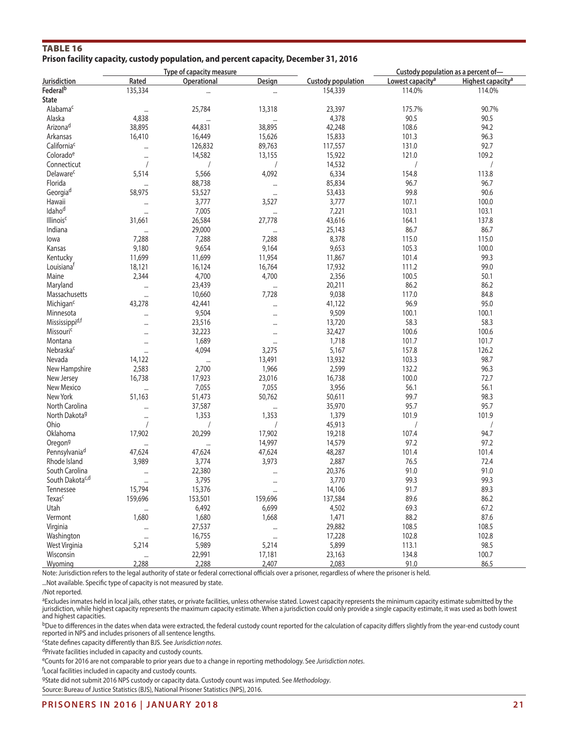## TABLE 16

**Prison facility capacity, custody population, and percent capacity, December 31, 2016**

| | Type of capacity measure | | | | Custody population as a percent of— | |
|---|---|---|---|---|---|---|
| Jurisdiction | Rated | Operational | Design | Custody population | Lowest capacity[a] | Highest capacity[a] |
| Federal[b] | 135,334 | ... | ... | 154,339 | 114.0% | 114.0% |
| **State** | | | | | | |
| Alabama[c] | ... | 25,784 | 13,318 | 23,397 | 175.7% | 90.7% |
| Alaska | 4,838 | ... | ... | 4,378 | 90.5 | 90.5 |
| Arizona[d] | 38,895 | 44,831 | 38,895 | 42,248 | 108.6 | 94.2 |
| Arkansas | 16,410 | 16,449 | 15,626 | 15,833 | 101.3 | 96.3 |
| California[c] | ... | 126,832 | 89,763 | 117,557 | 131.0 | 92.7 |
| Colorado[e] | ... | 14,582 | 13,155 | 15,922 | 121.0 | 109.2 |
| Connecticut | / | / | / | 14,532 | / | / |
| Delaware[c] | 5,514 | 5,566 | 4,092 | 6,334 | 154.8 | 113.8 |
| Florida | ... | 88,738 | ... | 85,834 | 96.7 | 96.7 |
| Georgia[d] | 58,975 | 53,527 | ... | 53,433 | 99.8 | 90.6 |
| Hawaii | ... | 3,777 | 3,527 | 3,777 | 107.1 | 100.0 |
| Idaho[d] | ... | 7,005 | ... | 7,221 | 103.1 | 103.1 |
| Illinois[c] | 31,661 | 26,584 | 27,778 | 43,616 | 164.1 | 137.8 |
| Indiana | ... | 29,000 | ... | 25,143 | 86.7 | 86.7 |
| Iowa | 7,288 | 7,288 | 7,288 | 8,378 | 115.0 | 115.0 |
| Kansas | 9,180 | 9,654 | 9,164 | 9,653 | 105.3 | 100.0 |
| Kentucky | 11,699 | 11,699 | 11,954 | 11,867 | 101.4 | 99.3 |
| Louisiana[f] | 18,121 | 16,124 | 16,764 | 17,932 | 111.2 | 99.0 |
| Maine | 2,344 | 4,700 | 4,700 | 2,356 | 100.5 | 50.1 |
| Maryland | ... | 23,439 | ... | 20,211 | 86.2 | 86.2 |
| Massachusetts | ... | 10,660 | 7,728 | 9,038 | 117.0 | 84.8 |
| Michigan[c] | 43,278 | 42,441 | ... | 41,122 | 96.9 | 95.0 |
| Minnesota | ... | 9,504 | ... | 9,509 | 100.1 | 100.1 |
| Mississippi[d,f] | ... | 23,516 | ... | 13,720 | 58.3 | 58.3 |
| Missouri[c] | ... | 32,223 | ... | 32,427 | 100.6 | 100.6 |
| Montana | ... | 1,689 | ... | 1,718 | 101.7 | 101.7 |
| Nebraska[c] | ... | 4,094 | 3,275 | 5,167 | 157.8 | 126.2 |
| Nevada | 14,122 | ... | 13,491 | 13,932 | 103.3 | 98.7 |
| New Hampshire | 2,583 | 2,700 | 1,966 | 2,599 | 132.2 | 96.3 |
| New Jersey | 16,738 | 17,923 | 23,016 | 16,738 | 100.0 | 72.7 |
| New Mexico | ... | 7,055 | 7,055 | 3,956 | 56.1 | 56.1 |
| New York | 51,163 | 51,473 | 50,762 | 50,611 | 99.7 | 98.3 |
| North Carolina | ... | 37,587 | ... | 35,970 | 95.7 | 95.7 |
| North Dakota[g] | ... | 1,353 | 1,353 | 1,379 | 101.9 | 101.9 |
| Ohio | / | / | / | 45,913 | / | / |
| Oklahoma | 17,902 | 20,299 | 17,902 | 19,218 | 107.4 | 94.7 |
| Oregon[g] | ... | ... | 14,997 | 14,579 | 97.2 | 97.2 |
| Pennsylvania[d] | 47,624 | 47,624 | 47,624 | 48,287 | 101.4 | 101.4 |
| Rhode Island | 3,989 | 3,774 | 3,973 | 2,887 | 76.5 | 72.4 |
| South Carolina | ... | 22,380 | ... | 20,376 | 91.0 | 91.0 |
| South Dakota[c,d] | ... | 3,795 | ... | 3,770 | 99.3 | 99.3 |
| Tennessee | 15,794 | 15,376 | ... | 14,106 | 91.7 | 89.3 |
| Texas[c] | 159,696 | 153,501 | 159,696 | 137,584 | 89.6 | 86.2 |
| Utah | ... | 6,492 | 6,699 | 4,502 | 69.3 | 67.2 |
| Vermont | 1,680 | 1,680 | 1,668 | 1,471 | 88.2 | 87.6 |
| Virginia | ... | 27,537 | ... | 29,882 | 108.5 | 108.5 |
| Washington | ... | 16,755 | ... | 17,228 | 102.8 | 102.8 |
| West Virginia | 5,214 | 5,989 | 5,214 | 5,899 | 113.1 | 98.5 |
| Wisconsin | ... | 22,991 | 17,181 | 23,163 | 134.8 | 100.7 |
| Wyoming | 2,288 | 2,288 | 2,407 | 2,083 | 91.0 | 86.5 |

Note: Jurisdiction refers to the legal authority of state or federal correctional officials over a prisoner, regardless of where the prisoner is held.

...Not available. Specific type of capacity is not measured by state.

/Not reported.

[a]Excludes inmates held in local jails, other states, or private facilities, unless otherwise stated. Lowest capacity represents the minimum capacity estimate submitted by the jurisdiction, while highest capacity represents the maximum capacity estimate. When a jurisdiction could only provide a single capacity estimate, it was used as both lowest and highest capacities.

[b]Due to differences in the dates when data were extracted, the federal custody count reported for the calculation of capacity differs slightly from the year-end custody count reported in NPS and includes prisoners of all sentence lengths.

[c]State defines capacity differently than BJS. See *Jurisdiction notes*.

[d]Private facilities included in capacity and custody counts.

[e]Counts for 2016 are not comparable to prior years due to a change in reporting methodology. See *Jurisdiction notes*.

[f]Local facilities included in capacity and custody counts.

[g]State did not submit 2016 NPS custody or capacity data. Custody count was imputed. See *Methodology*.

Source: Bureau of Justice Statistics (BJS), National Prisoner Statistics (NPS), 2016.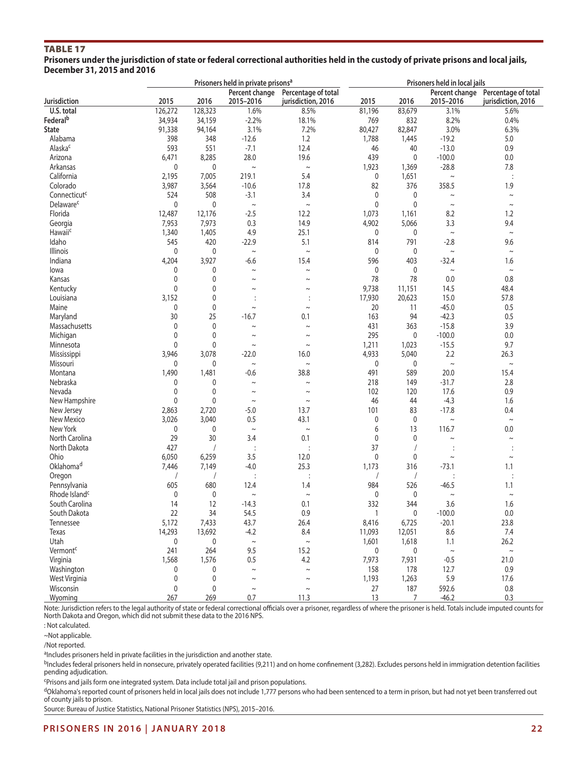**TABLE 17**

**Prisoners under the jurisdiction of state or federal correctional authorities held in the custody of private prisons and local jails, December 31, 2015 and 2016**

| | Prisoners held in private prisons[a] | | | | Prisoners held in local jails | | | |
|---|---|---|---|---|---|---|---|---|
| Jurisdiction | 2015 | 2016 | Percent change 2015–2016 | Percentage of total jurisdiction, 2016 | 2015 | 2016 | Percent change 2015–2016 | Percentage of total jurisdiction, 2016 |
| U.S. total | 126,272 | 128,323 | 1.6% | 8.5% | 81,196 | 83,679 | 3.1% | 5.6% |
| Federal[b] | 34,934 | 34,159 | -2.2% | 18.1% | 769 | 832 | 8.2% | 0.4% |
| State | 91,338 | 94,164 | 3.1% | 7.2% | 80,427 | 82,847 | 3.0% | 6.3% |
| Alabama | 398 | 348 | -12.6 | 1.2 | 1,788 | 1,445 | -19.2 | 5.0 |
| Alaska[c] | 593 | 551 | -7.1 | 12.4 | 46 | 40 | -13.0 | 0.9 |
| Arizona | 6,471 | 8,285 | 28.0 | 19.6 | 439 | 0 | -100.0 | 0.0 |
| Arkansas | 0 | 0 | ~ | ~ | 1,923 | 1,369 | -28.8 | 7.8 |
| California | 2,195 | 7,005 | 219.1 | 5.4 | 0 | 1,651 | ~ | : |
| Colorado | 3,987 | 3,564 | -10.6 | 17.8 | 82 | 376 | 358.5 | 1.9 |
| Connecticut[c] | 524 | 508 | -3.1 | 3.4 | 0 | 0 | ~ | ~ |
| Delaware[c] | 0 | 0 | ~ | ~ | 0 | 0 | ~ | ~ |
| Florida | 12,487 | 12,176 | -2.5 | 12.2 | 1,073 | 1,161 | 8.2 | 1.2 |
| Georgia | 7,953 | 7,973 | 0.3 | 14.9 | 4,902 | 5,066 | 3.3 | 9.4 |
| Hawaii[c] | 1,340 | 1,405 | 4.9 | 25.1 | 0 | 0 | ~ | ~ |
| Idaho | 545 | 420 | -22.9 | 5.1 | 814 | 791 | -2.8 | 9.6 |
| Illinois | 0 | 0 | ~ | ~ | 0 | 0 | ~ | ~ |
| Indiana | 4,204 | 3,927 | -6.6 | 15.4 | 596 | 403 | -32.4 | 1.6 |
| Iowa | 0 | 0 | ~ | ~ | 0 | 0 | ~ | ~ |
| Kansas | 0 | 0 | ~ | ~ | 78 | 78 | 0.0 | 0.8 |
| Kentucky | 0 | 0 | ~ | ~ | 9,738 | 11,151 | 14.5 | 48.4 |
| Louisiana | 3,152 | 0 | : | : | 17,930 | 20,623 | 15.0 | 57.8 |
| Maine | 0 | 0 | ~ | ~ | 20 | 11 | -45.0 | 0.5 |
| Maryland | 30 | 25 | -16.7 | 0.1 | 163 | 94 | -42.3 | 0.5 |
| Massachusetts | 0 | 0 | ~ | ~ | 431 | 363 | -15.8 | 3.9 |
| Michigan | 0 | 0 | ~ | ~ | 295 | 0 | -100.0 | 0.0 |
| Minnesota | 0 | 0 | ~ | ~ | 1,211 | 1,023 | -15.5 | 9.7 |
| Mississippi | 3,946 | 3,078 | -22.0 | 16.0 | 4,933 | 5,040 | 2.2 | 26.3 |
| Missouri | 0 | 0 | ~ | ~ | 0 | 0 | ~ | ~ |
| Montana | 1,490 | 1,481 | -0.6 | 38.8 | 491 | 589 | 20.0 | 15.4 |
| Nebraska | 0 | 0 | ~ | ~ | 218 | 149 | -31.7 | 2.8 |
| Nevada | 0 | 0 | ~ | ~ | 102 | 120 | 17.6 | 0.9 |
| New Hampshire | 0 | 0 | ~ | ~ | 46 | 44 | -4.3 | 1.6 |
| New Jersey | 2,863 | 2,720 | -5.0 | 13.7 | 101 | 83 | -17.8 | 0.4 |
| New Mexico | 3,026 | 3,040 | 0.5 | 43.1 | 0 | 0 | ~ | ~ |
| New York | 0 | 0 | ~ | ~ | 6 | 13 | 116.7 | 0.0 |
| North Carolina | 29 | 30 | 3.4 | 0.1 | 0 | 0 | ~ | ~ |
| North Dakota | 427 | / | : | : | 37 | / | : | : |
| Ohio | 6,050 | 6,259 | 3.5 | 12.0 | 0 | 0 | ~ | ~ |
| Oklahoma[d] | 7,446 | 7,149 | -4.0 | 25.3 | 1,173 | 316 | -73.1 | 1.1 |
| Oregon | / | / | : | : | / | / | : | : |
| Pennsylvania | 605 | 680 | 12.4 | 1.4 | 984 | 526 | -46.5 | 1.1 |
| Rhode Island[c] | 0 | 0 | ~ | ~ | 0 | 0 | ~ | ~ |
| South Carolina | 14 | 12 | -14.3 | 0.1 | 332 | 344 | 3.6 | 1.6 |
| South Dakota | 22 | 34 | 54.5 | 0.9 | 1 | 0 | -100.0 | 0.0 |
| Tennessee | 5,172 | 7,433 | 43.7 | 26.4 | 8,416 | 6,725 | -20.1 | 23.8 |
| Texas | 14,293 | 13,692 | -4.2 | 8.4 | 11,093 | 12,051 | 8.6 | 7.4 |
| Utah | 0 | 0 | ~ | ~ | 1,601 | 1,618 | 1.1 | 26.2 |
| Vermont[c] | 241 | 264 | 9.5 | 15.2 | 0 | 0 | ~ | ~ |
| Virginia | 1,568 | 1,576 | 0.5 | 4.2 | 7,973 | 7,931 | -0.5 | 21.0 |
| Washington | 0 | 0 | ~ | ~ | 158 | 178 | 12.7 | 0.9 |
| West Virginia | 0 | 0 | ~ | ~ | 1,193 | 1,263 | 5.9 | 17.6 |
| Wisconsin | 0 | 0 | ~ | ~ | 27 | 187 | 592.6 | 0.8 |
| Wyoming | 267 | 269 | 0.7 | 11.3 | 13 | 7 | -46.2 | 0.3 |

Note: Jurisdiction refers to the legal authority of state or federal correctional officials over a prisoner, regardless of where the prisoner is held. Totals include imputed counts for North Dakota and Oregon, which did not submit these data to the 2016 NPS.

: Not calculated.

~Not applicable.

/Not reported.

[a]Includes prisoners held in private facilities in the jurisdiction and another state.

[b]Includes federal prisoners held in nonsecure, privately operated facilities (9,211) and on home confinement (3,282). Excludes persons held in immigration detention facilities pending adjudication.

[c]Prisons and jails form one integrated system. Data include total jail and prison populations.

[d]Oklahoma's reported count of prisoners held in local jails does not include 1,777 persons who had been sentenced to a term in prison, but had not yet been transferred out of county jails to prison.

Source: Bureau of Justice Statistics, National Prisoner Statistics (NPS), 2015–2016.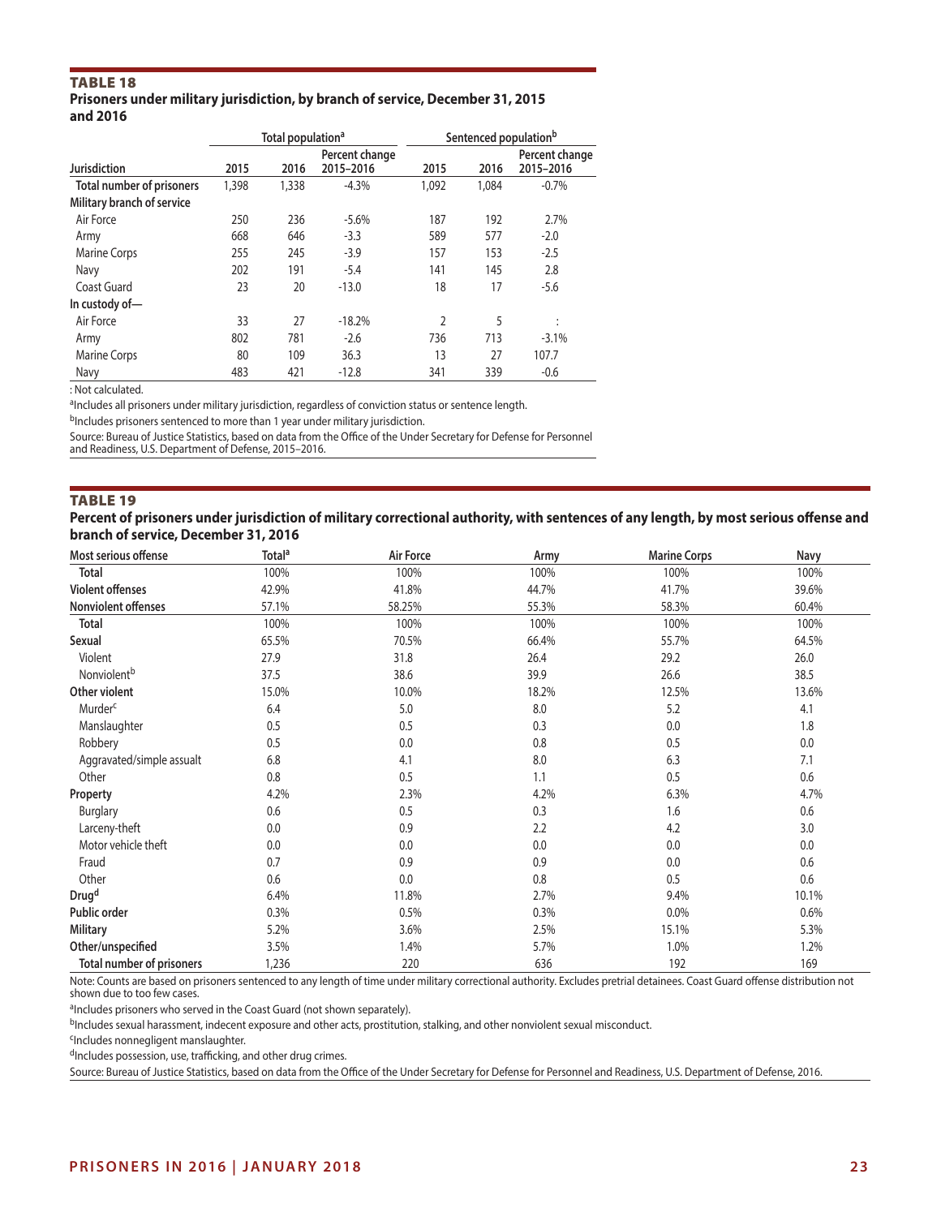## TABLE 18

**Prisoners under military jurisdiction, by branch of service, December 31, 2015 and 2016**

| Jurisdiction | Total population[a] | | | Sentenced population[b] | | |
|---|---|---|---|---|---|---|
| | 2015 | 2016 | Percent change 2015–2016 | 2015 | 2016 | Percent change 2015–2016 |
| **Total number of prisoners** | 1,398 | 1,338 | -4.3% | 1,092 | 1,084 | -0.7% |
| **Military branch of service** | | | | | | |
| Air Force | 250 | 236 | -5.6% | 187 | 192 | 2.7% |
| Army | 668 | 646 | -3.3 | 589 | 577 | -2.0 |
| Marine Corps | 255 | 245 | -3.9 | 157 | 153 | -2.5 |
| Navy | 202 | 191 | -5.4 | 141 | 145 | 2.8 |
| Coast Guard | 23 | 20 | -13.0 | 18 | 17 | -5.6 |
| **In custody of—** | | | | | | |
| Air Force | 33 | 27 | -18.2% | 2 | 5 | : |
| Army | 802 | 781 | -2.6 | 736 | 713 | -3.1% |
| Marine Corps | 80 | 109 | 36.3 | 13 | 27 | 107.7 |
| Navy | 483 | 421 | -12.8 | 341 | 339 | -0.6 |

: Not calculated.

[a]Includes all prisoners under military jurisdiction, regardless of conviction status or sentence length.

[b]Includes prisoners sentenced to more than 1 year under military jurisdiction.

Source: Bureau of Justice Statistics, based on data from the Office of the Under Secretary for Defense for Personnel and Readiness, U.S. Department of Defense, 2015–2016.

## TABLE 19

**Percent of prisoners under jurisdiction of military correctional authority, with sentences of any length, by most serious offense and branch of service, December 31, 2016**

| Most serious offense | Total[a] | Air Force | Army | Marine Corps | Navy |
|---|---|---|---|---|---|
| **Total** | 100% | 100% | 100% | 100% | 100% |
| **Violent offenses** | 42.9% | 41.8% | 44.7% | 41.7% | 39.6% |
| **Nonviolent offenses** | 57.1% | 58.25% | 55.3% | 58.3% | 60.4% |
| **Total** | 100% | 100% | 100% | 100% | 100% |
| **Sexual** | 65.5% | 70.5% | 66.4% | 55.7% | 64.5% |
| Violent | 27.9 | 31.8 | 26.4 | 29.2 | 26.0 |
| Nonviolent[b] | 37.5 | 38.6 | 39.9 | 26.6 | 38.5 |
| **Other violent** | 15.0% | 10.0% | 18.2% | 12.5% | 13.6% |
| Murder[c] | 6.4 | 5.0 | 8.0 | 5.2 | 4.1 |
| Manslaughter | 0.5 | 0.5 | 0.3 | 0.0 | 1.8 |
| Robbery | 0.5 | 0.0 | 0.8 | 0.5 | 0.0 |
| Aggravated/simple assault | 6.8 | 4.1 | 8.0 | 6.3 | 7.1 |
| Other | 0.8 | 0.5 | 1.1 | 0.5 | 0.6 |
| **Property** | 4.2% | 2.3% | 4.2% | 6.3% | 4.7% |
| Burglary | 0.6 | 0.5 | 0.3 | 1.6 | 0.6 |
| Larceny-theft | 0.0 | 0.9 | 2.2 | 4.2 | 3.0 |
| Motor vehicle theft | 0.0 | 0.0 | 0.0 | 0.0 | 0.0 |
| Fraud | 0.7 | 0.9 | 0.9 | 0.0 | 0.6 |
| Other | 0.6 | 0.0 | 0.8 | 0.5 | 0.6 |
| **Drug[d]** | 6.4% | 11.8% | 2.7% | 9.4% | 10.1% |
| **Public order** | 0.3% | 0.5% | 0.3% | 0.0% | 0.6% |
| **Military** | 5.2% | 3.6% | 2.5% | 15.1% | 5.3% |
| **Other/unspecified** | 3.5% | 1.4% | 5.7% | 1.0% | 1.2% |
| **Total number of prisoners** | 1,236 | 220 | 636 | 192 | 169 |

Note: Counts are based on prisoners sentenced to any length of time under military correctional authority. Excludes pretrial detainees. Coast Guard offense distribution not shown due to too few cases.

[a]Includes prisoners who served in the Coast Guard (not shown separately).

[b]Includes sexual harassment, indecent exposure and other acts, prostitution, stalking, and other nonviolent sexual misconduct.

[c]Includes nonnegligent manslaughter.

[d]Includes possession, use, trafficking, and other drug crimes.

Source: Bureau of Justice Statistics, based on data from the Office of the Under Secretary for Defense for Personnel and Readiness, U.S. Department of Defense, 2016.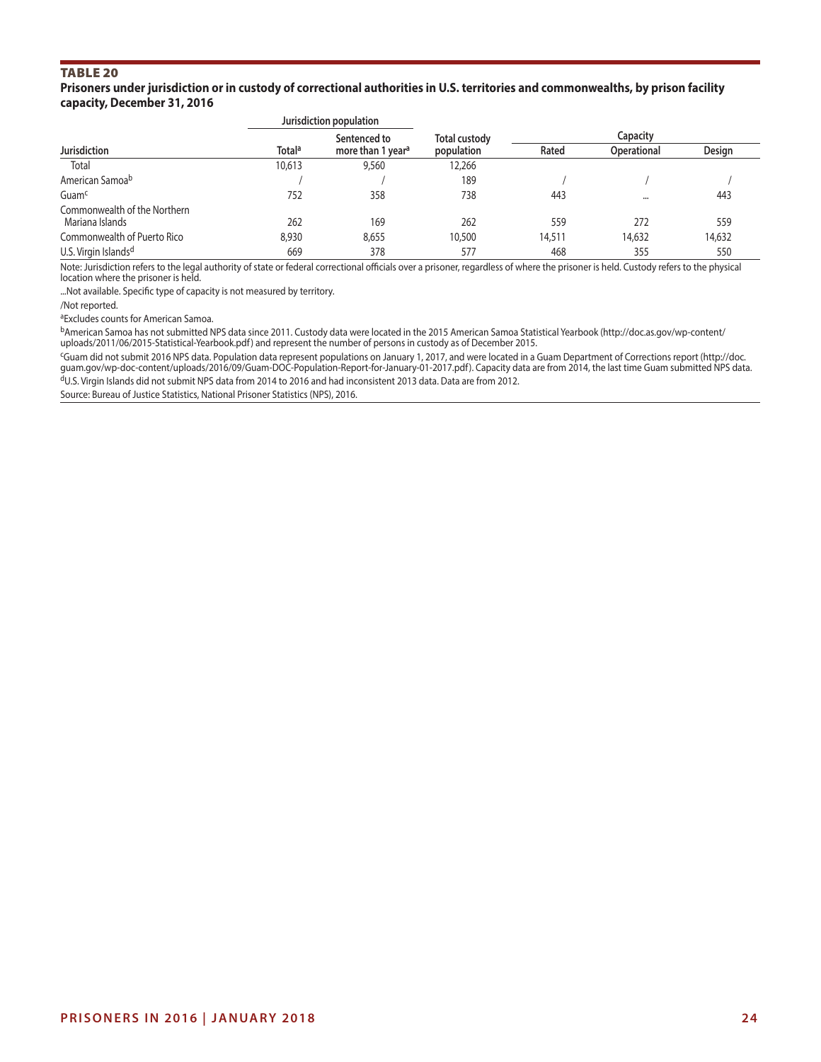## TABLE 20

**Prisoners under jurisdiction or in custody of correctional authorities in U.S. territories and commonwealths, by prison facility capacity, December 31, 2016**

| Jurisdiction | Jurisdiction population | | Total custody population | Capacity | | |
|---|---|---|---|---|---|---|
| | Total[a] | Sentenced to more than 1 year[a] | | Rated | Operational | Design |
| Total | 10,613 | 9,560 | 12,266 | | | |
| American Samoa[b] | / | / | 189 | / | / | / |
| Guam[c] | 752 | 358 | 738 | 443 | ... | 443 |
| Commonwealth of the Northern Mariana Islands | 262 | 169 | 262 | 559 | 272 | 559 |
| Commonwealth of Puerto Rico | 8,930 | 8,655 | 10,500 | 14,511 | 14,632 | 14,632 |
| U.S. Virgin Islands[d] | 669 | 378 | 577 | 468 | 355 | 550 |

Note: Jurisdiction refers to the legal authority of state or federal correctional officials over a prisoner, regardless of where the prisoner is held. Custody refers to the physical location where the prisoner is held.

...Not available. Specific type of capacity is not measured by territory.

/Not reported.

[a]Excludes counts for American Samoa.

[b]American Samoa has not submitted NPS data since 2011. Custody data were located in the 2015 American Samoa Statistical Yearbook (http://doc.as.gov/wp-content/uploads/2011/06/2015-Statistical-Yearbook.pdf) and represent the number of persons in custody as of December 2015.

[c]Guam did not submit 2016 NPS data. Population data represent populations on January 1, 2017, and were located in a Guam Department of Corrections report (http://doc.guam.gov/wp-doc-content/uploads/2016/09/Guam-DOC-Population-Report-for-January-01-2017.pdf). Capacity data are from 2014, the last time Guam submitted NPS data.

[d]U.S. Virgin Islands did not submit NPS data from 2014 to 2016 and had inconsistent 2013 data. Data are from 2012.

Source: Bureau of Justice Statistics, National Prisoner Statistics (NPS), 2016.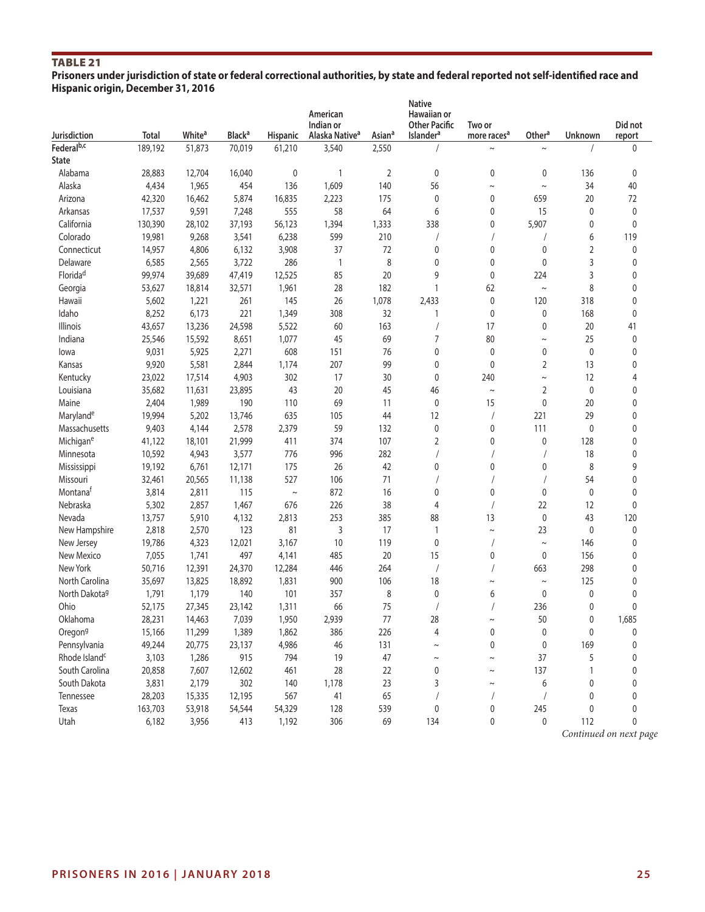**TABLE 21**

**Prisoners under jurisdiction of state or federal correctional authorities, by state and federal reported not self-identified race and Hispanic origin, December 31, 2016**

| Jurisdiction | Total | White[a] | Black[a] | Hispanic | American Indian or Alaska Native[a] | Asian[a] | Native Hawaiian or Other Pacific Islander[a] | Two or more races[a] | Other[a] | Unknown | Did not report |
|---|---|---|---|---|---|---|---|---|---|---|---|
| Federal[b,c] | 189,192 | 51,873 | 70,019 | 61,210 | 3,540 | 2,550 | / | ~ | ~ | / | 0 |
| State | | | | | | | | | | | |
| Alabama | 28,883 | 12,704 | 16,040 | 0 | 1 | 2 | 0 | 0 | 0 | 136 | 0 |
| Alaska | 4,434 | 1,965 | 454 | 136 | 1,609 | 140 | 56 | ~ | ~ | 34 | 40 |
| Arizona | 42,320 | 16,462 | 5,874 | 16,835 | 2,223 | 175 | 0 | 0 | 659 | 20 | 72 |
| Arkansas | 17,537 | 9,591 | 7,248 | 555 | 58 | 64 | 6 | 0 | 15 | 0 | 0 |
| California | 130,390 | 28,102 | 37,193 | 56,123 | 1,394 | 1,333 | 338 | 0 | 5,907 | 0 | 0 |
| Colorado | 19,981 | 9,268 | 3,541 | 6,238 | 599 | 210 | / | / | / | 6 | 119 |
| Connecticut | 14,957 | 4,806 | 6,132 | 3,908 | 37 | 72 | 0 | 0 | 0 | 2 | 0 |
| Delaware | 6,585 | 2,565 | 3,722 | 286 | 1 | 8 | 0 | 0 | 0 | 3 | 0 |
| Florida[d] | 99,974 | 39,689 | 47,419 | 12,525 | 85 | 20 | 9 | 0 | 224 | 3 | 0 |
| Georgia | 53,627 | 18,814 | 32,571 | 1,961 | 28 | 182 | 1 | 62 | ~ | 8 | 0 |
| Hawaii | 5,602 | 1,221 | 261 | 145 | 26 | 1,078 | 2,433 | 0 | 120 | 318 | 0 |
| Idaho | 8,252 | 6,173 | 221 | 1,349 | 308 | 32 | 1 | 0 | 0 | 168 | 0 |
| Illinois | 43,657 | 13,236 | 24,598 | 5,522 | 60 | 163 | / | 17 | 0 | 20 | 41 |
| Indiana | 25,546 | 15,592 | 8,651 | 1,077 | 45 | 69 | 7 | 80 | ~ | 25 | 0 |
| Iowa | 9,031 | 5,925 | 2,271 | 608 | 151 | 76 | 0 | 0 | 0 | 0 | 0 |
| Kansas | 9,920 | 5,581 | 2,844 | 1,174 | 207 | 99 | 0 | 0 | 2 | 13 | 0 |
| Kentucky | 23,022 | 17,514 | 4,903 | 302 | 17 | 30 | 0 | 240 | ~ | 12 | 4 |
| Louisiana | 35,682 | 11,631 | 23,895 | 43 | 20 | 45 | 46 | ~ | 2 | 0 | 0 |
| Maine | 2,404 | 1,989 | 190 | 110 | 69 | 11 | 0 | 15 | 0 | 20 | 0 |
| Maryland[e] | 19,994 | 5,202 | 13,746 | 635 | 105 | 44 | 12 | / | 221 | 29 | 0 |
| Massachusetts | 9,403 | 4,144 | 2,578 | 2,379 | 59 | 132 | 0 | 0 | 111 | 0 | 0 |
| Michigan[e] | 41,122 | 18,101 | 21,999 | 411 | 374 | 107 | 2 | 0 | 0 | 128 | 0 |
| Minnesota | 10,592 | 4,943 | 3,577 | 776 | 996 | 282 | / | / | / | 18 | 0 |
| Mississippi | 19,192 | 6,761 | 12,171 | 175 | 26 | 42 | 0 | 0 | 0 | 8 | 9 |
| Missouri | 32,461 | 20,565 | 11,138 | 527 | 106 | 71 | / | / | / | 54 | 0 |
| Montana[f] | 3,814 | 2,811 | 115 | ~ | 872 | 16 | 0 | 0 | 0 | 0 | 0 |
| Nebraska | 5,302 | 2,857 | 1,467 | 676 | 226 | 38 | 4 | / | 22 | 12 | 0 |
| Nevada | 13,757 | 5,910 | 4,132 | 2,813 | 253 | 385 | 88 | 13 | 0 | 43 | 120 |
| New Hampshire | 2,818 | 2,570 | 123 | 81 | 3 | 17 | 1 | ~ | 23 | 0 | 0 |
| New Jersey | 19,786 | 4,323 | 12,021 | 3,167 | 10 | 119 | 0 | / | ~ | 146 | 0 |
| New Mexico | 7,055 | 1,741 | 497 | 4,141 | 485 | 20 | 15 | 0 | 0 | 156 | 0 |
| New York | 50,716 | 12,391 | 24,370 | 12,284 | 446 | 264 | / | / | 663 | 298 | 0 |
| North Carolina | 35,697 | 13,825 | 18,892 | 1,831 | 900 | 106 | 18 | ~ | ~ | 125 | 0 |
| North Dakota[g] | 1,791 | 1,179 | 140 | 101 | 357 | 8 | 0 | 6 | 0 | 0 | 0 |
| Ohio | 52,175 | 27,345 | 23,142 | 1,311 | 66 | 75 | / | / | 236 | 0 | 0 |
| Oklahoma | 28,231 | 14,463 | 7,039 | 1,950 | 2,939 | 77 | 28 | ~ | 50 | 0 | 1,685 |
| Oregon[g] | 15,166 | 11,299 | 1,389 | 1,862 | 386 | 226 | 4 | 0 | 0 | 0 | 0 |
| Pennsylvania | 49,244 | 20,775 | 23,137 | 4,986 | 46 | 131 | ~ | 0 | 0 | 169 | 0 |
| Rhode Island[c] | 3,103 | 1,286 | 915 | 794 | 19 | 47 | ~ | ~ | 37 | 5 | 0 |
| South Carolina | 20,858 | 7,607 | 12,602 | 461 | 28 | 22 | 0 | ~ | 137 | 1 | 0 |
| South Dakota | 3,831 | 2,179 | 302 | 140 | 1,178 | 23 | 3 | ~ | 6 | 0 | 0 |
| Tennessee | 28,203 | 15,335 | 12,195 | 567 | 41 | 65 | / | / | / | 0 | 0 |
| Texas | 163,703 | 53,918 | 54,544 | 54,329 | 128 | 539 | 0 | 0 | 245 | 0 | 0 |
| Utah | 6,182 | 3,956 | 413 | 1,192 | 306 | 69 | 134 | 0 | 0 | 112 | 0 |

*Continued on next page*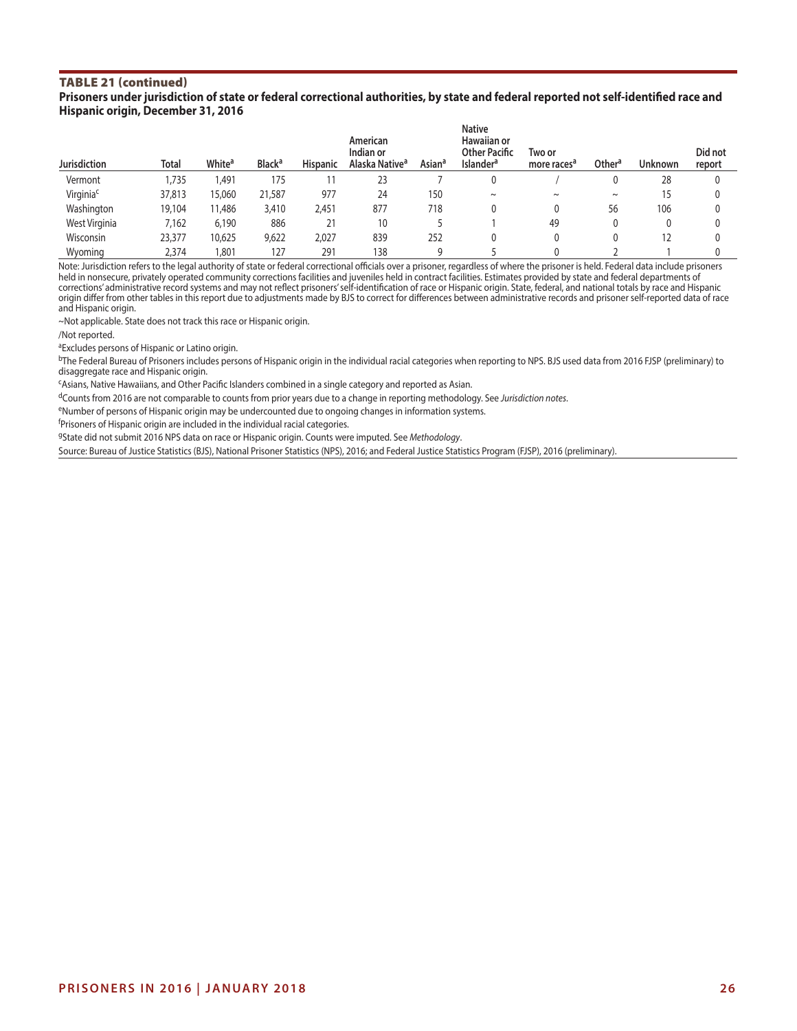## TABLE 21 (continued)

**Prisoners under jurisdiction of state or federal correctional authorities, by state and federal reported not self-identified race and Hispanic origin, December 31, 2016**

| Jurisdiction | Total | White[a] | Black[a] | Hispanic | American Indian or Alaska Native[a] | Asian[a] | Native Hawaiian or Other Pacific Islander[a] | Two or more races[a] | Other[a] | Unknown | Did not report |
|---|---|---|---|---|---|---|---|---|---|---|---|
| Vermont | 1,735 | 1,491 | 175 | 11 | 23 | 7 | 0 | / | 0 | 28 | 0 |
| Virginia[c] | 37,813 | 15,060 | 21,587 | 977 | 24 | 150 | ~ | ~ | ~ | 15 | 0 |
| Washington | 19,104 | 11,486 | 3,410 | 2,451 | 877 | 718 | 0 | 0 | 56 | 106 | 0 |
| West Virginia | 7,162 | 6,190 | 886 | 21 | 10 | 5 | 1 | 49 | 0 | 0 | 0 |
| Wisconsin | 23,377 | 10,625 | 9,622 | 2,027 | 839 | 252 | 0 | 0 | 0 | 12 | 0 |
| Wyoming | 2,374 | 1,801 | 127 | 291 | 138 | 9 | 5 | 0 | 2 | 1 | 0 |

Note: Jurisdiction refers to the legal authority of state or federal correctional officials over a prisoner, regardless of where the prisoner is held. Federal data include prisoners held in nonsecure, privately operated community corrections facilities and juveniles held in contract facilities. Estimates provided by state and federal departments of corrections' administrative record systems and may not reflect prisoners' self-identification of race or Hispanic origin. State, federal, and national totals by race and Hispanic origin differ from other tables in this report due to adjustments made by BJS to correct for differences between administrative records and prisoner self-reported data of race and Hispanic origin.

~Not applicable. State does not track this race or Hispanic origin.

/Not reported.

[a]Excludes persons of Hispanic or Latino origin.

[b]The Federal Bureau of Prisoners includes persons of Hispanic origin in the individual racial categories when reporting to NPS. BJS used data from 2016 FJSP (preliminary) to disaggregate race and Hispanic origin.

[c]Asians, Native Hawaiians, and Other Pacific Islanders combined in a single category and reported as Asian.

[d]Counts from 2016 are not comparable to counts from prior years due to a change in reporting methodology. See *Jurisdiction notes*.

[e]Number of persons of Hispanic origin may be undercounted due to ongoing changes in information systems.

[f]Prisoners of Hispanic origin are included in the individual racial categories.

[g]State did not submit 2016 NPS data on race or Hispanic origin. Counts were imputed. See *Methodology*.

Source: Bureau of Justice Statistics (BJS), National Prisoner Statistics (NPS), 2016; and Federal Justice Statistics Program (FJSP), 2016 (preliminary).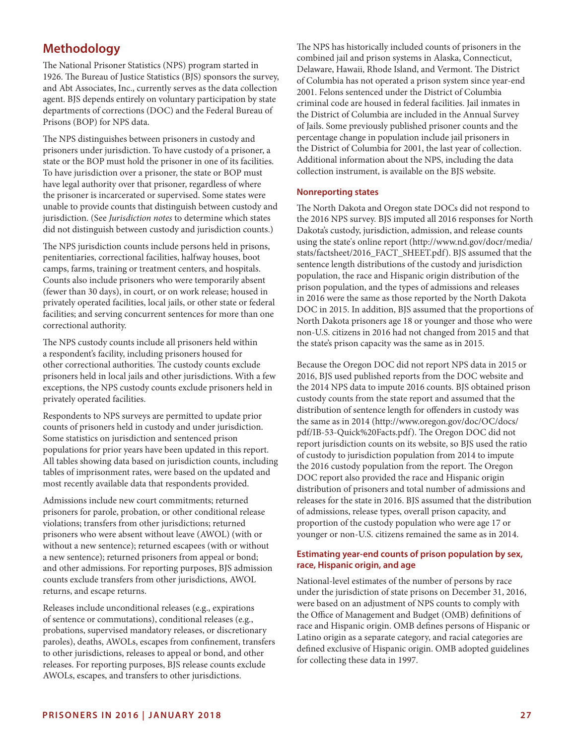## Methodology

The National Prisoner Statistics (NPS) program started in 1926. The Bureau of Justice Statistics (BJS) sponsors the survey, and Abt Associates, Inc., currently serves as the data collection agent. BJS depends entirely on voluntary participation by state departments of corrections (DOC) and the Federal Bureau of Prisons (BOP) for NPS data.

The NPS distinguishes between prisoners in custody and prisoners under jurisdiction. To have custody of a prisoner, a state or the BOP must hold the prisoner in one of its facilities. To have jurisdiction over a prisoner, the state or BOP must have legal authority over that prisoner, regardless of where the prisoner is incarcerated or supervised. Some states were unable to provide counts that distinguish between custody and jurisdiction. (See *Jurisdiction notes* to determine which states did not distinguish between custody and jurisdiction counts.)

The NPS jurisdiction counts include persons held in prisons, penitentiaries, correctional facilities, halfway houses, boot camps, farms, training or treatment centers, and hospitals. Counts also include prisoners who were temporarily absent (fewer than 30 days), in court, or on work release; housed in privately operated facilities, local jails, or other state or federal facilities; and serving concurrent sentences for more than one correctional authority.

The NPS custody counts include all prisoners held within a respondent's facility, including prisoners housed for other correctional authorities. The custody counts exclude prisoners held in local jails and other jurisdictions. With a few exceptions, the NPS custody counts exclude prisoners held in privately operated facilities.

Respondents to NPS surveys are permitted to update prior counts of prisoners held in custody and under jurisdiction. Some statistics on jurisdiction and sentenced prison populations for prior years have been updated in this report. All tables showing data based on jurisdiction counts, including tables of imprisonment rates, were based on the updated and most recently available data that respondents provided.

Admissions include new court commitments; returned prisoners for parole, probation, or other conditional release violations; transfers from other jurisdictions; returned prisoners who were absent without leave (AWOL) (with or without a new sentence); returned escapees (with or without a new sentence); returned prisoners from appeal or bond; and other admissions. For reporting purposes, BJS admission counts exclude transfers from other jurisdictions, AWOL returns, and escape returns.

Releases include unconditional releases (e.g., expirations of sentence or commutations), conditional releases (e.g., probations, supervised mandatory releases, or discretionary paroles), deaths, AWOLs, escapes from confinement, transfers to other jurisdictions, releases to appeal or bond, and other releases. For reporting purposes, BJS release counts exclude AWOLs, escapes, and transfers to other jurisdictions.

The NPS has historically included counts of prisoners in the combined jail and prison systems in Alaska, Connecticut, Delaware, Hawaii, Rhode Island, and Vermont. The District of Columbia has not operated a prison system since year-end 2001. Felons sentenced under the District of Columbia criminal code are housed in federal facilities. Jail inmates in the District of Columbia are included in the Annual Survey of Jails. Some previously published prisoner counts and the percentage change in population include jail prisoners in the District of Columbia for 2001, the last year of collection. Additional information about the NPS, including the data collection instrument, is available on the BJS website.

### Nonreporting states

The North Dakota and Oregon state DOCs did not respond to the 2016 NPS survey. BJS imputed all 2016 responses for North Dakota's custody, jurisdiction, admission, and release counts using the state's online report (http://www.nd.gov/docr/media/stats/factsheet/2016_FACT_SHEET.pdf). BJS assumed that the sentence length distributions of the custody and jurisdiction population, the race and Hispanic origin distribution of the prison population, and the types of admissions and releases in 2016 were the same as those reported by the North Dakota DOC in 2015. In addition, BJS assumed that the proportions of North Dakota prisoners age 18 or younger and those who were non-U.S. citizens in 2016 had not changed from 2015 and that the state's prison capacity was the same as in 2015.

Because the Oregon DOC did not report NPS data in 2015 or 2016, BJS used published reports from the DOC website and the 2014 NPS data to impute 2016 counts. BJS obtained prison custody counts from the state report and assumed that the distribution of sentence length for offenders in custody was the same as in 2014 (http://www.oregon.gov/doc/OC/docs/pdf/IB-53-Quick%20Facts.pdf). The Oregon DOC did not report jurisdiction counts on its website, so BJS used the ratio of custody to jurisdiction population from 2014 to impute the 2016 custody population from the report. The Oregon DOC report also provided the race and Hispanic origin distribution of prisoners and total number of admissions and releases for the state in 2016. BJS assumed that the distribution of admissions, release types, overall prison capacity, and proportion of the custody population who were age 17 or younger or non-U.S. citizens remained the same as in 2014.

### Estimating year-end counts of prison population by sex, race, Hispanic origin, and age

National-level estimates of the number of persons by race under the jurisdiction of state prisons on December 31, 2016, were based on an adjustment of NPS counts to comply with the Office of Management and Budget (OMB) definitions of race and Hispanic origin. OMB defines persons of Hispanic or Latino origin as a separate category, and racial categories are defined exclusive of Hispanic origin. OMB adopted guidelines for collecting these data in 1997.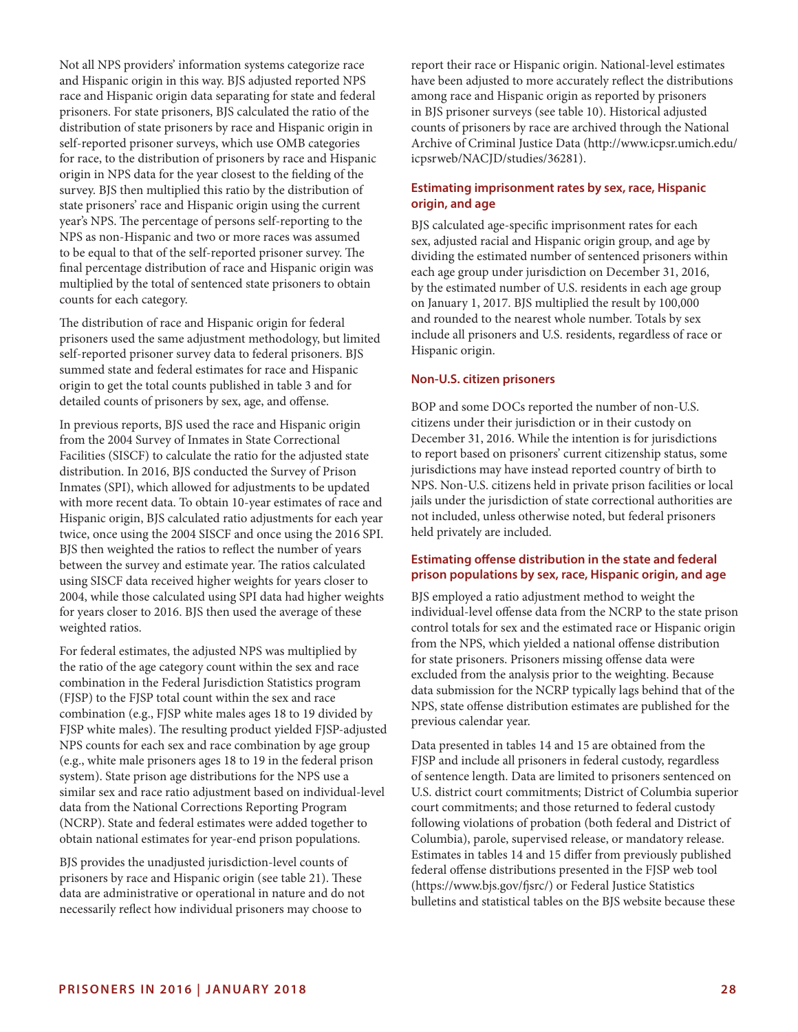Not all NPS providers' information systems categorize race and Hispanic origin in this way. BJS adjusted reported NPS race and Hispanic origin data separating for state and federal prisoners. For state prisoners, BJS calculated the ratio of the distribution of state prisoners by race and Hispanic origin in self-reported prisoner surveys, which use OMB categories for race, to the distribution of prisoners by race and Hispanic origin in NPS data for the year closest to the fielding of the survey. BJS then multiplied this ratio by the distribution of state prisoners' race and Hispanic origin using the current year's NPS. The percentage of persons self-reporting to the NPS as non-Hispanic and two or more races was assumed to be equal to that of the self-reported prisoner survey. The final percentage distribution of race and Hispanic origin was multiplied by the total of sentenced state prisoners to obtain counts for each category.

The distribution of race and Hispanic origin for federal prisoners used the same adjustment methodology, but limited self-reported prisoner survey data to federal prisoners. BJS summed state and federal estimates for race and Hispanic origin to get the total counts published in table 3 and for detailed counts of prisoners by sex, age, and offense.

In previous reports, BJS used the race and Hispanic origin from the 2004 Survey of Inmates in State Correctional Facilities (SISCF) to calculate the ratio for the adjusted state distribution. In 2016, BJS conducted the Survey of Prison Inmates (SPI), which allowed for adjustments to be updated with more recent data. To obtain 10-year estimates of race and Hispanic origin, BJS calculated ratio adjustments for each year twice, once using the 2004 SISCF and once using the 2016 SPI. BJS then weighted the ratios to reflect the number of years between the survey and estimate year. The ratios calculated using SISCF data received higher weights for years closer to 2004, while those calculated using SPI data had higher weights for years closer to 2016. BJS then used the average of these weighted ratios.

For federal estimates, the adjusted NPS was multiplied by the ratio of the age category count within the sex and race combination in the Federal Jurisdiction Statistics program (FJSP) to the FJSP total count within the sex and race combination (e.g., FJSP white males ages 18 to 19 divided by FJSP white males). The resulting product yielded FJSP-adjusted NPS counts for each sex and race combination by age group (e.g., white male prisoners ages 18 to 19 in the federal prison system). State prison age distributions for the NPS use a similar sex and race ratio adjustment based on individual-level data from the National Corrections Reporting Program (NCRP). State and federal estimates were added together to obtain national estimates for year-end prison populations.

BJS provides the unadjusted jurisdiction-level counts of prisoners by race and Hispanic origin (see table 21). These data are administrative or operational in nature and do not necessarily reflect how individual prisoners may choose to report their race or Hispanic origin. National-level estimates have been adjusted to more accurately reflect the distributions among race and Hispanic origin as reported by prisoners in BJS prisoner surveys (see table 10). Historical adjusted counts of prisoners by race are archived through the National Archive of Criminal Justice Data (http://www.icpsr.umich.edu/icpsrweb/NACJD/studies/36281).

### Estimating imprisonment rates by sex, race, Hispanic origin, and age

BJS calculated age-specific imprisonment rates for each sex, adjusted racial and Hispanic origin group, and age by dividing the estimated number of sentenced prisoners within each age group under jurisdiction on December 31, 2016, by the estimated number of U.S. residents in each age group on January 1, 2017. BJS multiplied the result by 100,000 and rounded to the nearest whole number. Totals by sex include all prisoners and U.S. residents, regardless of race or Hispanic origin.

### Non-U.S. citizen prisoners

BOP and some DOCs reported the number of non-U.S. citizens under their jurisdiction or in their custody on December 31, 2016. While the intention is for jurisdictions to report based on prisoners' current citizenship status, some jurisdictions may have instead reported country of birth to NPS. Non-U.S. citizens held in private prison facilities or local jails under the jurisdiction of state correctional authorities are not included, unless otherwise noted, but federal prisoners held privately are included.

### Estimating offense distribution in the state and federal prison populations by sex, race, Hispanic origin, and age

BJS employed a ratio adjustment method to weight the individual-level offense data from the NCRP to the state prison control totals for sex and the estimated race or Hispanic origin from the NPS, which yielded a national offense distribution for state prisoners. Prisoners missing offense data were excluded from the analysis prior to the weighting. Because data submission for the NCRP typically lags behind that of the NPS, state offense distribution estimates are published for the previous calendar year.

Data presented in tables 14 and 15 are obtained from the FJSP and include all prisoners in federal custody, regardless of sentence length. Data are limited to prisoners sentenced on U.S. district court commitments; District of Columbia superior court commitments; and those returned to federal custody following violations of probation (both federal and District of Columbia), parole, supervised release, or mandatory release. Estimates in tables 14 and 15 differ from previously published federal offense distributions presented in the FJSP web tool (https://www.bjs.gov/fjsrc/) or Federal Justice Statistics bulletins and statistical tables on the BJS website because these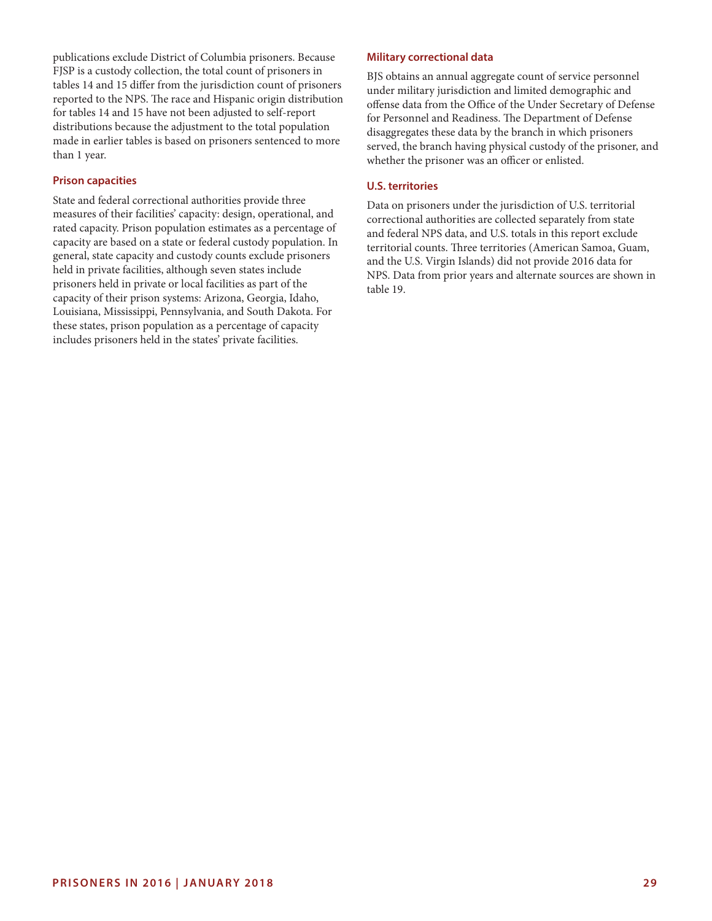publications exclude District of Columbia prisoners. Because FJSP is a custody collection, the total count of prisoners in tables 14 and 15 differ from the jurisdiction count of prisoners reported to the NPS. The race and Hispanic origin distribution for tables 14 and 15 have not been adjusted to self-report distributions because the adjustment to the total population made in earlier tables is based on prisoners sentenced to more than 1 year.

### Prison capacities

State and federal correctional authorities provide three measures of their facilities' capacity: design, operational, and rated capacity. Prison population estimates as a percentage of capacity are based on a state or federal custody population. In general, state capacity and custody counts exclude prisoners held in private facilities, although seven states include prisoners held in private or local facilities as part of the capacity of their prison systems: Arizona, Georgia, Idaho, Louisiana, Mississippi, Pennsylvania, and South Dakota. For these states, prison population as a percentage of capacity includes prisoners held in the states' private facilities.

### Military correctional data

BJS obtains an annual aggregate count of service personnel under military jurisdiction and limited demographic and offense data from the Office of the Under Secretary of Defense for Personnel and Readiness. The Department of Defense disaggregates these data by the branch in which prisoners served, the branch having physical custody of the prisoner, and whether the prisoner was an officer or enlisted.

### U.S. territories

Data on prisoners under the jurisdiction of U.S. territorial correctional authorities are collected separately from state and federal NPS data, and U.S. totals in this report exclude territorial counts. Three territories (American Samoa, Guam, and the U.S. Virgin Islands) did not provide 2016 data for NPS. Data from prior years and alternate sources are shown in table 19.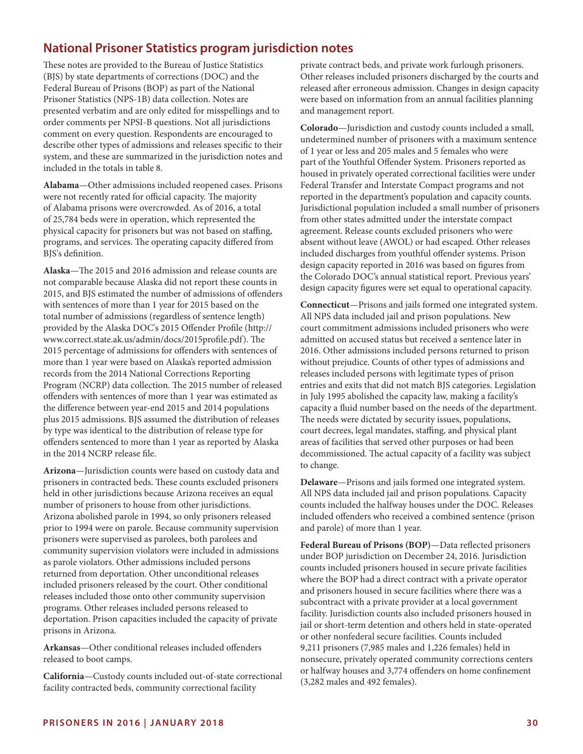## National Prisoner Statistics program jurisdiction notes

These notes are provided to the Bureau of Justice Statistics (BJS) by state departments of corrections (DOC) and the Federal Bureau of Prisons (BOP) as part of the National Prisoner Statistics (NPS-1B) data collection. Notes are presented verbatim and are only edited for misspellings and to order comments per NPSI-B questions. Not all jurisdictions comment on every question. Respondents are encouraged to describe other types of admissions and releases specific to their system, and these are summarized in the jurisdiction notes and included in the totals in table 8.

**Alabama**—Other admissions included reopened cases. Prisons were not recently rated for official capacity. The majority of Alabama prisons were overcrowded. As of 2016, a total of 25,784 beds were in operation, which represented the physical capacity for prisoners but was not based on staffing, programs, and services. The operating capacity differed from BJS's definition.

**Alaska**—The 2015 and 2016 admission and release counts are not comparable because Alaska did not report these counts in 2015, and BJS estimated the number of admissions of offenders with sentences of more than 1 year for 2015 based on the total number of admissions (regardless of sentence length) provided by the Alaska DOC's 2015 Offender Profile (http://www.correct.state.ak.us/admin/docs/2015profile.pdf). The 2015 percentage of admissions for offenders with sentences of more than 1 year were based on Alaska's reported admission records from the 2014 National Corrections Reporting Program (NCRP) data collection. The 2015 number of released offenders with sentences of more than 1 year was estimated as the difference between year-end 2015 and 2014 populations plus 2015 admissions. BJS assumed the distribution of releases by type was identical to the distribution of release type for offenders sentenced to more than 1 year as reported by Alaska in the 2014 NCRP release file.

**Arizona**—Jurisdiction counts were based on custody data and prisoners in contracted beds. These counts excluded prisoners held in other jurisdictions because Arizona receives an equal number of prisoners to house from other jurisdictions. Arizona abolished parole in 1994, so only prisoners released prior to 1994 were on parole. Because community supervision prisoners were supervised as parolees, both parolees and community supervision violators were included in admissions as parole violators. Other admissions included persons returned from deportation. Other unconditional releases included prisoners released by the court. Other conditional releases included those onto other community supervision programs. Other releases included persons released to deportation. Prison capacities included the capacity of private prisons in Arizona.

**Arkansas**—Other conditional releases included offenders released to boot camps.

**California**—Custody counts included out-of-state correctional facility contracted beds, community correctional facility private contract beds, and private work furlough prisoners. Other releases included prisoners discharged by the courts and released after erroneous admission. Changes in design capacity were based on information from an annual facilities planning and management report.

**Colorado**—Jurisdiction and custody counts included a small, undetermined number of prisoners with a maximum sentence of 1 year or less and 205 males and 5 females who were part of the Youthful Offender System. Prisoners reported as housed in privately operated correctional facilities were under Federal Transfer and Interstate Compact programs and not reported in the department's population and capacity counts. Jurisdictional population included a small number of prisoners from other states admitted under the interstate compact agreement. Release counts excluded prisoners who were absent without leave (AWOL) or had escaped. Other releases included discharges from youthful offender systems. Prison design capacity reported in 2016 was based on figures from the Colorado DOC's annual statistical report. Previous years' design capacity figures were set equal to operational capacity.

**Connecticut**—Prisons and jails formed one integrated system. All NPS data included jail and prison populations. New court commitment admissions included prisoners who were admitted on accused status but received a sentence later in 2016. Other admissions included persons returned to prison without prejudice. Counts of other types of admissions and releases included persons with legitimate types of prison entries and exits that did not match BJS categories. Legislation in July 1995 abolished the capacity law, making a facility's capacity a fluid number based on the needs of the department. The needs were dictated by security issues, populations, court decrees, legal mandates, staffing, and physical plant areas of facilities that served other purposes or had been decommissioned. The actual capacity of a facility was subject to change.

**Delaware**—Prisons and jails formed one integrated system. All NPS data included jail and prison populations. Capacity counts included the halfway houses under the DOC. Releases included offenders who received a combined sentence (prison and parole) of more than 1 year.

**Federal Bureau of Prisons (BOP)**—Data reflected prisoners under BOP jurisdiction on December 24, 2016. Jurisdiction counts included prisoners housed in secure private facilities where the BOP had a direct contract with a private operator and prisoners housed in secure facilities where there was a subcontract with a private provider at a local government facility. Jurisdiction counts also included prisoners housed in jail or short-term detention and others held in state-operated or other nonfederal secure facilities. Counts included 9,211 prisoners (7,985 males and 1,226 females) held in nonsecure, privately operated community corrections centers or halfway houses and 3,774 offenders on home confinement (3,282 males and 492 females).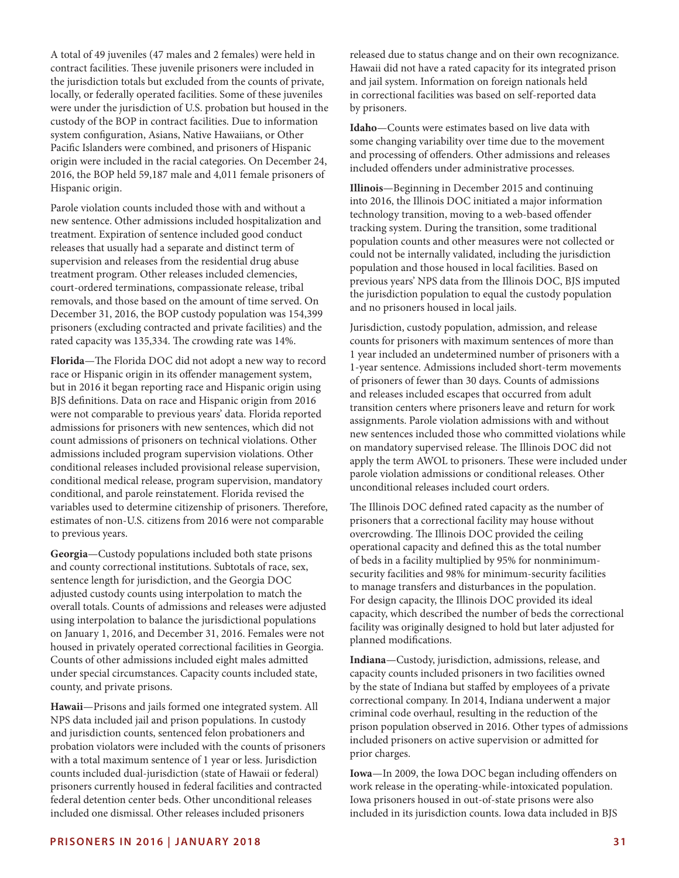A total of 49 juveniles (47 males and 2 females) were held in contract facilities. These juvenile prisoners were included in the jurisdiction totals but excluded from the counts of private, locally, or federally operated facilities. Some of these juveniles were under the jurisdiction of U.S. probation but housed in the custody of the BOP in contract facilities. Due to information system configuration, Asians, Native Hawaiians, or Other Pacific Islanders were combined, and prisoners of Hispanic origin were included in the racial categories. On December 24, 2016, the BOP held 59,187 male and 4,011 female prisoners of Hispanic origin.

Parole violation counts included those with and without a new sentence. Other admissions included hospitalization and treatment. Expiration of sentence included good conduct releases that usually had a separate and distinct term of supervision and releases from the residential drug abuse treatment program. Other releases included clemencies, court-ordered terminations, compassionate release, tribal removals, and those based on the amount of time served. On December 31, 2016, the BOP custody population was 154,399 prisoners (excluding contracted and private facilities) and the rated capacity was 135,334. The crowding rate was 14%.

**Florida**—The Florida DOC did not adopt a new way to record race or Hispanic origin in its offender management system, but in 2016 it began reporting race and Hispanic origin using BJS definitions. Data on race and Hispanic origin from 2016 were not comparable to previous years' data. Florida reported admissions for prisoners with new sentences, which did not count admissions of prisoners on technical violations. Other admissions included program supervision violations. Other conditional releases included provisional release supervision, conditional medical release, program supervision, mandatory conditional, and parole reinstatement. Florida revised the variables used to determine citizenship of prisoners. Therefore, estimates of non-U.S. citizens from 2016 were not comparable to previous years.

**Georgia**—Custody populations included both state prisons and county correctional institutions. Subtotals of race, sex, sentence length for jurisdiction, and the Georgia DOC adjusted custody counts using interpolation to match the overall totals. Counts of admissions and releases were adjusted using interpolation to balance the jurisdictional populations on January 1, 2016, and December 31, 2016. Females were not housed in privately operated correctional facilities in Georgia. Counts of other admissions included eight males admitted under special circumstances. Capacity counts included state, county, and private prisons.

**Hawaii**—Prisons and jails formed one integrated system. All NPS data included jail and prison populations. In custody and jurisdiction counts, sentenced felon probationers and probation violators were included with the counts of prisoners with a total maximum sentence of 1 year or less. Jurisdiction counts included dual-jurisdiction (state of Hawaii or federal) prisoners currently housed in federal facilities and contracted federal detention center beds. Other unconditional releases included one dismissal. Other releases included prisoners released due to status change and on their own recognizance. Hawaii did not have a rated capacity for its integrated prison and jail system. Information on foreign nationals held in correctional facilities was based on self-reported data by prisoners.

**Idaho**—Counts were estimates based on live data with some changing variability over time due to the movement and processing of offenders. Other admissions and releases included offenders under administrative processes.

**Illinois**—Beginning in December 2015 and continuing into 2016, the Illinois DOC initiated a major information technology transition, moving to a web-based offender tracking system. During the transition, some traditional population counts and other measures were not collected or could not be internally validated, including the jurisdiction population and those housed in local facilities. Based on previous years' NPS data from the Illinois DOC, BJS imputed the jurisdiction population to equal the custody population and no prisoners housed in local jails.

Jurisdiction, custody population, admission, and release counts for prisoners with maximum sentences of more than 1 year included an undetermined number of prisoners with a 1-year sentence. Admissions included short-term movements of prisoners of fewer than 30 days. Counts of admissions and releases included escapes that occurred from adult transition centers where prisoners leave and return for work assignments. Parole violation admissions with and without new sentences included those who committed violations while on mandatory supervised release. The Illinois DOC did not apply the term AWOL to prisoners. These were included under parole violation admissions or conditional releases. Other unconditional releases included court orders.

The Illinois DOC defined rated capacity as the number of prisoners that a correctional facility may house without overcrowding. The Illinois DOC provided the ceiling operational capacity and defined this as the total number of beds in a facility multiplied by 95% for nonminimum-security facilities and 98% for minimum-security facilities to manage transfers and disturbances in the population. For design capacity, the Illinois DOC provided its ideal capacity, which described the number of beds the correctional facility was originally designed to hold but later adjusted for planned modifications.

**Indiana**—Custody, jurisdiction, admissions, release, and capacity counts included prisoners in two facilities owned by the state of Indiana but staffed by employees of a private correctional company. In 2014, Indiana underwent a major criminal code overhaul, resulting in the reduction of the prison population observed in 2016. Other types of admissions included prisoners on active supervision or admitted for prior charges.

**Iowa**—In 2009, the Iowa DOC began including offenders on work release in the operating-while-intoxicated population. Iowa prisoners housed in out-of-state prisons were also included in its jurisdiction counts. Iowa data included in BJS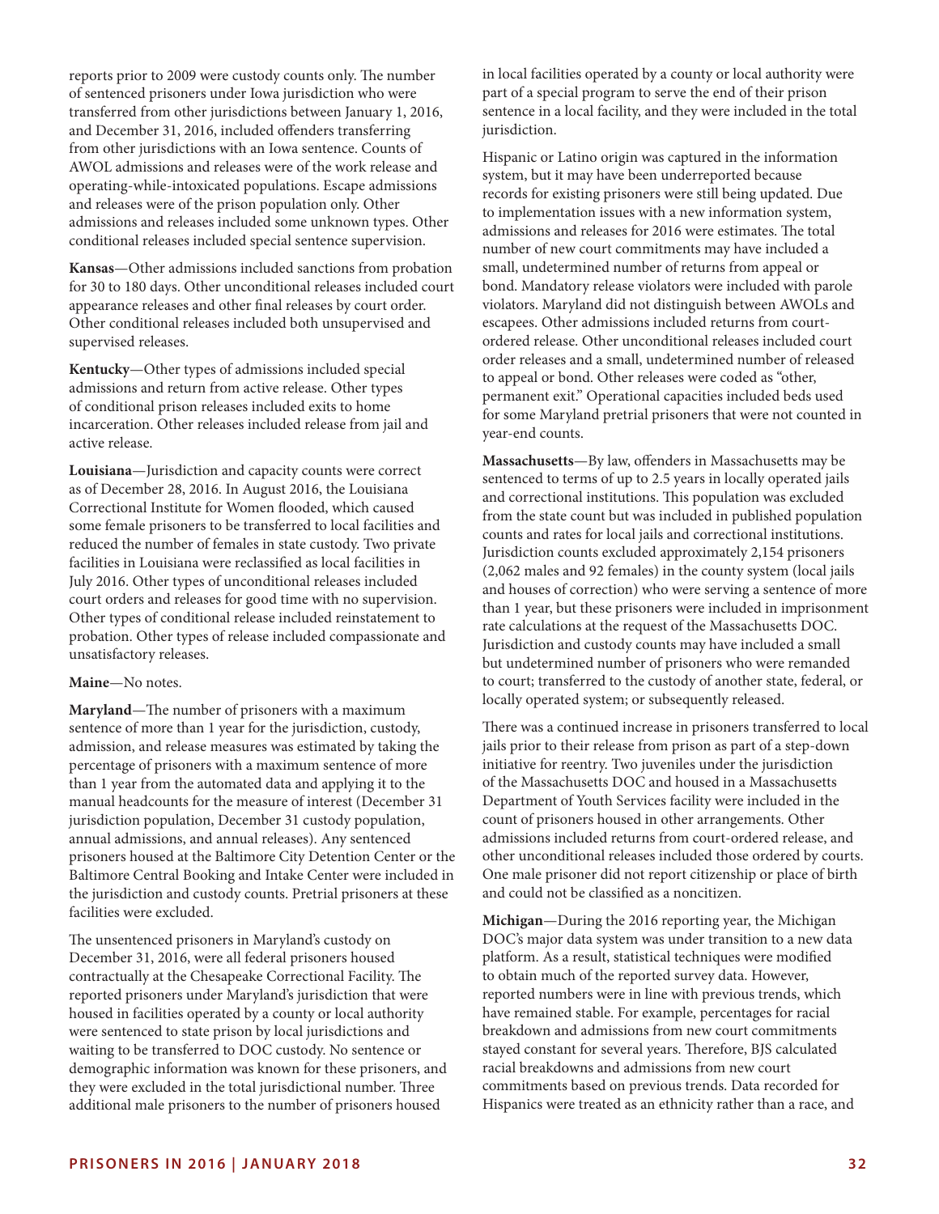reports prior to 2009 were custody counts only. The number of sentenced prisoners under Iowa jurisdiction who were transferred from other jurisdictions between January 1, 2016, and December 31, 2016, included offenders transferring from other jurisdictions with an Iowa sentence. Counts of AWOL admissions and releases were of the work release and operating-while-intoxicated populations. Escape admissions and releases were of the prison population only. Other admissions and releases included some unknown types. Other conditional releases included special sentence supervision.

**Kansas**—Other admissions included sanctions from probation for 30 to 180 days. Other unconditional releases included court appearance releases and other final releases by court order. Other conditional releases included both unsupervised and supervised releases.

**Kentucky**—Other types of admissions included special admissions and return from active release. Other types of conditional prison releases included exits to home incarceration. Other releases included release from jail and active release.

**Louisiana**—Jurisdiction and capacity counts were correct as of December 28, 2016. In August 2016, the Louisiana Correctional Institute for Women flooded, which caused some female prisoners to be transferred to local facilities and reduced the number of females in state custody. Two private facilities in Louisiana were reclassified as local facilities in July 2016. Other types of unconditional releases included court orders and releases for good time with no supervision. Other types of conditional release included reinstatement to probation. Other types of release included compassionate and unsatisfactory releases.

**Maine**—No notes.

**Maryland**—The number of prisoners with a maximum sentence of more than 1 year for the jurisdiction, custody, admission, and release measures was estimated by taking the percentage of prisoners with a maximum sentence of more than 1 year from the automated data and applying it to the manual headcounts for the measure of interest (December 31 jurisdiction population, December 31 custody population, annual admissions, and annual releases). Any sentenced prisoners housed at the Baltimore City Detention Center or the Baltimore Central Booking and Intake Center were included in the jurisdiction and custody counts. Pretrial prisoners at these facilities were excluded.

The unsentenced prisoners in Maryland's custody on December 31, 2016, were all federal prisoners housed contractually at the Chesapeake Correctional Facility. The reported prisoners under Maryland's jurisdiction that were housed in facilities operated by a county or local authority were sentenced to state prison by local jurisdictions and waiting to be transferred to DOC custody. No sentence or demographic information was known for these prisoners, and they were excluded in the total jurisdictional number. Three additional male prisoners to the number of prisoners housed in local facilities operated by a county or local authority were part of a special program to serve the end of their prison sentence in a local facility, and they were included in the total jurisdiction.

Hispanic or Latino origin was captured in the information system, but it may have been underreported because records for existing prisoners were still being updated. Due to implementation issues with a new information system, admissions and releases for 2016 were estimates. The total number of new court commitments may have included a small, undetermined number of returns from appeal or bond. Mandatory release violators were included with parole violators. Maryland did not distinguish between AWOLs and escapees. Other admissions included returns from court-ordered release. Other unconditional releases included court order releases and a small, undetermined number of released to appeal or bond. Other releases were coded as "other, permanent exit." Operational capacities included beds used for some Maryland pretrial prisoners that were not counted in year-end counts.

**Massachusetts**—By law, offenders in Massachusetts may be sentenced to terms of up to 2.5 years in locally operated jails and correctional institutions. This population was excluded from the state count but was included in published population counts and rates for local jails and correctional institutions. Jurisdiction counts excluded approximately 2,154 prisoners (2,062 males and 92 females) in the county system (local jails and houses of correction) who were serving a sentence of more than 1 year, but these prisoners were included in imprisonment rate calculations at the request of the Massachusetts DOC. Jurisdiction and custody counts may have included a small but undetermined number of prisoners who were remanded to court; transferred to the custody of another state, federal, or locally operated system; or subsequently released.

There was a continued increase in prisoners transferred to local jails prior to their release from prison as part of a step-down initiative for reentry. Two juveniles under the jurisdiction of the Massachusetts DOC and housed in a Massachusetts Department of Youth Services facility were included in the count of prisoners housed in other arrangements. Other admissions included returns from court-ordered release, and other unconditional releases included those ordered by courts. One male prisoner did not report citizenship or place of birth and could not be classified as a noncitizen.

**Michigan**—During the 2016 reporting year, the Michigan DOC's major data system was under transition to a new data platform. As a result, statistical techniques were modified to obtain much of the reported survey data. However, reported numbers were in line with previous trends, which have remained stable. For example, percentages for racial breakdown and admissions from new court commitments stayed constant for several years. Therefore, BJS calculated racial breakdowns and admissions from new court commitments based on previous trends. Data recorded for Hispanics were treated as an ethnicity rather than a race, and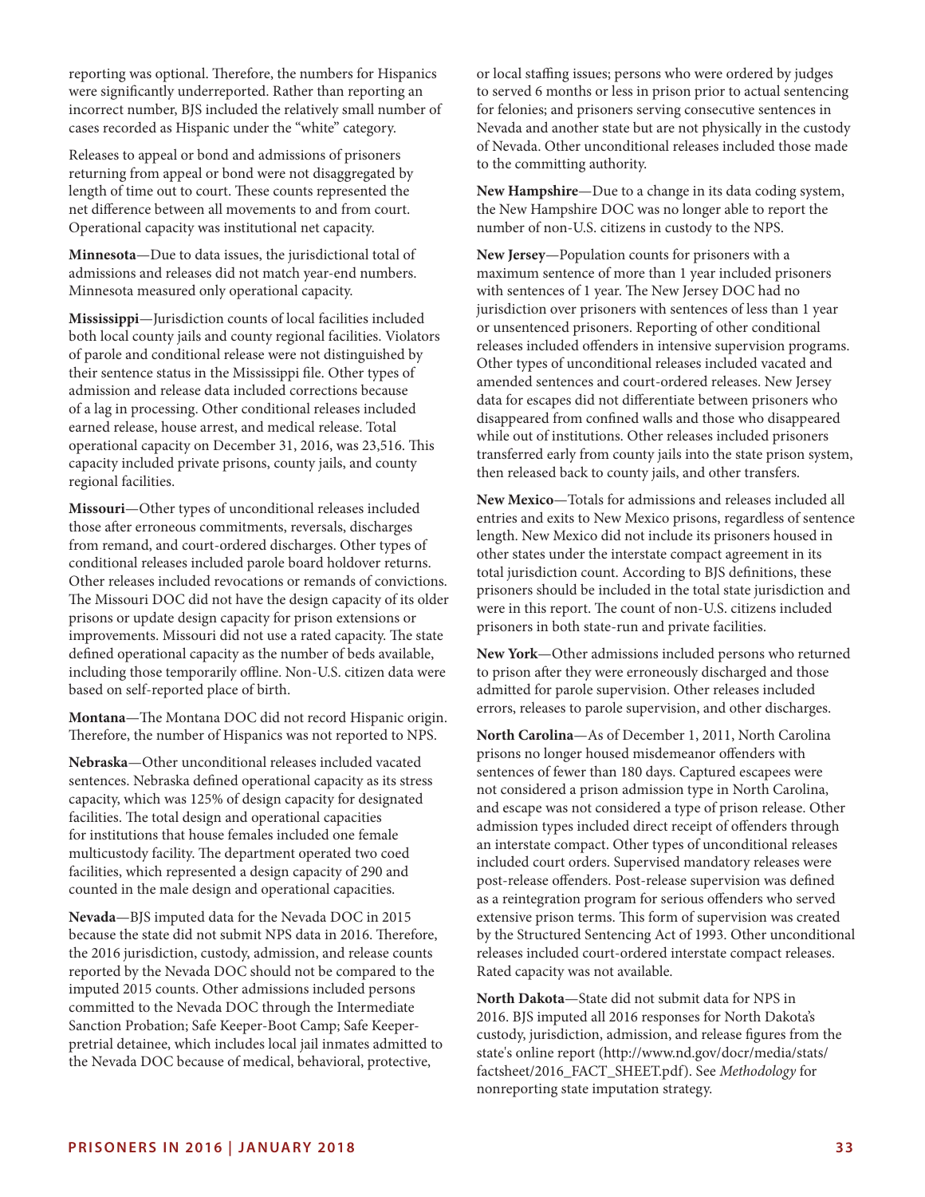reporting was optional. Therefore, the numbers for Hispanics were significantly underreported. Rather than reporting an incorrect number, BJS included the relatively small number of cases recorded as Hispanic under the "white" category.

Releases to appeal or bond and admissions of prisoners returning from appeal or bond were not disaggregated by length of time out to court. These counts represented the net difference between all movements to and from court. Operational capacity was institutional net capacity.

**Minnesota**—Due to data issues, the jurisdictional total of admissions and releases did not match year-end numbers. Minnesota measured only operational capacity.

**Mississippi**—Jurisdiction counts of local facilities included both local county jails and county regional facilities. Violators of parole and conditional release were not distinguished by their sentence status in the Mississippi file. Other types of admission and release data included corrections because of a lag in processing. Other conditional releases included earned release, house arrest, and medical release. Total operational capacity on December 31, 2016, was 23,516. This capacity included private prisons, county jails, and county regional facilities.

**Missouri**—Other types of unconditional releases included those after erroneous commitments, reversals, discharges from remand, and court-ordered discharges. Other types of conditional releases included parole board holdover returns. Other releases included revocations or remands of convictions. The Missouri DOC did not have the design capacity of its older prisons or update design capacity for prison extensions or improvements. Missouri did not use a rated capacity. The state defined operational capacity as the number of beds available, including those temporarily offline. Non-U.S. citizen data were based on self-reported place of birth.

**Montana**—The Montana DOC did not record Hispanic origin. Therefore, the number of Hispanics was not reported to NPS.

**Nebraska**—Other unconditional releases included vacated sentences. Nebraska defined operational capacity as its stress capacity, which was 125% of design capacity for designated facilities. The total design and operational capacities for institutions that house females included one female multicustody facility. The department operated two coed facilities, which represented a design capacity of 290 and counted in the male design and operational capacities.

**Nevada**—BJS imputed data for the Nevada DOC in 2015 because the state did not submit NPS data in 2016. Therefore, the 2016 jurisdiction, custody, admission, and release counts reported by the Nevada DOC should not be compared to the imputed 2015 counts. Other admissions included persons committed to the Nevada DOC through the Intermediate Sanction Probation; Safe Keeper-Boot Camp; Safe Keeper-pretrial detainee, which includes local jail inmates admitted to the Nevada DOC because of medical, behavioral, protective, or local staffing issues; persons who were ordered by judges to served 6 months or less in prison prior to actual sentencing for felonies; and prisoners serving consecutive sentences in Nevada and another state but are not physically in the custody of Nevada. Other unconditional releases included those made to the committing authority.

**New Hampshire**—Due to a change in its data coding system, the New Hampshire DOC was no longer able to report the number of non-U.S. citizens in custody to the NPS.

**New Jersey**—Population counts for prisoners with a maximum sentence of more than 1 year included prisoners with sentences of 1 year. The New Jersey DOC had no jurisdiction over prisoners with sentences of less than 1 year or unsentenced prisoners. Reporting of other conditional releases included offenders in intensive supervision programs. Other types of unconditional releases included vacated and amended sentences and court-ordered releases. New Jersey data for escapes did not differentiate between prisoners who disappeared from confined walls and those who disappeared while out of institutions. Other releases included prisoners transferred early from county jails into the state prison system, then released back to county jails, and other transfers.

**New Mexico**—Totals for admissions and releases included all entries and exits to New Mexico prisons, regardless of sentence length. New Mexico did not include its prisoners housed in other states under the interstate compact agreement in its total jurisdiction count. According to BJS definitions, these prisoners should be included in the total state jurisdiction and were in this report. The count of non-U.S. citizens included prisoners in both state-run and private facilities.

**New York**—Other admissions included persons who returned to prison after they were erroneously discharged and those admitted for parole supervision. Other releases included errors, releases to parole supervision, and other discharges.

**North Carolina**—As of December 1, 2011, North Carolina prisons no longer housed misdemeanor offenders with sentences of fewer than 180 days. Captured escapees were not considered a prison admission type in North Carolina, and escape was not considered a type of prison release. Other admission types included direct receipt of offenders through an interstate compact. Other types of unconditional releases included court orders. Supervised mandatory releases were post-release offenders. Post-release supervision was defined as a reintegration program for serious offenders who served extensive prison terms. This form of supervision was created by the Structured Sentencing Act of 1993. Other unconditional releases included court-ordered interstate compact releases. Rated capacity was not available.

**North Dakota**—State did not submit data for NPS in 2016. BJS imputed all 2016 responses for North Dakota's custody, jurisdiction, admission, and release figures from the state's online report (http://www.nd.gov/docr/media/stats/factsheet/2016_FACT_SHEET.pdf). See *Methodology* for nonreporting state imputation strategy.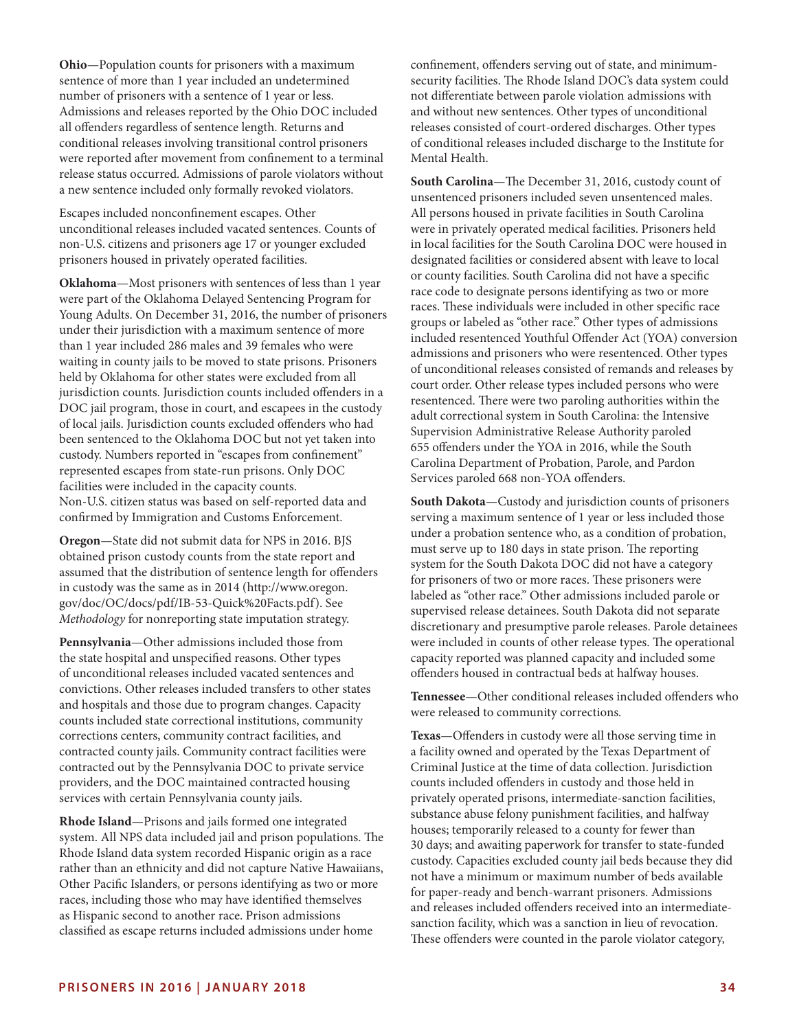**Ohio**—Population counts for prisoners with a maximum sentence of more than 1 year included an undetermined number of prisoners with a sentence of 1 year or less. Admissions and releases reported by the Ohio DOC included all offenders regardless of sentence length. Returns and conditional releases involving transitional control prisoners were reported after movement from confinement to a terminal release status occurred. Admissions of parole violators without a new sentence included only formally revoked violators.

Escapes included nonconfinement escapes. Other unconditional releases included vacated sentences. Counts of non-U.S. citizens and prisoners age 17 or younger excluded prisoners housed in privately operated facilities.

**Oklahoma**—Most prisoners with sentences of less than 1 year were part of the Oklahoma Delayed Sentencing Program for Young Adults. On December 31, 2016, the number of prisoners under their jurisdiction with a maximum sentence of more than 1 year included 286 males and 39 females who were waiting in county jails to be moved to state prisons. Prisoners held by Oklahoma for other states were excluded from all jurisdiction counts. Jurisdiction counts included offenders in a DOC jail program, those in court, and escapees in the custody of local jails. Jurisdiction counts excluded offenders who had been sentenced to the Oklahoma DOC but not yet taken into custody. Numbers reported in "escapes from confinement" represented escapes from state-run prisons. Only DOC facilities were included in the capacity counts. Non-U.S. citizen status was based on self-reported data and confirmed by Immigration and Customs Enforcement.

**Oregon**—State did not submit data for NPS in 2016. BJS obtained prison custody counts from the state report and assumed that the distribution of sentence length for offenders in custody was the same as in 2014 (http://www.oregon.gov/doc/OC/docs/pdf/IB-53-Quick%20Facts.pdf). See *Methodology* for nonreporting state imputation strategy.

**Pennsylvania**—Other admissions included those from the state hospital and unspecified reasons. Other types of unconditional releases included vacated sentences and convictions. Other releases included transfers to other states and hospitals and those due to program changes. Capacity counts included state correctional institutions, community corrections centers, community contract facilities, and contracted county jails. Community contract facilities were contracted out by the Pennsylvania DOC to private service providers, and the DOC maintained contracted housing services with certain Pennsylvania county jails.

**Rhode Island**—Prisons and jails formed one integrated system. All NPS data included jail and prison populations. The Rhode Island data system recorded Hispanic origin as a race rather than an ethnicity and did not capture Native Hawaiians, Other Pacific Islanders, or persons identifying as two or more races, including those who may have identified themselves as Hispanic second to another race. Prison admissions classified as escape returns included admissions under home confinement, offenders serving out of state, and minimum-security facilities. The Rhode Island DOC's data system could not differentiate between parole violation admissions with and without new sentences. Other types of unconditional releases consisted of court-ordered discharges. Other types of conditional releases included discharge to the Institute for Mental Health.

**South Carolina**—The December 31, 2016, custody count of unsentenced prisoners included seven unsentenced males. All persons housed in private facilities in South Carolina were in privately operated medical facilities. Prisoners held in local facilities for the South Carolina DOC were housed in designated facilities or considered absent with leave to local or county facilities. South Carolina did not have a specific race code to designate persons identifying as two or more races. These individuals were included in other specific race groups or labeled as "other race." Other types of admissions included resentenced Youthful Offender Act (YOA) conversion admissions and prisoners who were resentenced. Other types of unconditional releases consisted of remands and releases by court order. Other release types included persons who were resentenced. There were two paroling authorities within the adult correctional system in South Carolina: the Intensive Supervision Administrative Release Authority paroled 655 offenders under the YOA in 2016, while the South Carolina Department of Probation, Parole, and Pardon Services paroled 668 non-YOA offenders.

**South Dakota**—Custody and jurisdiction counts of prisoners serving a maximum sentence of 1 year or less included those under a probation sentence who, as a condition of probation, must serve up to 180 days in state prison. The reporting system for the South Dakota DOC did not have a category for prisoners of two or more races. These prisoners were labeled as "other race." Other admissions included parole or supervised release detainees. South Dakota did not separate discretionary and presumptive parole releases. Parole detainees were included in counts of other release types. The operational capacity reported was planned capacity and included some offenders housed in contractual beds at halfway houses.

**Tennessee**—Other conditional releases included offenders who were released to community corrections.

**Texas**—Offenders in custody were all those serving time in a facility owned and operated by the Texas Department of Criminal Justice at the time of data collection. Jurisdiction counts included offenders in custody and those held in privately operated prisons, intermediate-sanction facilities, substance abuse felony punishment facilities, and halfway houses; temporarily released to a county for fewer than 30 days; and awaiting paperwork for transfer to state-funded custody. Capacities excluded county jail beds because they did not have a minimum or maximum number of beds available for paper-ready and bench-warrant prisoners. Admissions and releases included offenders received into an intermediate-sanction facility, which was a sanction in lieu of revocation. These offenders were counted in the parole violator category,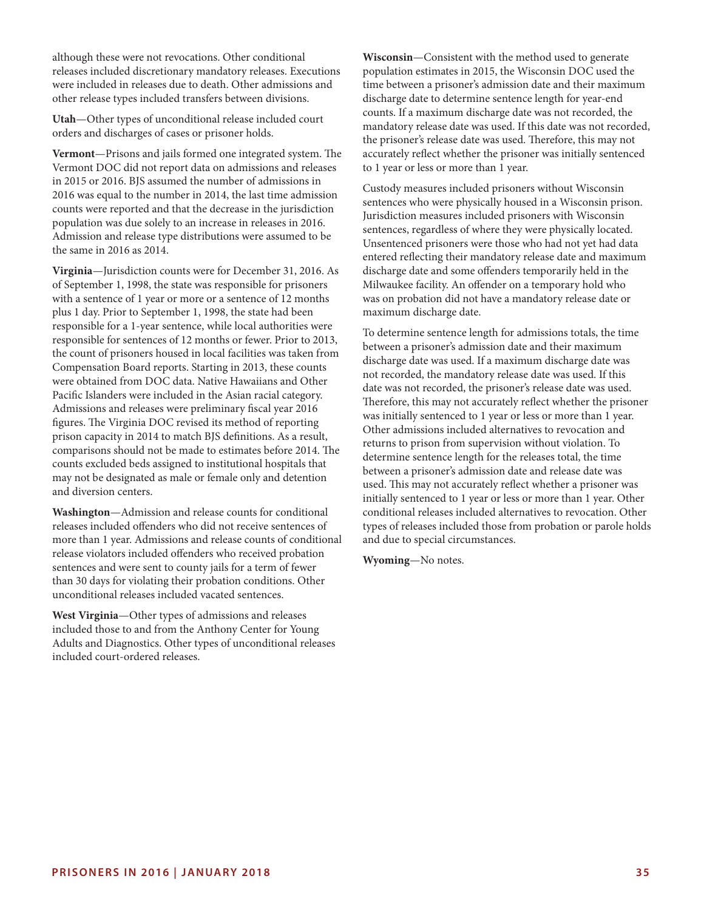although these were not revocations. Other conditional releases included discretionary mandatory releases. Executions were included in releases due to death. Other admissions and other release types included transfers between divisions.

**Utah**—Other types of unconditional release included court orders and discharges of cases or prisoner holds.

**Vermont**—Prisons and jails formed one integrated system. The Vermont DOC did not report data on admissions and releases in 2015 or 2016. BJS assumed the number of admissions in 2016 was equal to the number in 2014, the last time admission counts were reported and that the decrease in the jurisdiction population was due solely to an increase in releases in 2016. Admission and release type distributions were assumed to be the same in 2016 as 2014.

**Virginia**—Jurisdiction counts were for December 31, 2016. As of September 1, 1998, the state was responsible for prisoners with a sentence of 1 year or more or a sentence of 12 months plus 1 day. Prior to September 1, 1998, the state had been responsible for a 1-year sentence, while local authorities were responsible for sentences of 12 months or fewer. Prior to 2013, the count of prisoners housed in local facilities was taken from Compensation Board reports. Starting in 2013, these counts were obtained from DOC data. Native Hawaiians and Other Pacific Islanders were included in the Asian racial category. Admissions and releases were preliminary fiscal year 2016 figures. The Virginia DOC revised its method of reporting prison capacity in 2014 to match BJS definitions. As a result, comparisons should not be made to estimates before 2014. The counts excluded beds assigned to institutional hospitals that may not be designated as male or female only and detention and diversion centers.

**Washington**—Admission and release counts for conditional releases included offenders who did not receive sentences of more than 1 year. Admissions and release counts of conditional release violators included offenders who received probation sentences and were sent to county jails for a term of fewer than 30 days for violating their probation conditions. Other unconditional releases included vacated sentences.

**West Virginia**—Other types of admissions and releases included those to and from the Anthony Center for Young Adults and Diagnostics. Other types of unconditional releases included court-ordered releases.

**Wisconsin**—Consistent with the method used to generate population estimates in 2015, the Wisconsin DOC used the time between a prisoner's admission date and their maximum discharge date to determine sentence length for year-end counts. If a maximum discharge date was not recorded, the mandatory release date was used. If this date was not recorded, the prisoner's release date was used. Therefore, this may not accurately reflect whether the prisoner was initially sentenced to 1 year or less or more than 1 year.

Custody measures included prisoners without Wisconsin sentences who were physically housed in a Wisconsin prison. Jurisdiction measures included prisoners with Wisconsin sentences, regardless of where they were physically located. Unsentenced prisoners were those who had not yet had data entered reflecting their mandatory release date and maximum discharge date and some offenders temporarily held in the Milwaukee facility. An offender on a temporary hold who was on probation did not have a mandatory release date or maximum discharge date.

To determine sentence length for admissions totals, the time between a prisoner's admission date and their maximum discharge date was used. If a maximum discharge date was not recorded, the mandatory release date was used. If this date was not recorded, the prisoner's release date was used. Therefore, this may not accurately reflect whether the prisoner was initially sentenced to 1 year or less or more than 1 year. Other admissions included alternatives to revocation and returns to prison from supervision without violation. To determine sentence length for the releases total, the time between a prisoner's admission date and release date was used. This may not accurately reflect whether a prisoner was initially sentenced to 1 year or less or more than 1 year. Other conditional releases included alternatives to revocation. Other types of releases included those from probation or parole holds and due to special circumstances.

**Wyoming**—No notes.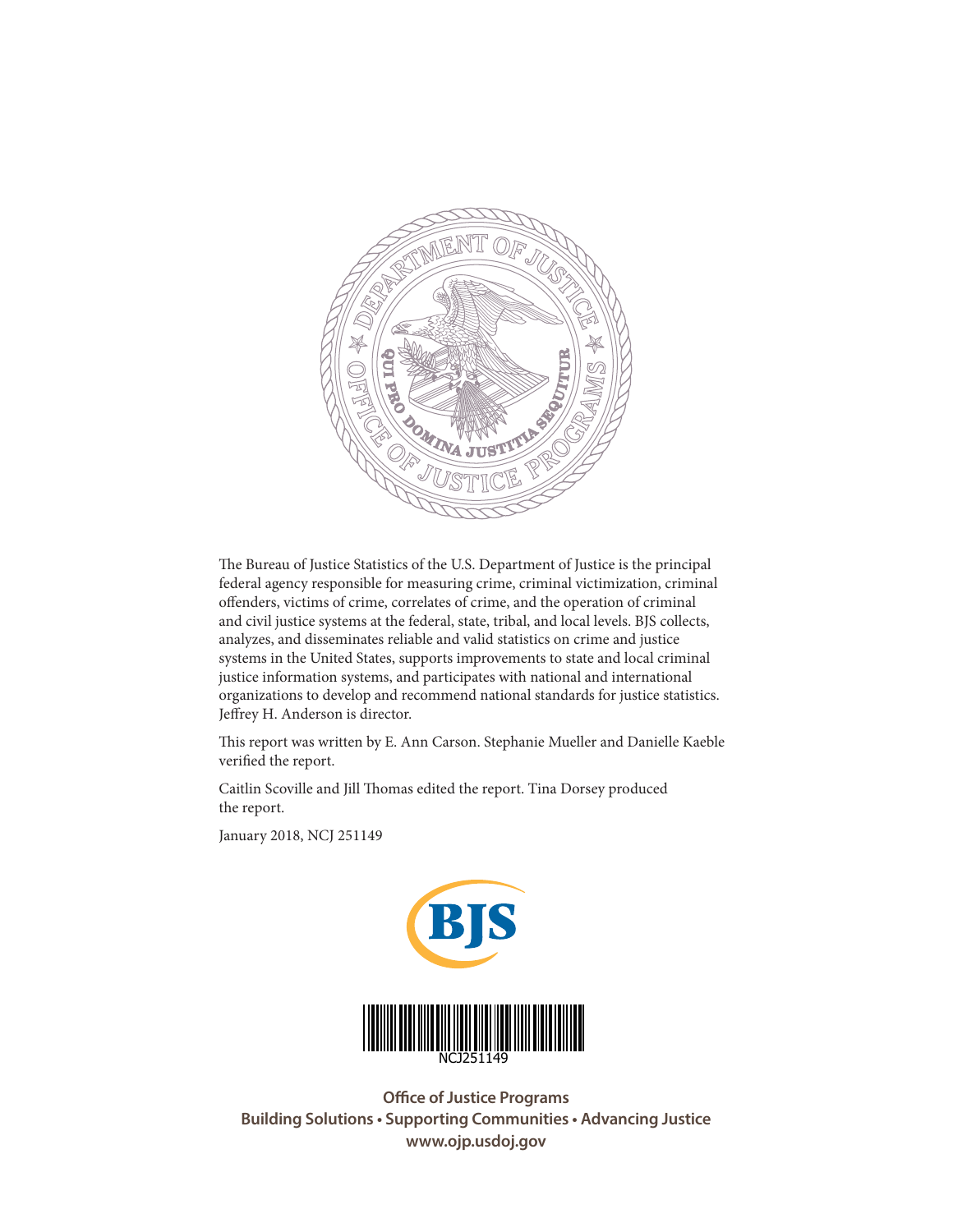The Bureau of Justice Statistics of the U.S. Department of Justice is the principal federal agency responsible for measuring crime, criminal victimization, criminal offenders, victims of crime, correlates of crime, and the operation of criminal and civil justice systems at the federal, state, tribal, and local levels. BJS collects, analyzes, and disseminates reliable and valid statistics on crime and justice systems in the United States, supports improvements to state and local criminal justice information systems, and participates with national and international organizations to develop and recommend national standards for justice statistics. Jeffrey H. Anderson is director.

This report was written by E. Ann Carson. Stephanie Mueller and Danielle Kaeble verified the report.

Caitlin Scoville and Jill Thomas edited the report. Tina Dorsey produced the report.

January 2018, NCJ 251149

NCJ251149

**Office of Justice Programs**
**Building Solutions • Supporting Communities • Advancing Justice**
**www.ojp.usdoj.gov**